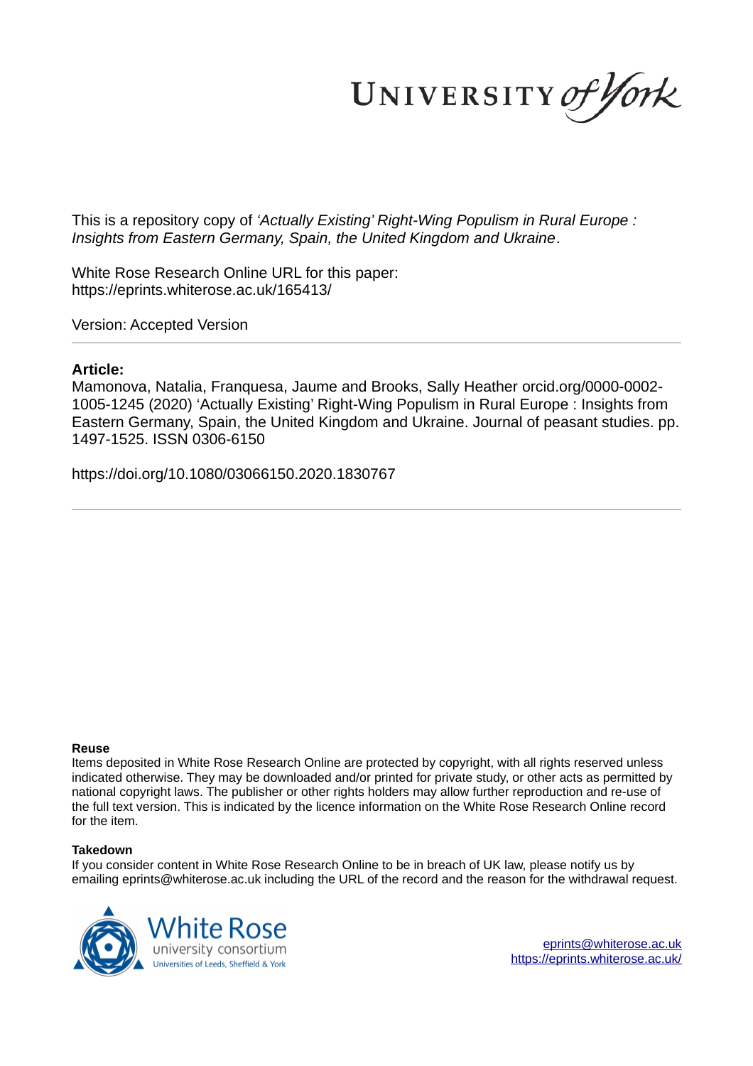This is a repository copy of *'Actually Existing' Right-Wing Populism in Rural Europe : Insights from Eastern Germany, Spain, the United Kingdom and Ukraine*.

White Rose Research Online URL for this paper:
https://eprints.whiterose.ac.uk/165413/

Version: Accepted Version

**Article:**

Mamonova, Natalia, Franquesa, Jaume and Brooks, Sally Heather orcid.org/0000-0002-1005-1245 (2020) 'Actually Existing' Right-Wing Populism in Rural Europe : Insights from Eastern Germany, Spain, the United Kingdom and Ukraine. Journal of peasant studies. pp. 1497-1525. ISSN 0306-6150

https://doi.org/10.1080/03066150.2020.1830767

**Reuse**

Items deposited in White Rose Research Online are protected by copyright, with all rights reserved unless indicated otherwise. They may be downloaded and/or printed for private study, or other acts as permitted by national copyright laws. The publisher or other rights holders may allow further reproduction and re-use of the full text version. This is indicated by the licence information on the White Rose Research Online record for the item.

**Takedown**

If you consider content in White Rose Research Online to be in breach of UK law, please notify us by emailing eprints@whiterose.ac.uk including the URL of the record and the reason for the withdrawal request.

eprints@whiterose.ac.uk
https://eprints.whiterose.ac.uk/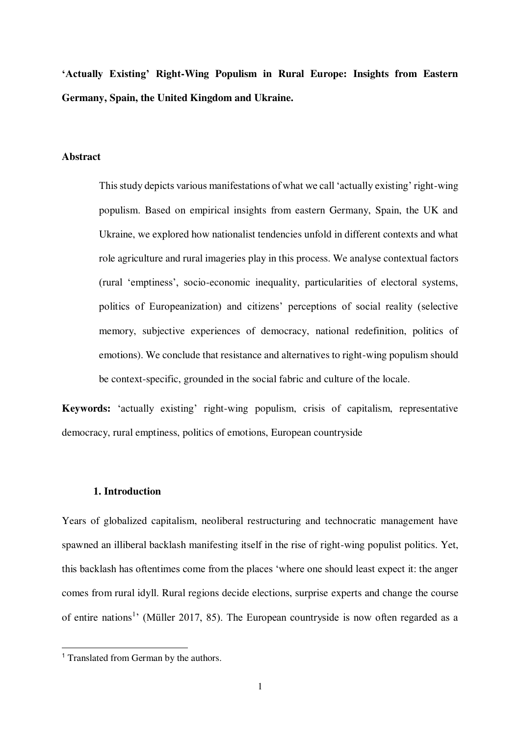**'Actually Existing' Right-Wing Populism in Rural Europe: Insights from Eastern Germany, Spain, the United Kingdom and Ukraine.**

## Abstract

> This study depicts various manifestations of what we call 'actually existing' right-wing populism. Based on empirical insights from eastern Germany, Spain, the UK and Ukraine, we explored how nationalist tendencies unfold in different contexts and what role agriculture and rural imageries play in this process. We analyse contextual factors (rural 'emptiness', socio-economic inequality, particularities of electoral systems, politics of Europeanization) and citizens' perceptions of social reality (selective memory, subjective experiences of democracy, national redefinition, politics of emotions). We conclude that resistance and alternatives to right-wing populism should be context-specific, grounded in the social fabric and culture of the locale.

**Keywords:** 'actually existing' right-wing populism, crisis of capitalism, representative democracy, rural emptiness, politics of emotions, European countryside

## 1. Introduction

Years of globalized capitalism, neoliberal restructuring and technocratic management have spawned an illiberal backlash manifesting itself in the rise of right-wing populist politics. Yet, this backlash has oftentimes come from the places 'where one should least expect it: the anger comes from rural idyll. Rural regions decide elections, surprise experts and change the course of entire nations[1]' (Müller 2017, 85). The European countryside is now often regarded as a

[1] Translated from German by the authors.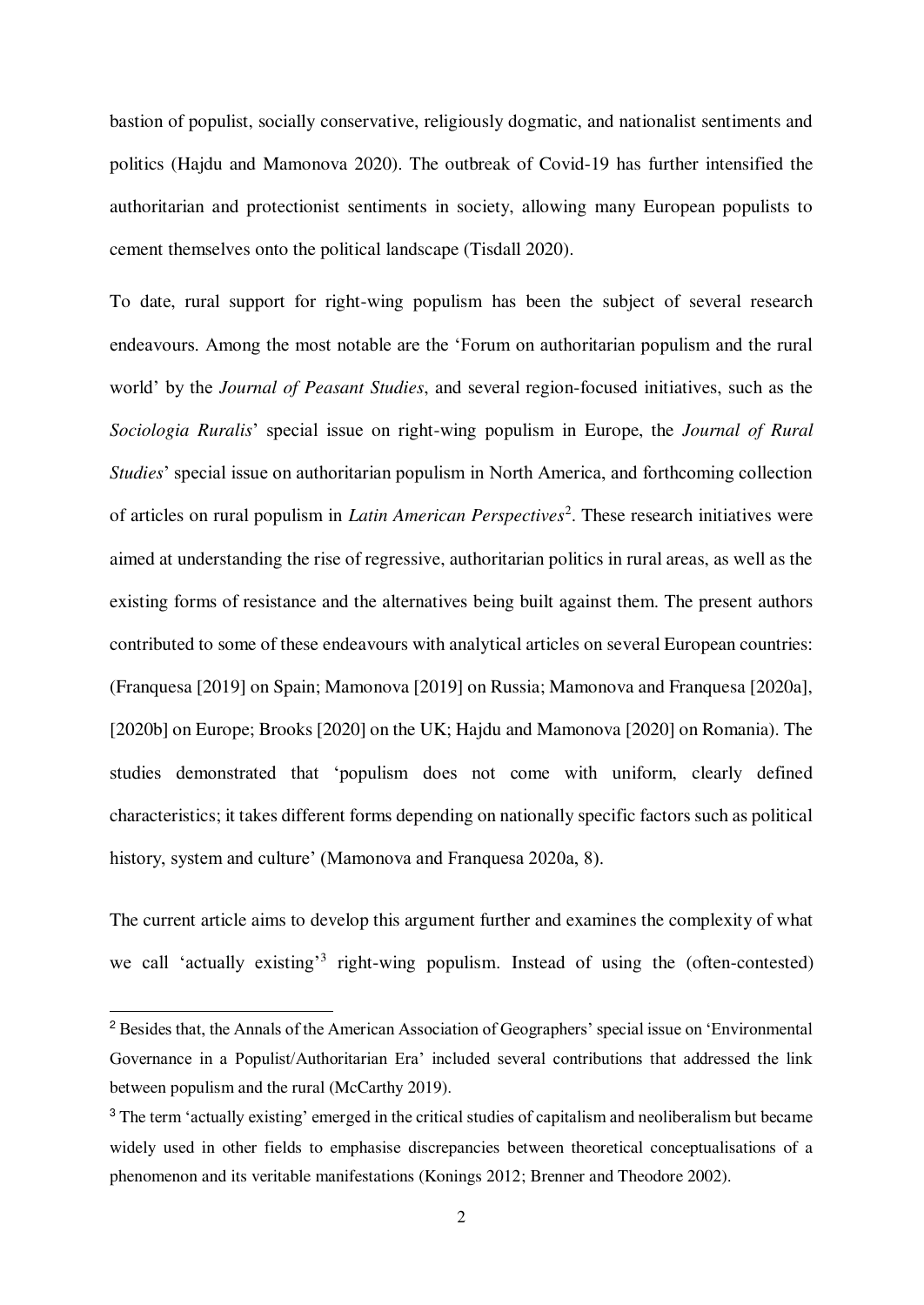bastion of populist, socially conservative, religiously dogmatic, and nationalist sentiments and politics (Hajdu and Mamonova 2020). The outbreak of Covid-19 has further intensified the authoritarian and protectionist sentiments in society, allowing many European populists to cement themselves onto the political landscape (Tisdall 2020).

To date, rural support for right-wing populism has been the subject of several research endeavours. Among the most notable are the 'Forum on authoritarian populism and the rural world' by the *Journal of Peasant Studies*, and several region-focused initiatives, such as the *Sociologia Ruralis*' special issue on right-wing populism in Europe, the *Journal of Rural Studies*' special issue on authoritarian populism in North America, and forthcoming collection of articles on rural populism in *Latin American Perspectives*[2]. These research initiatives were aimed at understanding the rise of regressive, authoritarian politics in rural areas, as well as the existing forms of resistance and the alternatives being built against them. The present authors contributed to some of these endeavours with analytical articles on several European countries: (Franquesa [2019] on Spain; Mamonova [2019] on Russia; Mamonova and Franquesa [2020a], [2020b] on Europe; Brooks [2020] on the UK; Hajdu and Mamonova [2020] on Romania). The studies demonstrated that 'populism does not come with uniform, clearly defined characteristics; it takes different forms depending on nationally specific factors such as political history, system and culture' (Mamonova and Franquesa 2020a, 8).

The current article aims to develop this argument further and examines the complexity of what we call 'actually existing'[3] right-wing populism. Instead of using the (often-contested)

[2] Besides that, the Annals of the American Association of Geographers' special issue on 'Environmental Governance in a Populist/Authoritarian Era' included several contributions that addressed the link between populism and the rural (McCarthy 2019).

[3] The term 'actually existing' emerged in the critical studies of capitalism and neoliberalism but became widely used in other fields to emphasise discrepancies between theoretical conceptualisations of a phenomenon and its veritable manifestations (Konings 2012; Brenner and Theodore 2002).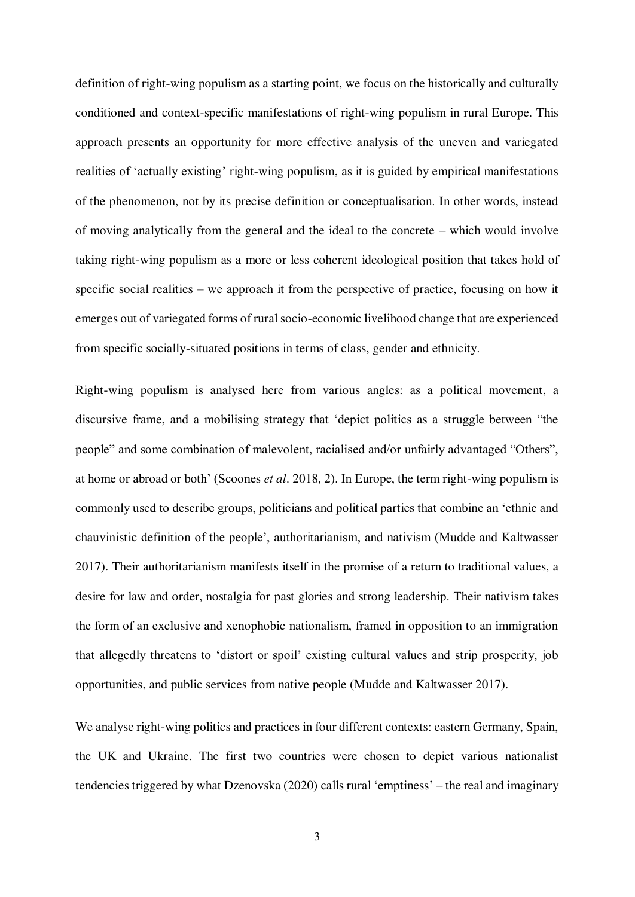definition of right-wing populism as a starting point, we focus on the historically and culturally conditioned and context-specific manifestations of right-wing populism in rural Europe. This approach presents an opportunity for more effective analysis of the uneven and variegated realities of 'actually existing' right-wing populism, as it is guided by empirical manifestations of the phenomenon, not by its precise definition or conceptualisation. In other words, instead of moving analytically from the general and the ideal to the concrete – which would involve taking right-wing populism as a more or less coherent ideological position that takes hold of specific social realities – we approach it from the perspective of practice, focusing on how it emerges out of variegated forms of rural socio-economic livelihood change that are experienced from specific socially-situated positions in terms of class, gender and ethnicity.

Right-wing populism is analysed here from various angles: as a political movement, a discursive frame, and a mobilising strategy that 'depict politics as a struggle between "the people" and some combination of malevolent, racialised and/or unfairly advantaged "Others", at home or abroad or both' (Scoones *et al*. 2018, 2). In Europe, the term right-wing populism is commonly used to describe groups, politicians and political parties that combine an 'ethnic and chauvinistic definition of the people', authoritarianism, and nativism (Mudde and Kaltwasser 2017). Their authoritarianism manifests itself in the promise of a return to traditional values, a desire for law and order, nostalgia for past glories and strong leadership. Their nativism takes the form of an exclusive and xenophobic nationalism, framed in opposition to an immigration that allegedly threatens to 'distort or spoil' existing cultural values and strip prosperity, job opportunities, and public services from native people (Mudde and Kaltwasser 2017).

We analyse right-wing politics and practices in four different contexts: eastern Germany, Spain, the UK and Ukraine. The first two countries were chosen to depict various nationalist tendencies triggered by what Dzenovska (2020) calls rural 'emptiness' – the real and imaginary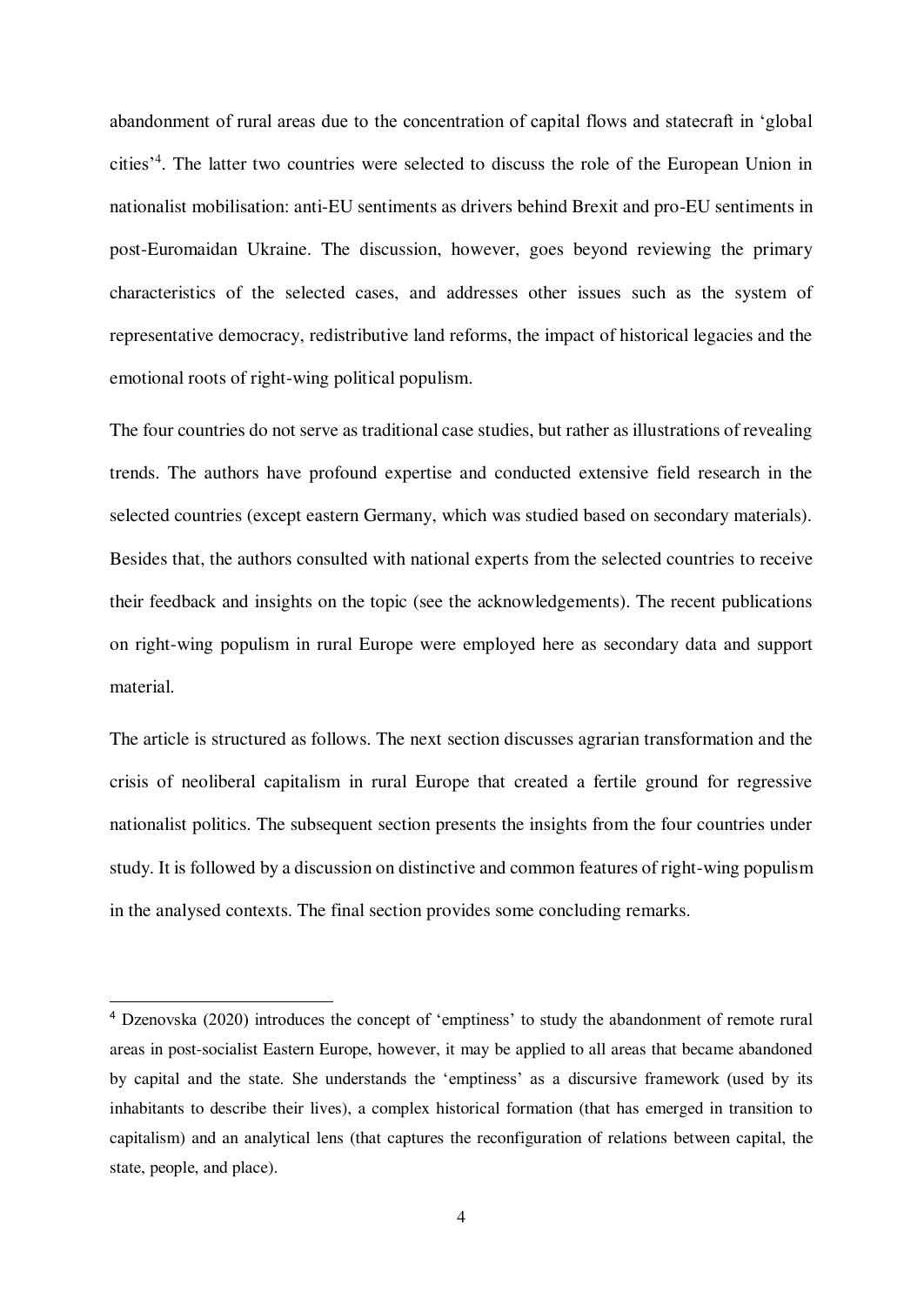abandonment of rural areas due to the concentration of capital flows and statecraft in 'global cities'[4]. The latter two countries were selected to discuss the role of the European Union in nationalist mobilisation: anti-EU sentiments as drivers behind Brexit and pro-EU sentiments in post-Euromaidan Ukraine. The discussion, however, goes beyond reviewing the primary characteristics of the selected cases, and addresses other issues such as the system of representative democracy, redistributive land reforms, the impact of historical legacies and the emotional roots of right-wing political populism.

The four countries do not serve as traditional case studies, but rather as illustrations of revealing trends. The authors have profound expertise and conducted extensive field research in the selected countries (except eastern Germany, which was studied based on secondary materials). Besides that, the authors consulted with national experts from the selected countries to receive their feedback and insights on the topic (see the acknowledgements). The recent publications on right-wing populism in rural Europe were employed here as secondary data and support material.

The article is structured as follows. The next section discusses agrarian transformation and the crisis of neoliberal capitalism in rural Europe that created a fertile ground for regressive nationalist politics. The subsequent section presents the insights from the four countries under study. It is followed by a discussion on distinctive and common features of right-wing populism in the analysed contexts. The final section provides some concluding remarks.

[4] Dzenovska (2020) introduces the concept of 'emptiness' to study the abandonment of remote rural areas in post-socialist Eastern Europe, however, it may be applied to all areas that became abandoned by capital and the state. She understands the 'emptiness' as a discursive framework (used by its inhabitants to describe their lives), a complex historical formation (that has emerged in transition to capitalism) and an analytical lens (that captures the reconfiguration of relations between capital, the state, people, and place).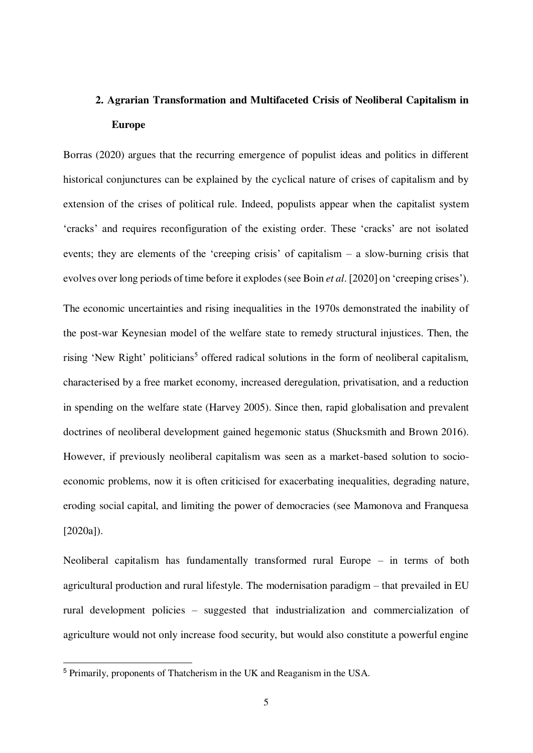## 2. Agrarian Transformation and Multifaceted Crisis of Neoliberal Capitalism in Europe

Borras (2020) argues that the recurring emergence of populist ideas and politics in different historical conjunctures can be explained by the cyclical nature of crises of capitalism and by extension of the crises of political rule. Indeed, populists appear when the capitalist system 'cracks' and requires reconfiguration of the existing order. These 'cracks' are not isolated events; they are elements of the 'creeping crisis' of capitalism – a slow-burning crisis that evolves over long periods of time before it explodes (see Boin *et al*. [2020] on 'creeping crises').

The economic uncertainties and rising inequalities in the 1970s demonstrated the inability of the post-war Keynesian model of the welfare state to remedy structural injustices. Then, the rising 'New Right' politicians[5] offered radical solutions in the form of neoliberal capitalism, characterised by a free market economy, increased deregulation, privatisation, and a reduction in spending on the welfare state (Harvey 2005). Since then, rapid globalisation and prevalent doctrines of neoliberal development gained hegemonic status (Shucksmith and Brown 2016). However, if previously neoliberal capitalism was seen as a market-based solution to socio-economic problems, now it is often criticised for exacerbating inequalities, degrading nature, eroding social capital, and limiting the power of democracies (see Mamonova and Franquesa [2020a]).

Neoliberal capitalism has fundamentally transformed rural Europe – in terms of both agricultural production and rural lifestyle. The modernisation paradigm – that prevailed in EU rural development policies – suggested that industrialization and commercialization of agriculture would not only increase food security, but would also constitute a powerful engine

[5] Primarily, proponents of Thatcherism in the UK and Reaganism in the USA.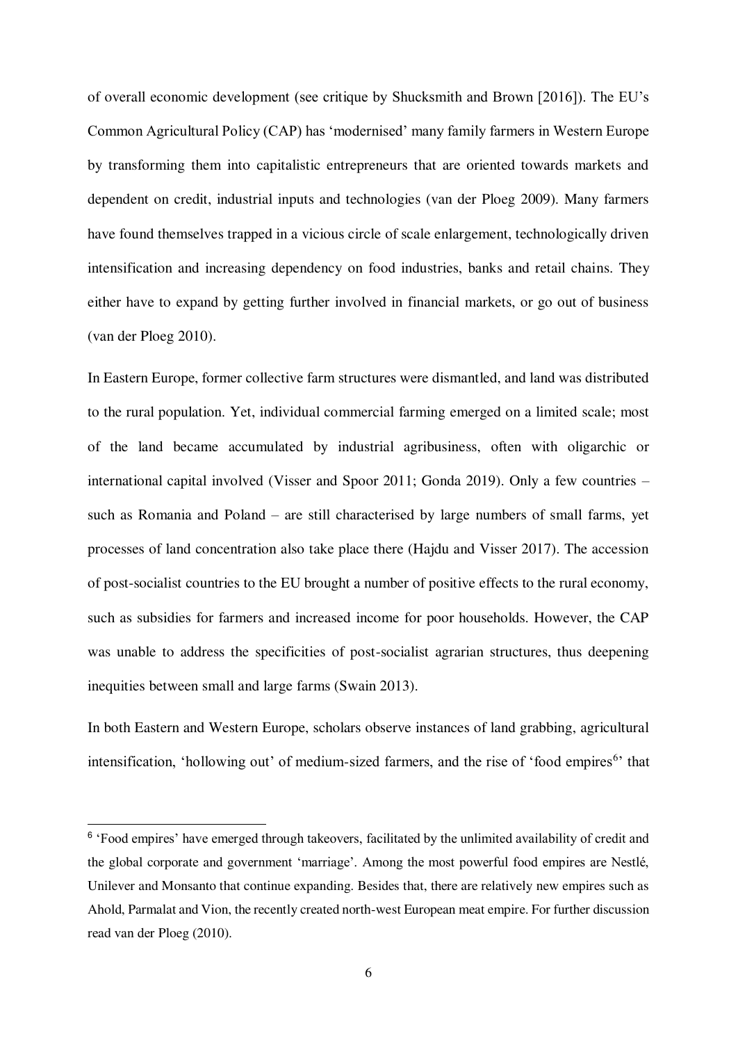of overall economic development (see critique by Shucksmith and Brown [2016]). The EU's Common Agricultural Policy (CAP) has 'modernised' many family farmers in Western Europe by transforming them into capitalistic entrepreneurs that are oriented towards markets and dependent on credit, industrial inputs and technologies (van der Ploeg 2009). Many farmers have found themselves trapped in a vicious circle of scale enlargement, technologically driven intensification and increasing dependency on food industries, banks and retail chains. They either have to expand by getting further involved in financial markets, or go out of business (van der Ploeg 2010).

In Eastern Europe, former collective farm structures were dismantled, and land was distributed to the rural population. Yet, individual commercial farming emerged on a limited scale; most of the land became accumulated by industrial agribusiness, often with oligarchic or international capital involved (Visser and Spoor 2011; Gonda 2019). Only a few countries – such as Romania and Poland – are still characterised by large numbers of small farms, yet processes of land concentration also take place there (Hajdu and Visser 2017). The accession of post-socialist countries to the EU brought a number of positive effects to the rural economy, such as subsidies for farmers and increased income for poor households. However, the CAP was unable to address the specificities of post-socialist agrarian structures, thus deepening inequities between small and large farms (Swain 2013).

In both Eastern and Western Europe, scholars observe instances of land grabbing, agricultural intensification, 'hollowing out' of medium-sized farmers, and the rise of 'food empires[6]' that

[6] 'Food empires' have emerged through takeovers, facilitated by the unlimited availability of credit and the global corporate and government 'marriage'. Among the most powerful food empires are Nestlé, Unilever and Monsanto that continue expanding. Besides that, there are relatively new empires such as Ahold, Parmalat and Vion, the recently created north-west European meat empire. For further discussion read van der Ploeg (2010).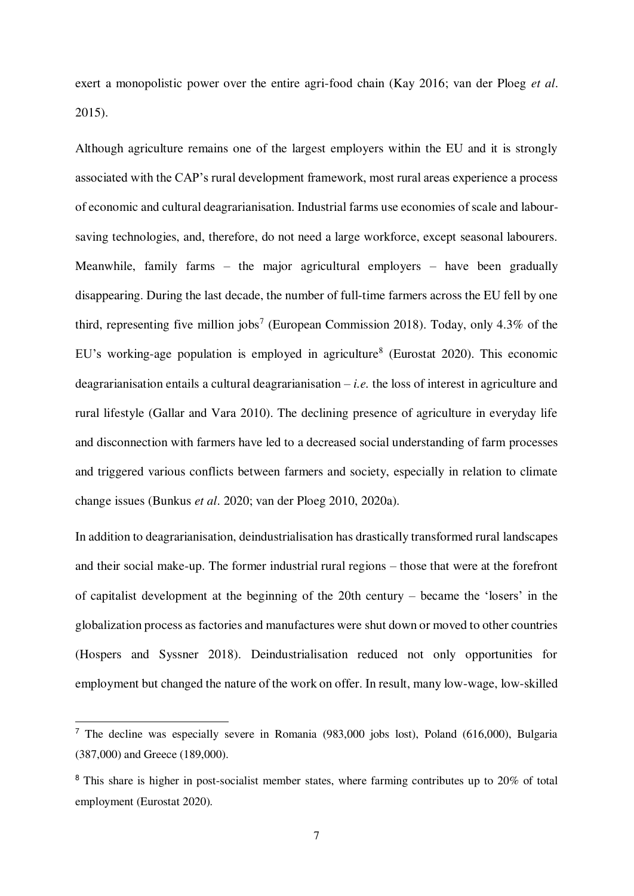exert a monopolistic power over the entire agri-food chain (Kay 2016; van der Ploeg *et al*. 2015).

Although agriculture remains one of the largest employers within the EU and it is strongly associated with the CAP's rural development framework, most rural areas experience a process of economic and cultural deagrarianisation. Industrial farms use economies of scale and labour-saving technologies, and, therefore, do not need a large workforce, except seasonal labourers. Meanwhile, family farms – the major agricultural employers – have been gradually disappearing. During the last decade, the number of full-time farmers across the EU fell by one third, representing five million jobs[7] (European Commission 2018). Today, only 4.3% of the EU's working-age population is employed in agriculture[8] (Eurostat 2020). This economic deagrarianisation entails a cultural deagrarianisation – *i.e.* the loss of interest in agriculture and rural lifestyle (Gallar and Vara 2010). The declining presence of agriculture in everyday life and disconnection with farmers have led to a decreased social understanding of farm processes and triggered various conflicts between farmers and society, especially in relation to climate change issues (Bunkus *et al*. 2020; van der Ploeg 2010, 2020a).

In addition to deagrarianisation, deindustrialisation has drastically transformed rural landscapes and their social make-up. The former industrial rural regions – those that were at the forefront of capitalist development at the beginning of the 20th century – became the 'losers' in the globalization process as factories and manufactures were shut down or moved to other countries (Hospers and Syssner 2018). Deindustrialisation reduced not only opportunities for employment but changed the nature of the work on offer. In result, many low-wage, low-skilled

[7] The decline was especially severe in Romania (983,000 jobs lost), Poland (616,000), Bulgaria (387,000) and Greece (189,000).

[8] This share is higher in post-socialist member states, where farming contributes up to 20% of total employment (Eurostat 2020).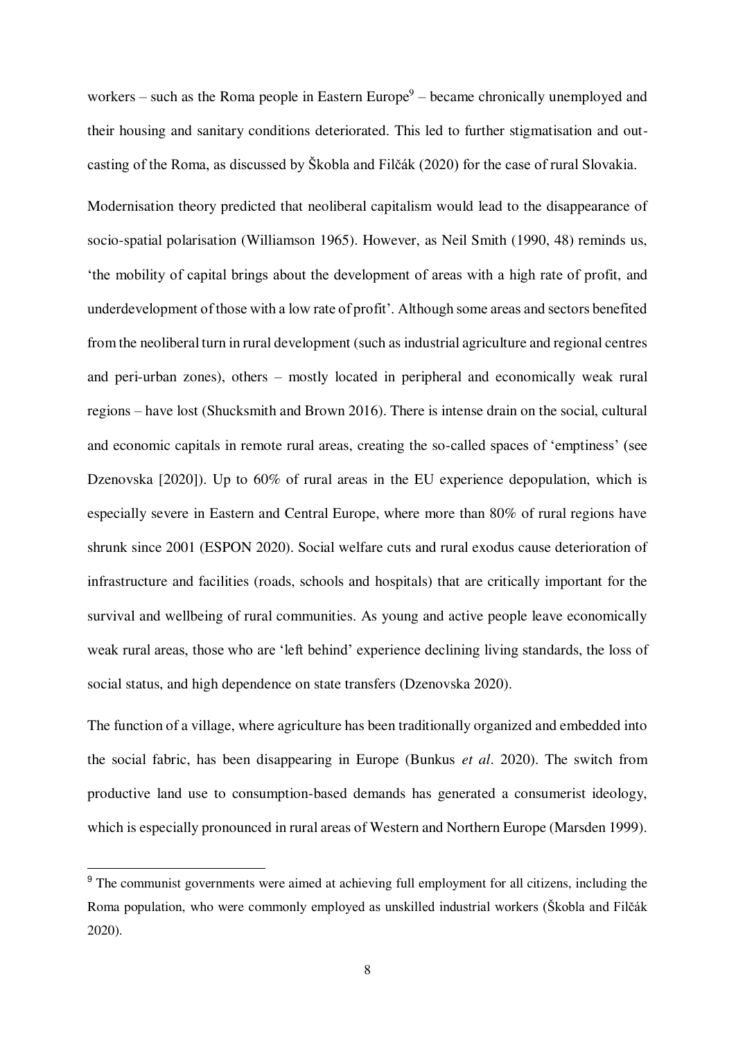workers – such as the Roma people in Eastern Europe[9] – became chronically unemployed and their housing and sanitary conditions deteriorated. This led to further stigmatisation and out-casting of the Roma, as discussed by Škobla and Filčák (2020) for the case of rural Slovakia.

Modernisation theory predicted that neoliberal capitalism would lead to the disappearance of socio-spatial polarisation (Williamson 1965). However, as Neil Smith (1990, 48) reminds us, 'the mobility of capital brings about the development of areas with a high rate of profit, and underdevelopment of those with a low rate of profit'. Although some areas and sectors benefited from the neoliberal turn in rural development (such as industrial agriculture and regional centres and peri-urban zones), others – mostly located in peripheral and economically weak rural regions – have lost (Shucksmith and Brown 2016). There is intense drain on the social, cultural and economic capitals in remote rural areas, creating the so-called spaces of 'emptiness' (see Dzenovska [2020]). Up to 60% of rural areas in the EU experience depopulation, which is especially severe in Eastern and Central Europe, where more than 80% of rural regions have shrunk since 2001 (ESPON 2020). Social welfare cuts and rural exodus cause deterioration of infrastructure and facilities (roads, schools and hospitals) that are critically important for the survival and wellbeing of rural communities. As young and active people leave economically weak rural areas, those who are 'left behind' experience declining living standards, the loss of social status, and high dependence on state transfers (Dzenovska 2020).

The function of a village, where agriculture has been traditionally organized and embedded into the social fabric, has been disappearing in Europe (Bunkus *et al*. 2020). The switch from productive land use to consumption-based demands has generated a consumerist ideology, which is especially pronounced in rural areas of Western and Northern Europe (Marsden 1999).

---

[9] The communist governments were aimed at achieving full employment for all citizens, including the Roma population, who were commonly employed as unskilled industrial workers (Škobla and Filčák 2020).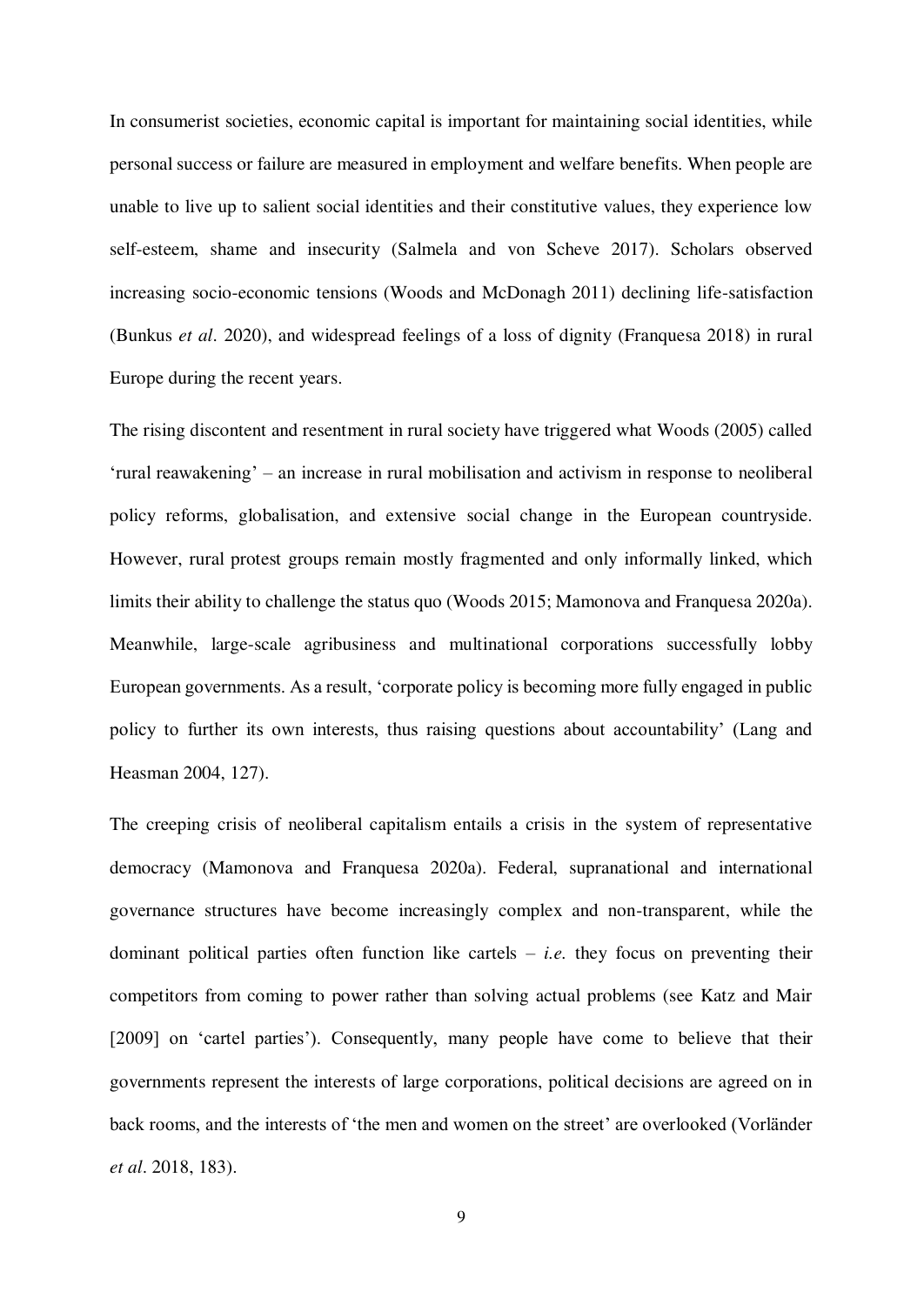In consumerist societies, economic capital is important for maintaining social identities, while personal success or failure are measured in employment and welfare benefits. When people are unable to live up to salient social identities and their constitutive values, they experience low self-esteem, shame and insecurity (Salmela and von Scheve 2017). Scholars observed increasing socio-economic tensions (Woods and McDonagh 2011) declining life-satisfaction (Bunkus *et al*. 2020), and widespread feelings of a loss of dignity (Franquesa 2018) in rural Europe during the recent years.

The rising discontent and resentment in rural society have triggered what Woods (2005) called 'rural reawakening' – an increase in rural mobilisation and activism in response to neoliberal policy reforms, globalisation, and extensive social change in the European countryside. However, rural protest groups remain mostly fragmented and only informally linked, which limits their ability to challenge the status quo (Woods 2015; Mamonova and Franquesa 2020a). Meanwhile, large-scale agribusiness and multinational corporations successfully lobby European governments. As a result, 'corporate policy is becoming more fully engaged in public policy to further its own interests, thus raising questions about accountability' (Lang and Heasman 2004, 127).

The creeping crisis of neoliberal capitalism entails a crisis in the system of representative democracy (Mamonova and Franquesa 2020a). Federal, supranational and international governance structures have become increasingly complex and non-transparent, while the dominant political parties often function like cartels – *i.e.* they focus on preventing their competitors from coming to power rather than solving actual problems (see Katz and Mair [2009] on 'cartel parties'). Consequently, many people have come to believe that their governments represent the interests of large corporations, political decisions are agreed on in back rooms, and the interests of 'the men and women on the street' are overlooked (Vorländer *et al*. 2018, 183).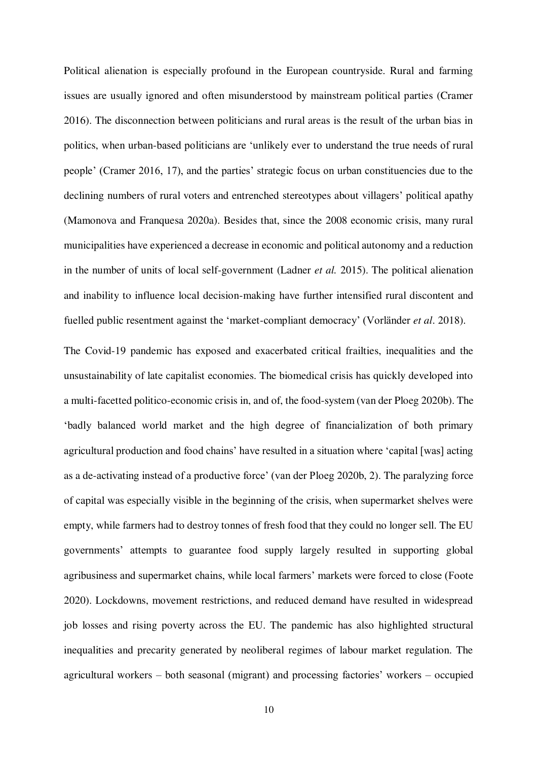Political alienation is especially profound in the European countryside. Rural and farming issues are usually ignored and often misunderstood by mainstream political parties (Cramer 2016). The disconnection between politicians and rural areas is the result of the urban bias in politics, when urban-based politicians are 'unlikely ever to understand the true needs of rural people' (Cramer 2016, 17), and the parties' strategic focus on urban constituencies due to the declining numbers of rural voters and entrenched stereotypes about villagers' political apathy (Mamonova and Franquesa 2020a). Besides that, since the 2008 economic crisis, many rural municipalities have experienced a decrease in economic and political autonomy and a reduction in the number of units of local self-government (Ladner *et al.* 2015). The political alienation and inability to influence local decision-making have further intensified rural discontent and fuelled public resentment against the 'market-compliant democracy' (Vorländer *et al*. 2018).

The Covid-19 pandemic has exposed and exacerbated critical frailties, inequalities and the unsustainability of late capitalist economies. The biomedical crisis has quickly developed into a multi-facetted politico-economic crisis in, and of, the food-system (van der Ploeg 2020b). The 'badly balanced world market and the high degree of financialization of both primary agricultural production and food chains' have resulted in a situation where 'capital [was] acting as a de-activating instead of a productive force' (van der Ploeg 2020b, 2). The paralyzing force of capital was especially visible in the beginning of the crisis, when supermarket shelves were empty, while farmers had to destroy tonnes of fresh food that they could no longer sell. The EU governments' attempts to guarantee food supply largely resulted in supporting global agribusiness and supermarket chains, while local farmers' markets were forced to close (Foote 2020). Lockdowns, movement restrictions, and reduced demand have resulted in widespread job losses and rising poverty across the EU. The pandemic has also highlighted structural inequalities and precarity generated by neoliberal regimes of labour market regulation. The agricultural workers – both seasonal (migrant) and processing factories' workers – occupied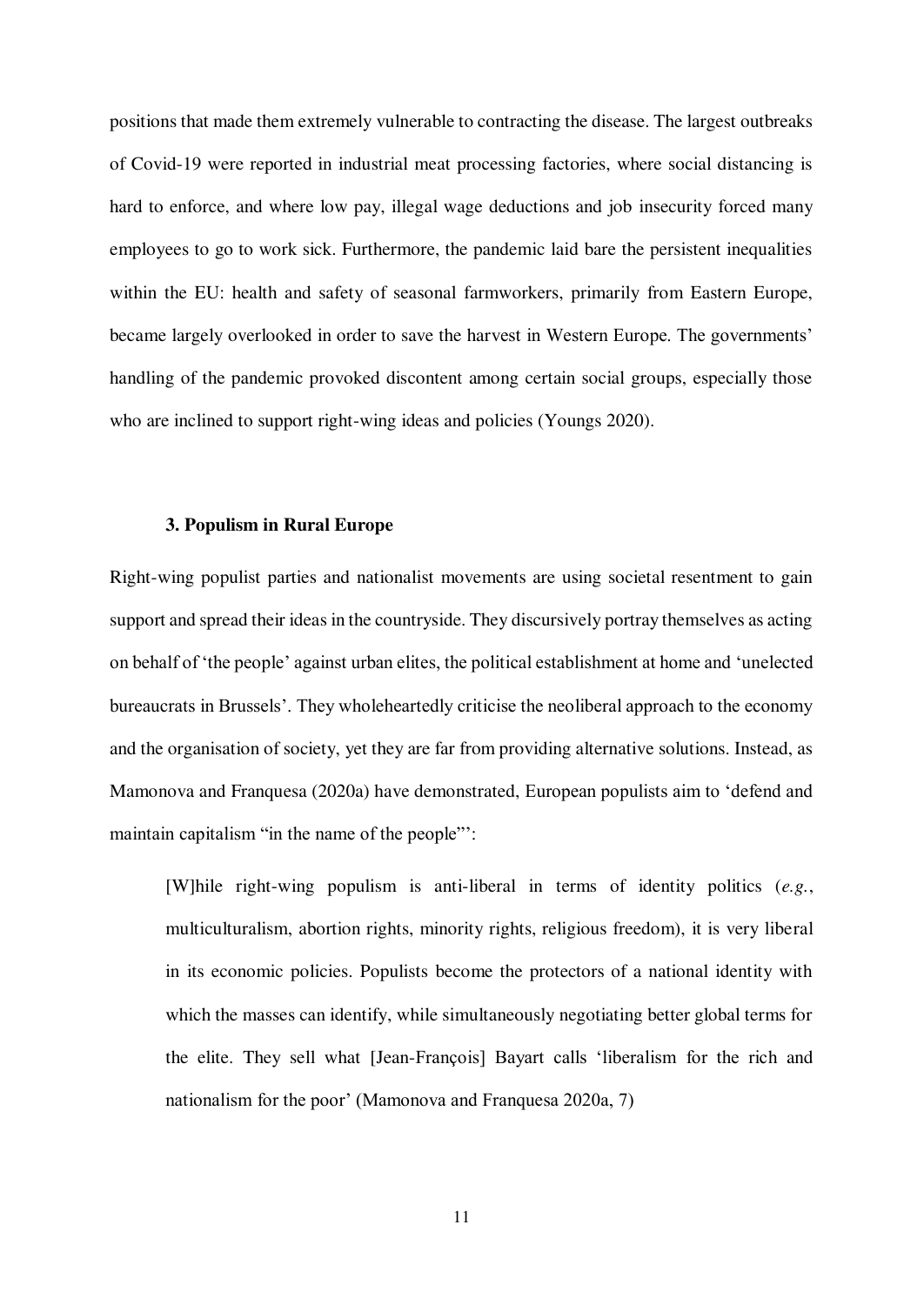positions that made them extremely vulnerable to contracting the disease. The largest outbreaks of Covid-19 were reported in industrial meat processing factories, where social distancing is hard to enforce, and where low pay, illegal wage deductions and job insecurity forced many employees to go to work sick. Furthermore, the pandemic laid bare the persistent inequalities within the EU: health and safety of seasonal farmworkers, primarily from Eastern Europe, became largely overlooked in order to save the harvest in Western Europe. The governments' handling of the pandemic provoked discontent among certain social groups, especially those who are inclined to support right-wing ideas and policies (Youngs 2020).

### 3. Populism in Rural Europe

Right-wing populist parties and nationalist movements are using societal resentment to gain support and spread their ideas in the countryside. They discursively portray themselves as acting on behalf of 'the people' against urban elites, the political establishment at home and 'unelected bureaucrats in Brussels'. They wholeheartedly criticise the neoliberal approach to the economy and the organisation of society, yet they are far from providing alternative solutions. Instead, as Mamonova and Franquesa (2020a) have demonstrated, European populists aim to 'defend and maintain capitalism "in the name of the people"':

> [W]hile right-wing populism is anti-liberal in terms of identity politics (*e.g.*, multiculturalism, abortion rights, minority rights, religious freedom), it is very liberal in its economic policies. Populists become the protectors of a national identity with which the masses can identify, while simultaneously negotiating better global terms for the elite. They sell what [Jean-François] Bayart calls 'liberalism for the rich and nationalism for the poor' (Mamonova and Franquesa 2020a, 7)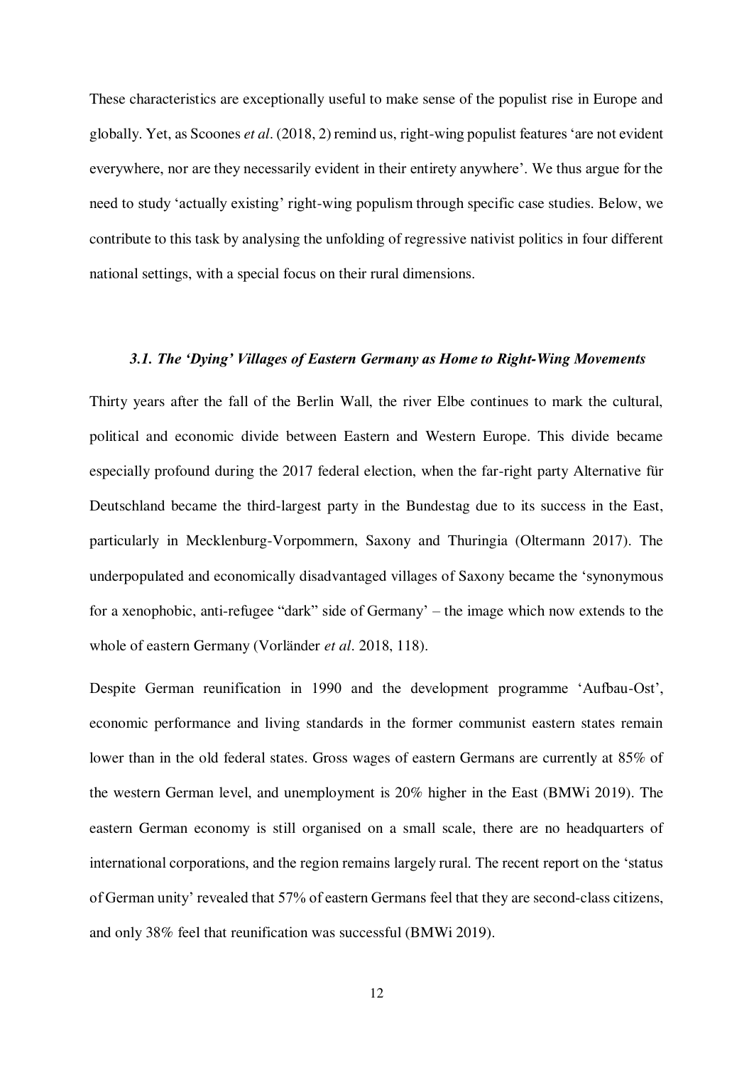These characteristics are exceptionally useful to make sense of the populist rise in Europe and globally. Yet, as Scoones *et al*. (2018, 2) remind us, right-wing populist features 'are not evident everywhere, nor are they necessarily evident in their entirety anywhere'. We thus argue for the need to study 'actually existing' right-wing populism through specific case studies. Below, we contribute to this task by analysing the unfolding of regressive nativist politics in four different national settings, with a special focus on their rural dimensions.

### *3.1. The 'Dying' Villages of Eastern Germany as Home to Right-Wing Movements*

Thirty years after the fall of the Berlin Wall, the river Elbe continues to mark the cultural, political and economic divide between Eastern and Western Europe. This divide became especially profound during the 2017 federal election, when the far-right party Alternative für Deutschland became the third-largest party in the Bundestag due to its success in the East, particularly in Mecklenburg-Vorpommern, Saxony and Thuringia (Oltermann 2017). The underpopulated and economically disadvantaged villages of Saxony became the 'synonymous for a xenophobic, anti-refugee "dark" side of Germany' – the image which now extends to the whole of eastern Germany (Vorländer *et al*. 2018, 118).

Despite German reunification in 1990 and the development programme 'Aufbau-Ost', economic performance and living standards in the former communist eastern states remain lower than in the old federal states. Gross wages of eastern Germans are currently at 85% of the western German level, and unemployment is 20% higher in the East (BMWi 2019). The eastern German economy is still organised on a small scale, there are no headquarters of international corporations, and the region remains largely rural. The recent report on the 'status of German unity' revealed that 57% of eastern Germans feel that they are second-class citizens, and only 38% feel that reunification was successful (BMWi 2019).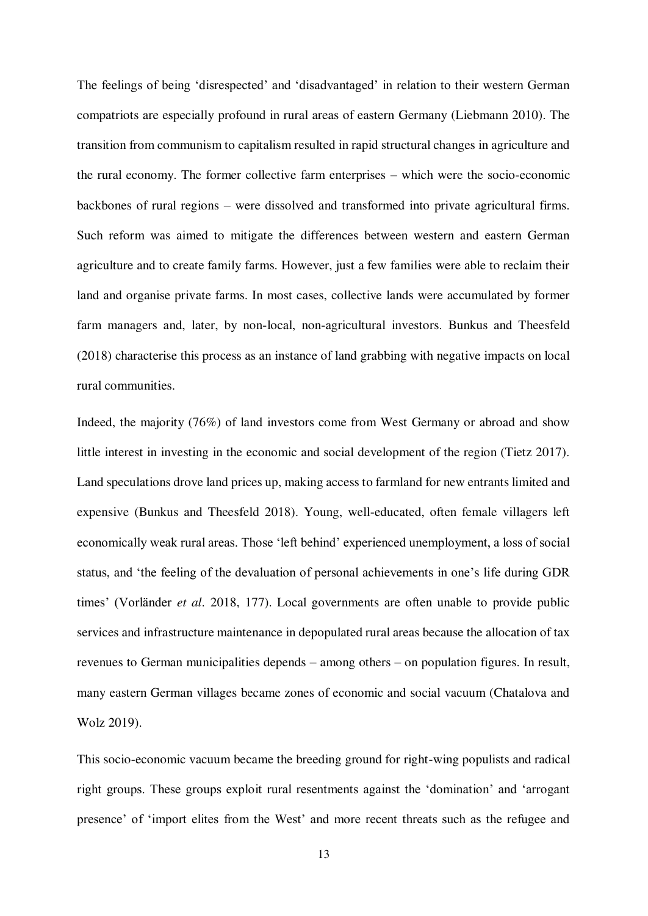The feelings of being 'disrespected' and 'disadvantaged' in relation to their western German compatriots are especially profound in rural areas of eastern Germany (Liebmann 2010). The transition from communism to capitalism resulted in rapid structural changes in agriculture and the rural economy. The former collective farm enterprises – which were the socio-economic backbones of rural regions – were dissolved and transformed into private agricultural firms. Such reform was aimed to mitigate the differences between western and eastern German agriculture and to create family farms. However, just a few families were able to reclaim their land and organise private farms. In most cases, collective lands were accumulated by former farm managers and, later, by non-local, non-agricultural investors. Bunkus and Theesfeld (2018) characterise this process as an instance of land grabbing with negative impacts on local rural communities.

Indeed, the majority (76%) of land investors come from West Germany or abroad and show little interest in investing in the economic and social development of the region (Tietz 2017). Land speculations drove land prices up, making access to farmland for new entrants limited and expensive (Bunkus and Theesfeld 2018). Young, well-educated, often female villagers left economically weak rural areas. Those 'left behind' experienced unemployment, a loss of social status, and 'the feeling of the devaluation of personal achievements in one's life during GDR times' (Vorländer *et al*. 2018, 177). Local governments are often unable to provide public services and infrastructure maintenance in depopulated rural areas because the allocation of tax revenues to German municipalities depends – among others – on population figures. In result, many eastern German villages became zones of economic and social vacuum (Chatalova and Wolz 2019).

This socio-economic vacuum became the breeding ground for right-wing populists and radical right groups. These groups exploit rural resentments against the 'domination' and 'arrogant presence' of 'import elites from the West' and more recent threats such as the refugee and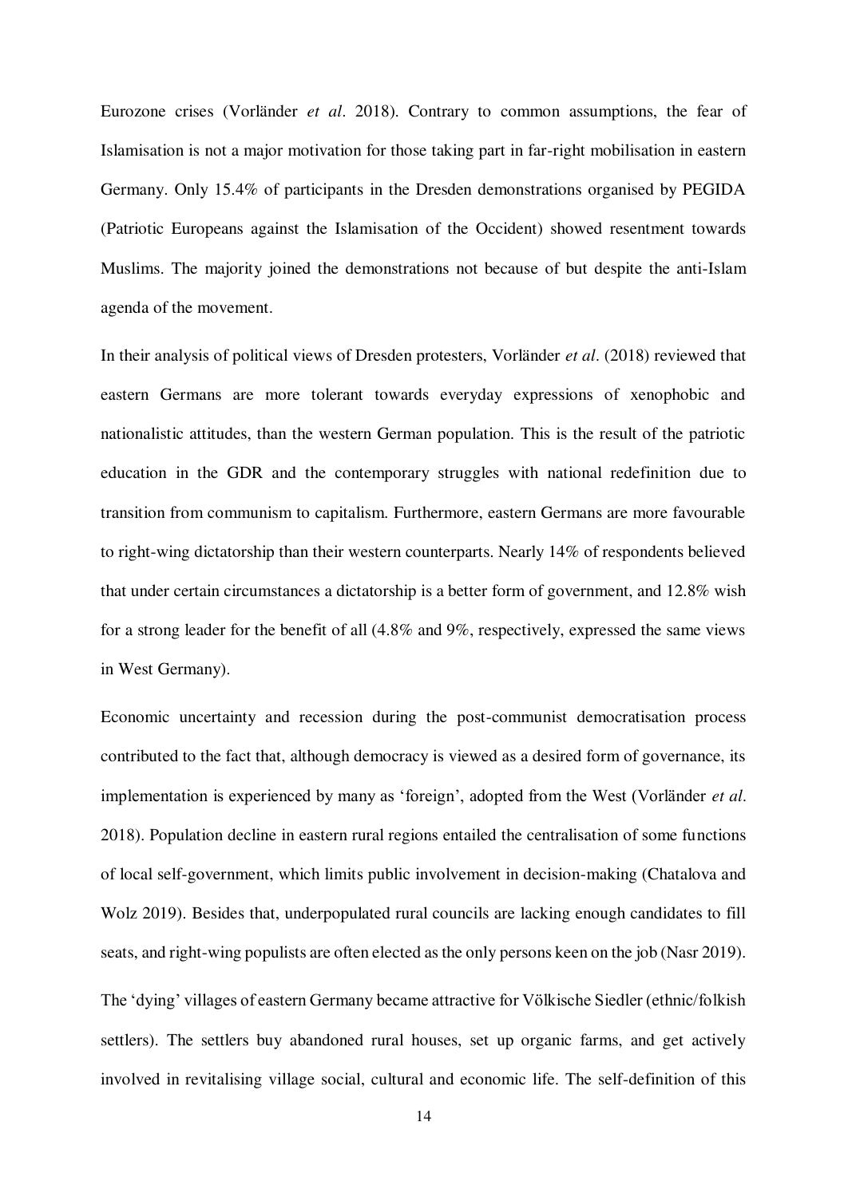Eurozone crises (Vorländer *et al*. 2018). Contrary to common assumptions, the fear of Islamisation is not a major motivation for those taking part in far-right mobilisation in eastern Germany. Only 15.4% of participants in the Dresden demonstrations organised by PEGIDA (Patriotic Europeans against the Islamisation of the Occident) showed resentment towards Muslims. The majority joined the demonstrations not because of but despite the anti-Islam agenda of the movement.

In their analysis of political views of Dresden protesters, Vorländer *et al*. (2018) reviewed that eastern Germans are more tolerant towards everyday expressions of xenophobic and nationalistic attitudes, than the western German population. This is the result of the patriotic education in the GDR and the contemporary struggles with national redefinition due to transition from communism to capitalism. Furthermore, eastern Germans are more favourable to right-wing dictatorship than their western counterparts. Nearly 14% of respondents believed that under certain circumstances a dictatorship is a better form of government, and 12.8% wish for a strong leader for the benefit of all (4.8% and 9%, respectively, expressed the same views in West Germany).

Economic uncertainty and recession during the post-communist democratisation process contributed to the fact that, although democracy is viewed as a desired form of governance, its implementation is experienced by many as 'foreign', adopted from the West (Vorländer *et al*. 2018). Population decline in eastern rural regions entailed the centralisation of some functions of local self-government, which limits public involvement in decision-making (Chatalova and Wolz 2019). Besides that, underpopulated rural councils are lacking enough candidates to fill seats, and right-wing populists are often elected as the only persons keen on the job (Nasr 2019).

The 'dying' villages of eastern Germany became attractive for Völkische Siedler (ethnic/folkish settlers). The settlers buy abandoned rural houses, set up organic farms, and get actively involved in revitalising village social, cultural and economic life. The self-definition of this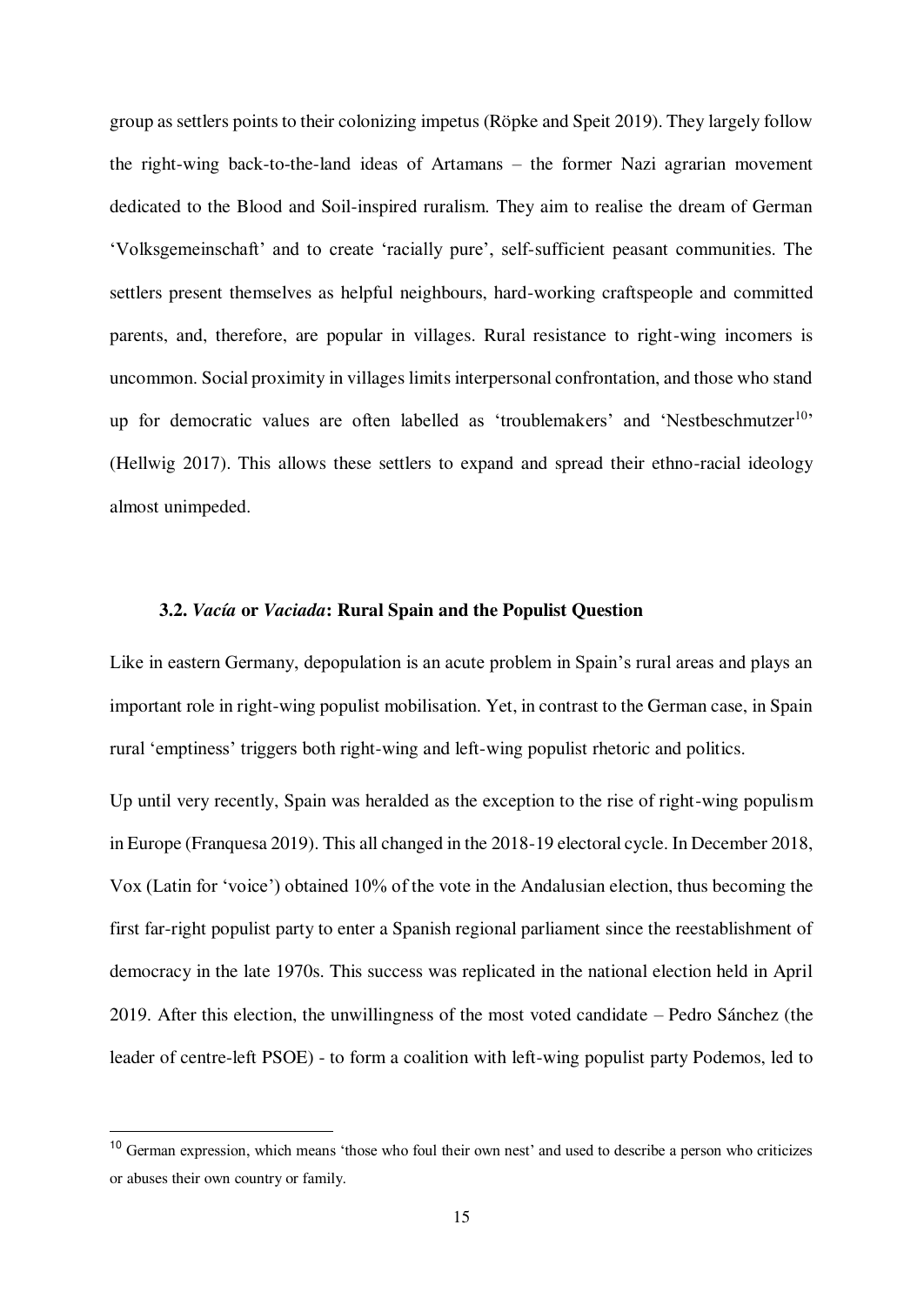group as settlers points to their colonizing impetus (Röpke and Speit 2019). They largely follow the right-wing back-to-the-land ideas of Artamans – the former Nazi agrarian movement dedicated to the Blood and Soil-inspired ruralism. They aim to realise the dream of German 'Volksgemeinschaft' and to create 'racially pure', self-sufficient peasant communities. The settlers present themselves as helpful neighbours, hard-working craftspeople and committed parents, and, therefore, are popular in villages. Rural resistance to right-wing incomers is uncommon. Social proximity in villages limits interpersonal confrontation, and those who stand up for democratic values are often labelled as 'troublemakers' and 'Nestbeschmutzer[10]' (Hellwig 2017). This allows these settlers to expand and spread their ethno-racial ideology almost unimpeded.

### 3.2. *Vacía* or *Vaciada*: Rural Spain and the Populist Question

Like in eastern Germany, depopulation is an acute problem in Spain's rural areas and plays an important role in right-wing populist mobilisation. Yet, in contrast to the German case, in Spain rural 'emptiness' triggers both right-wing and left-wing populist rhetoric and politics.

Up until very recently, Spain was heralded as the exception to the rise of right-wing populism in Europe (Franquesa 2019). This all changed in the 2018-19 electoral cycle. In December 2018, Vox (Latin for 'voice') obtained 10% of the vote in the Andalusian election, thus becoming the first far-right populist party to enter a Spanish regional parliament since the reestablishment of democracy in the late 1970s. This success was replicated in the national election held in April 2019. After this election, the unwillingness of the most voted candidate – Pedro Sánchez (the leader of centre-left PSOE) - to form a coalition with left-wing populist party Podemos, led to

[10] German expression, which means 'those who foul their own nest' and used to describe a person who criticizes or abuses their own country or family.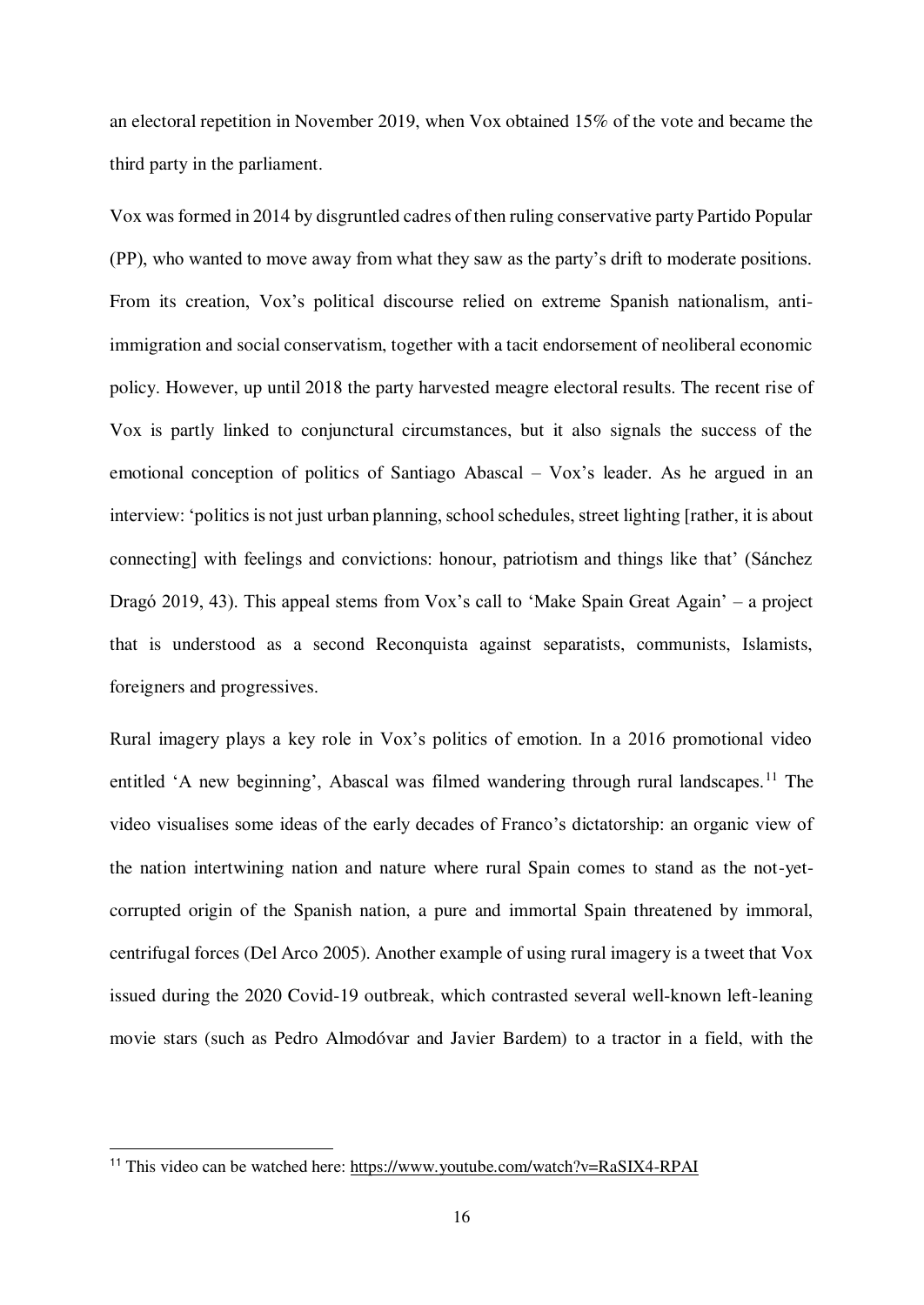an electoral repetition in November 2019, when Vox obtained 15% of the vote and became the third party in the parliament.

Vox was formed in 2014 by disgruntled cadres of then ruling conservative party Partido Popular (PP), who wanted to move away from what they saw as the party's drift to moderate positions. From its creation, Vox's political discourse relied on extreme Spanish nationalism, anti-immigration and social conservatism, together with a tacit endorsement of neoliberal economic policy. However, up until 2018 the party harvested meagre electoral results. The recent rise of Vox is partly linked to conjunctural circumstances, but it also signals the success of the emotional conception of politics of Santiago Abascal – Vox's leader. As he argued in an interview: 'politics is not just urban planning, school schedules, street lighting [rather, it is about connecting] with feelings and convictions: honour, patriotism and things like that' (Sánchez Dragó 2019, 43). This appeal stems from Vox's call to 'Make Spain Great Again' – a project that is understood as a second Reconquista against separatists, communists, Islamists, foreigners and progressives.

Rural imagery plays a key role in Vox's politics of emotion. In a 2016 promotional video entitled 'A new beginning', Abascal was filmed wandering through rural landscapes.[11] The video visualises some ideas of the early decades of Franco's dictatorship: an organic view of the nation intertwining nation and nature where rural Spain comes to stand as the not-yet-corrupted origin of the Spanish nation, a pure and immortal Spain threatened by immoral, centrifugal forces (Del Arco 2005). Another example of using rural imagery is a tweet that Vox issued during the 2020 Covid-19 outbreak, which contrasted several well-known left-leaning movie stars (such as Pedro Almodóvar and Javier Bardem) to a tractor in a field, with the

[11] This video can be watched here: https://www.youtube.com/watch?v=RaSIX4-RPAI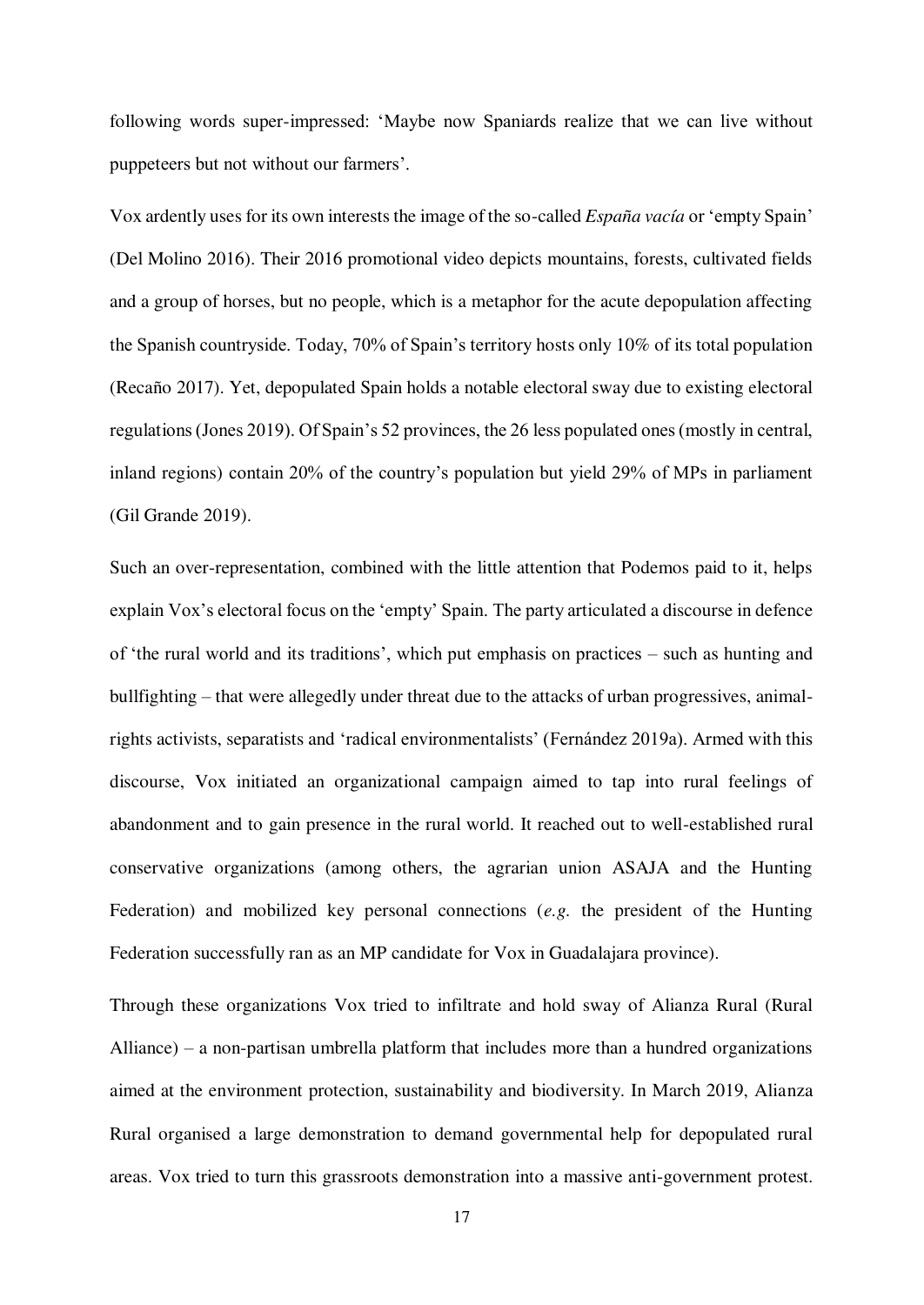following words super-impressed: 'Maybe now Spaniards realize that we can live without puppeteers but not without our farmers'.

Vox ardently uses for its own interests the image of the so-called *España vacía* or 'empty Spain' (Del Molino 2016). Their 2016 promotional video depicts mountains, forests, cultivated fields and a group of horses, but no people, which is a metaphor for the acute depopulation affecting the Spanish countryside. Today, 70% of Spain's territory hosts only 10% of its total population (Recaño 2017). Yet, depopulated Spain holds a notable electoral sway due to existing electoral regulations (Jones 2019). Of Spain's 52 provinces, the 26 less populated ones (mostly in central, inland regions) contain 20% of the country's population but yield 29% of MPs in parliament (Gil Grande 2019).

Such an over-representation, combined with the little attention that Podemos paid to it, helps explain Vox's electoral focus on the 'empty' Spain. The party articulated a discourse in defence of 'the rural world and its traditions', which put emphasis on practices – such as hunting and bullfighting – that were allegedly under threat due to the attacks of urban progressives, animal-rights activists, separatists and 'radical environmentalists' (Fernández 2019a). Armed with this discourse, Vox initiated an organizational campaign aimed to tap into rural feelings of abandonment and to gain presence in the rural world. It reached out to well-established rural conservative organizations (among others, the agrarian union ASAJA and the Hunting Federation) and mobilized key personal connections (*e.g.* the president of the Hunting Federation successfully ran as an MP candidate for Vox in Guadalajara province).

Through these organizations Vox tried to infiltrate and hold sway of Alianza Rural (Rural Alliance) – a non-partisan umbrella platform that includes more than a hundred organizations aimed at the environment protection, sustainability and biodiversity. In March 2019, Alianza Rural organised a large demonstration to demand governmental help for depopulated rural areas. Vox tried to turn this grassroots demonstration into a massive anti-government protest.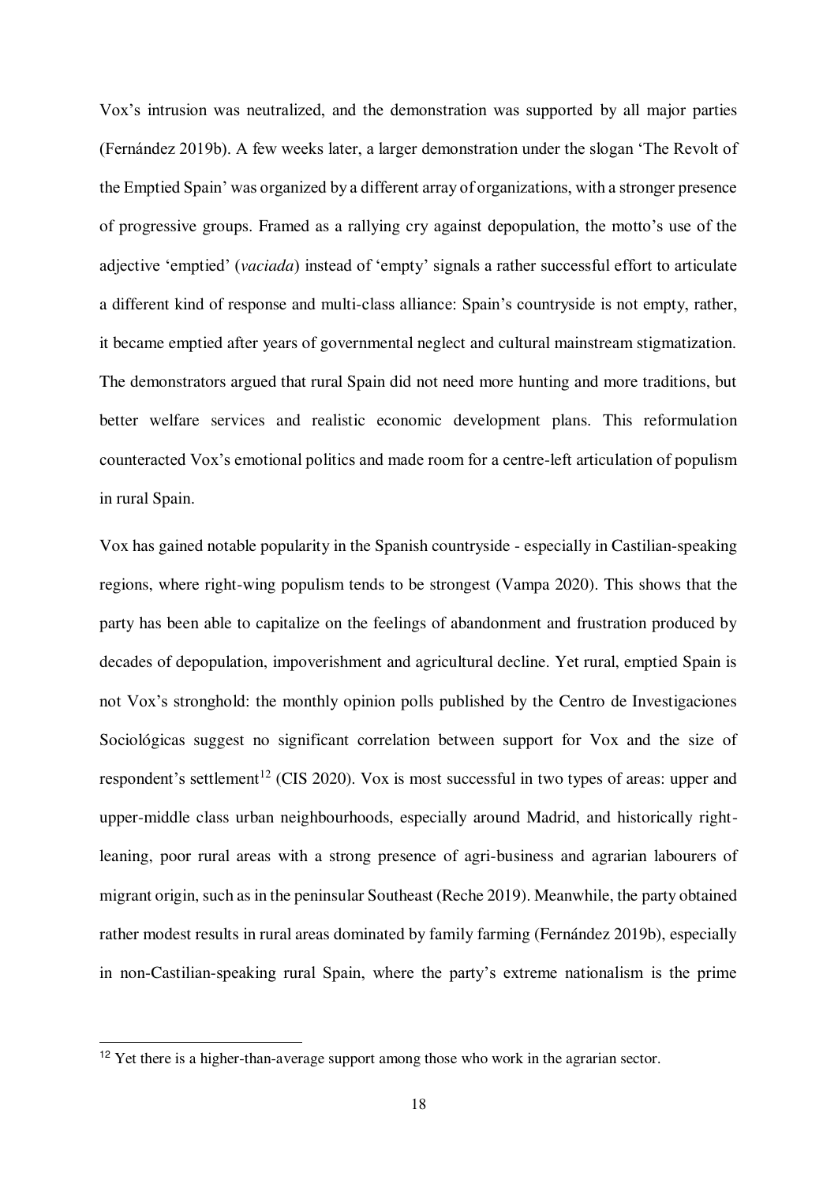Vox's intrusion was neutralized, and the demonstration was supported by all major parties (Fernández 2019b). A few weeks later, a larger demonstration under the slogan 'The Revolt of the Emptied Spain' was organized by a different array of organizations, with a stronger presence of progressive groups. Framed as a rallying cry against depopulation, the motto's use of the adjective 'emptied' (*vaciada*) instead of 'empty' signals a rather successful effort to articulate a different kind of response and multi-class alliance: Spain's countryside is not empty, rather, it became emptied after years of governmental neglect and cultural mainstream stigmatization. The demonstrators argued that rural Spain did not need more hunting and more traditions, but better welfare services and realistic economic development plans. This reformulation counteracted Vox's emotional politics and made room for a centre-left articulation of populism in rural Spain.

Vox has gained notable popularity in the Spanish countryside - especially in Castilian-speaking regions, where right-wing populism tends to be strongest (Vampa 2020). This shows that the party has been able to capitalize on the feelings of abandonment and frustration produced by decades of depopulation, impoverishment and agricultural decline. Yet rural, emptied Spain is not Vox's stronghold: the monthly opinion polls published by the Centro de Investigaciones Sociológicas suggest no significant correlation between support for Vox and the size of respondent's settlement[12] (CIS 2020). Vox is most successful in two types of areas: upper and upper-middle class urban neighbourhoods, especially around Madrid, and historically right-leaning, poor rural areas with a strong presence of agri-business and agrarian labourers of migrant origin, such as in the peninsular Southeast (Reche 2019). Meanwhile, the party obtained rather modest results in rural areas dominated by family farming (Fernández 2019b), especially in non-Castilian-speaking rural Spain, where the party's extreme nationalism is the prime

[12] Yet there is a higher-than-average support among those who work in the agrarian sector.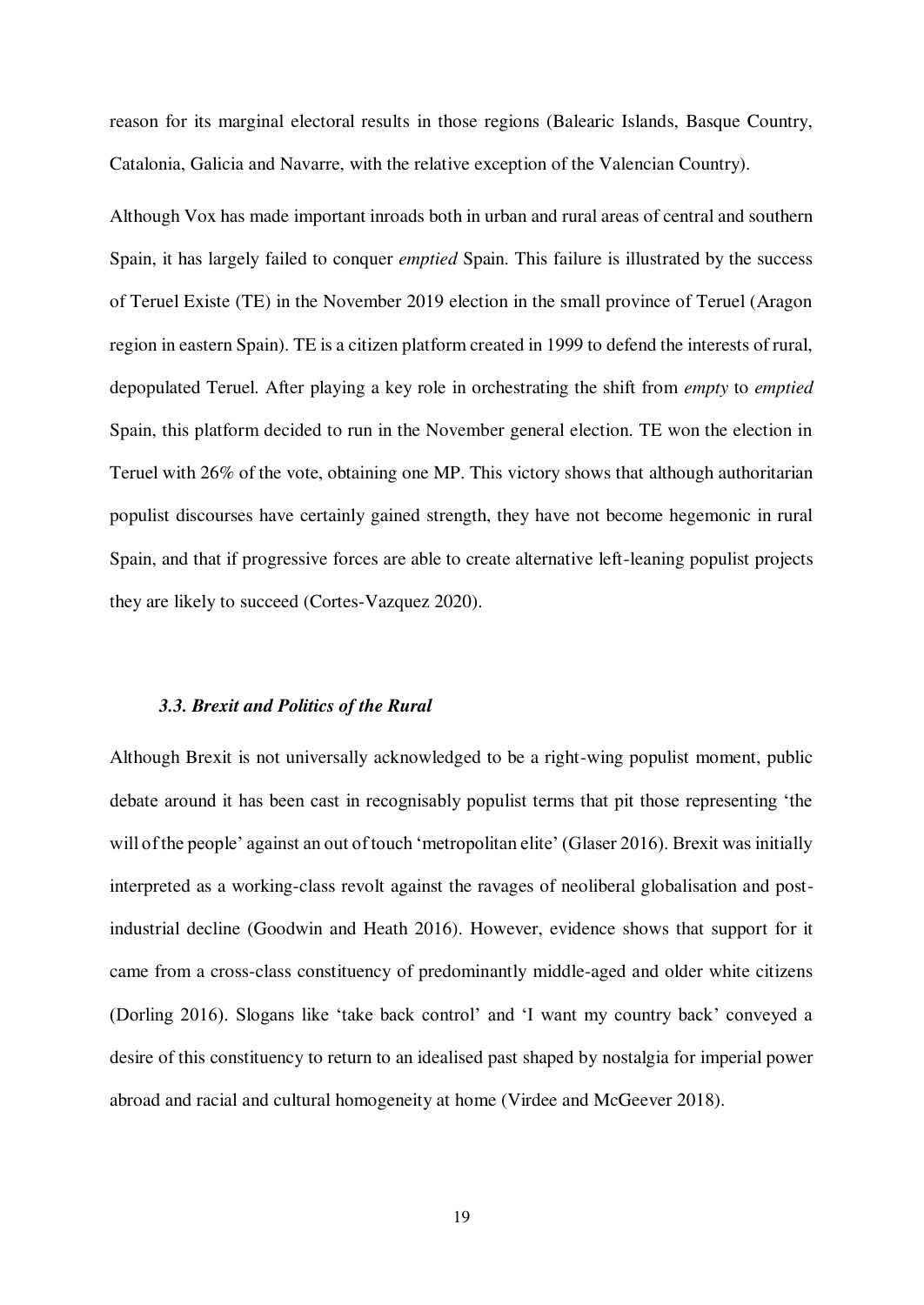reason for its marginal electoral results in those regions (Balearic Islands, Basque Country, Catalonia, Galicia and Navarre, with the relative exception of the Valencian Country).

Although Vox has made important inroads both in urban and rural areas of central and southern Spain, it has largely failed to conquer *emptied* Spain. This failure is illustrated by the success of Teruel Existe (TE) in the November 2019 election in the small province of Teruel (Aragon region in eastern Spain). TE is a citizen platform created in 1999 to defend the interests of rural, depopulated Teruel. After playing a key role in orchestrating the shift from *empty* to *emptied* Spain, this platform decided to run in the November general election. TE won the election in Teruel with 26% of the vote, obtaining one MP. This victory shows that although authoritarian populist discourses have certainly gained strength, they have not become hegemonic in rural Spain, and that if progressive forces are able to create alternative left-leaning populist projects they are likely to succeed (Cortes-Vazquez 2020).

### *3.3. Brexit and Politics of the Rural*

Although Brexit is not universally acknowledged to be a right-wing populist moment, public debate around it has been cast in recognisably populist terms that pit those representing 'the will of the people' against an out of touch 'metropolitan elite' (Glaser 2016). Brexit was initially interpreted as a working-class revolt against the ravages of neoliberal globalisation and post-industrial decline (Goodwin and Heath 2016). However, evidence shows that support for it came from a cross-class constituency of predominantly middle-aged and older white citizens (Dorling 2016). Slogans like 'take back control' and 'I want my country back' conveyed a desire of this constituency to return to an idealised past shaped by nostalgia for imperial power abroad and racial and cultural homogeneity at home (Virdee and McGeever 2018).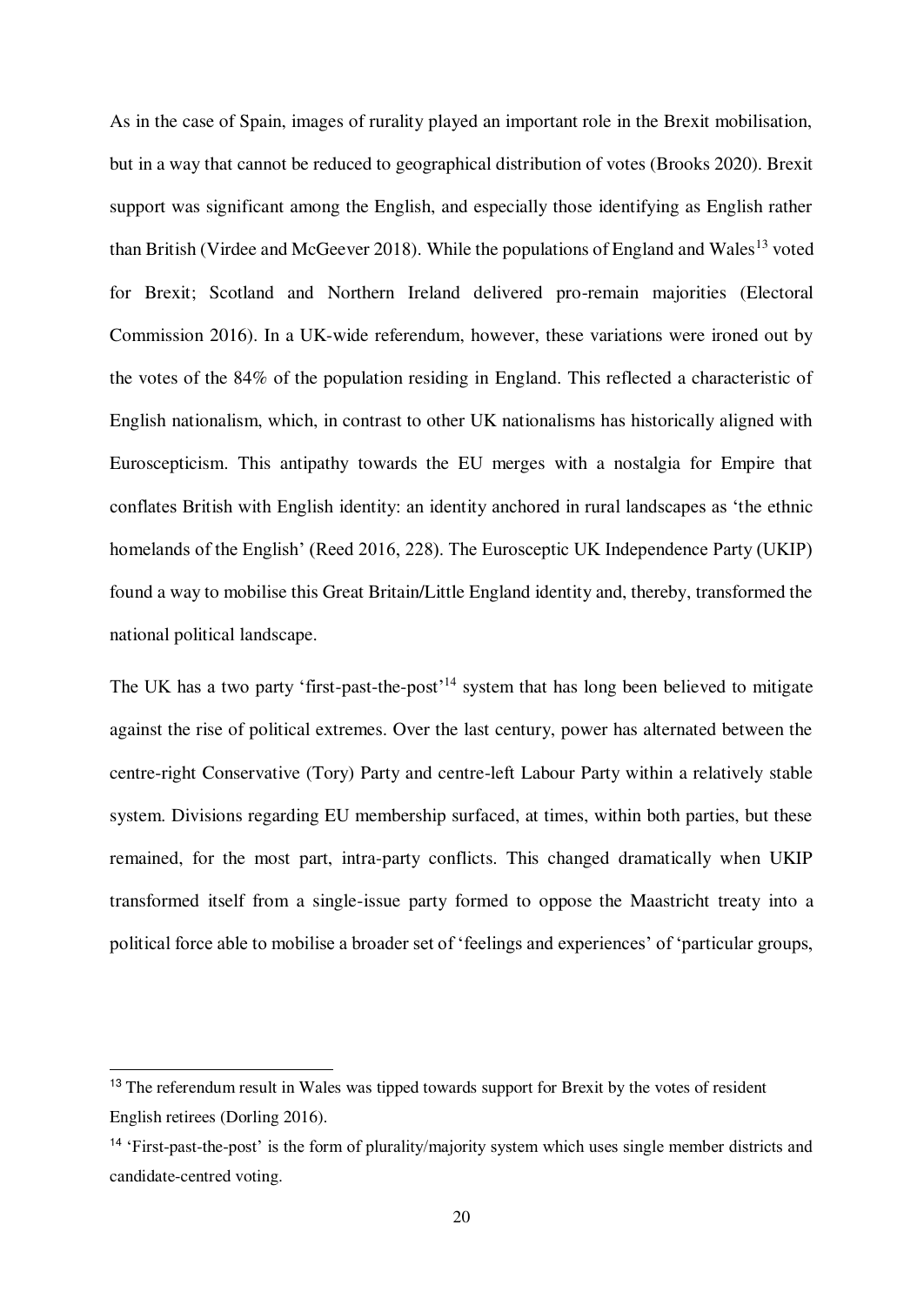As in the case of Spain, images of rurality played an important role in the Brexit mobilisation, but in a way that cannot be reduced to geographical distribution of votes (Brooks 2020). Brexit support was significant among the English, and especially those identifying as English rather than British (Virdee and McGeever 2018). While the populations of England and Wales[13] voted for Brexit; Scotland and Northern Ireland delivered pro-remain majorities (Electoral Commission 2016). In a UK-wide referendum, however, these variations were ironed out by the votes of the 84% of the population residing in England. This reflected a characteristic of English nationalism, which, in contrast to other UK nationalisms has historically aligned with Euroscepticism. This antipathy towards the EU merges with a nostalgia for Empire that conflates British with English identity: an identity anchored in rural landscapes as 'the ethnic homelands of the English' (Reed 2016, 228). The Eurosceptic UK Independence Party (UKIP) found a way to mobilise this Great Britain/Little England identity and, thereby, transformed the national political landscape.

The UK has a two party 'first-past-the-post'[14] system that has long been believed to mitigate against the rise of political extremes. Over the last century, power has alternated between the centre-right Conservative (Tory) Party and centre-left Labour Party within a relatively stable system. Divisions regarding EU membership surfaced, at times, within both parties, but these remained, for the most part, intra-party conflicts. This changed dramatically when UKIP transformed itself from a single-issue party formed to oppose the Maastricht treaty into a political force able to mobilise a broader set of 'feelings and experiences' of 'particular groups,

---

[13] The referendum result in Wales was tipped towards support for Brexit by the votes of resident English retirees (Dorling 2016).

[14] 'First-past-the-post' is the form of plurality/majority system which uses single member districts and candidate-centred voting.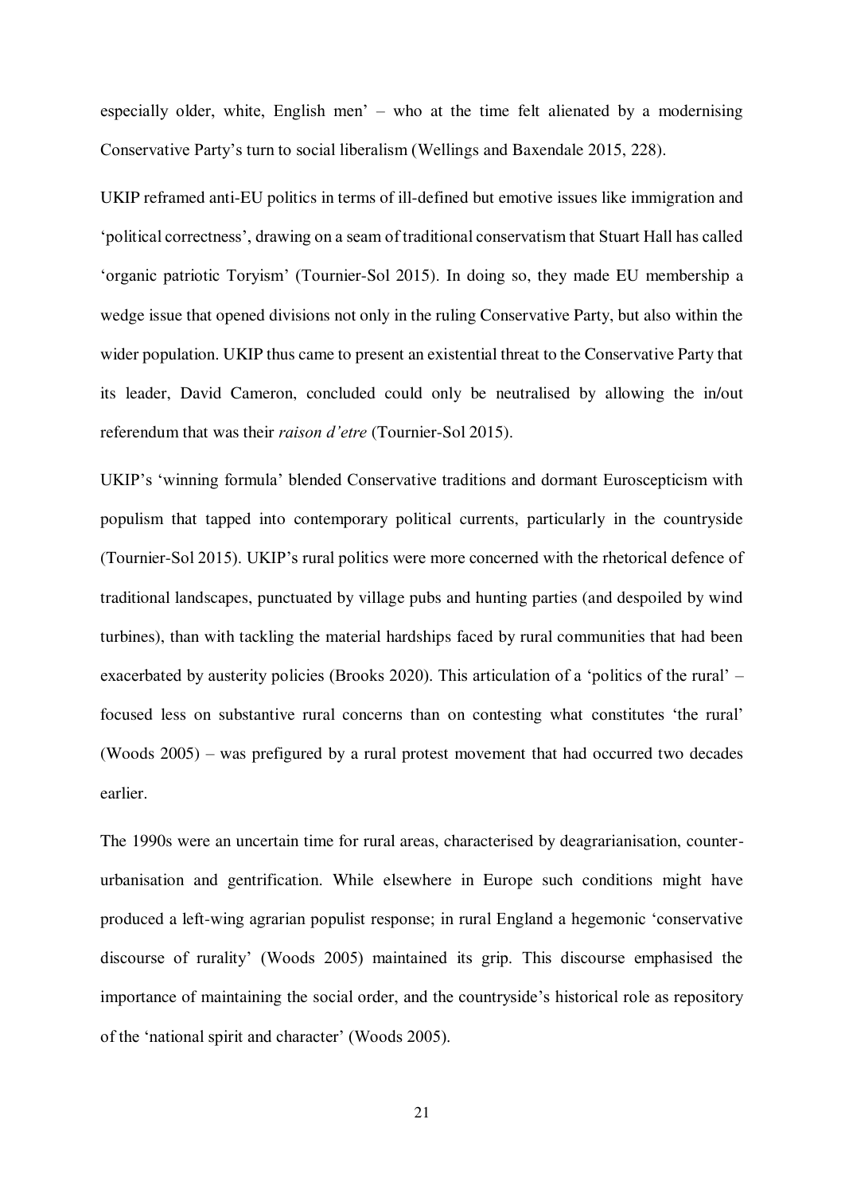especially older, white, English men' – who at the time felt alienated by a modernising Conservative Party's turn to social liberalism (Wellings and Baxendale 2015, 228).

UKIP reframed anti-EU politics in terms of ill-defined but emotive issues like immigration and 'political correctness', drawing on a seam of traditional conservatism that Stuart Hall has called 'organic patriotic Toryism' (Tournier-Sol 2015). In doing so, they made EU membership a wedge issue that opened divisions not only in the ruling Conservative Party, but also within the wider population. UKIP thus came to present an existential threat to the Conservative Party that its leader, David Cameron, concluded could only be neutralised by allowing the in/out referendum that was their *raison d'etre* (Tournier-Sol 2015).

UKIP's 'winning formula' blended Conservative traditions and dormant Euroscepticism with populism that tapped into contemporary political currents, particularly in the countryside (Tournier-Sol 2015). UKIP's rural politics were more concerned with the rhetorical defence of traditional landscapes, punctuated by village pubs and hunting parties (and despoiled by wind turbines), than with tackling the material hardships faced by rural communities that had been exacerbated by austerity policies (Brooks 2020). This articulation of a 'politics of the rural' – focused less on substantive rural concerns than on contesting what constitutes 'the rural' (Woods 2005) – was prefigured by a rural protest movement that had occurred two decades earlier.

The 1990s were an uncertain time for rural areas, characterised by deagrarianisation, counter-urbanisation and gentrification. While elsewhere in Europe such conditions might have produced a left-wing agrarian populist response; in rural England a hegemonic 'conservative discourse of rurality' (Woods 2005) maintained its grip. This discourse emphasised the importance of maintaining the social order, and the countryside's historical role as repository of the 'national spirit and character' (Woods 2005).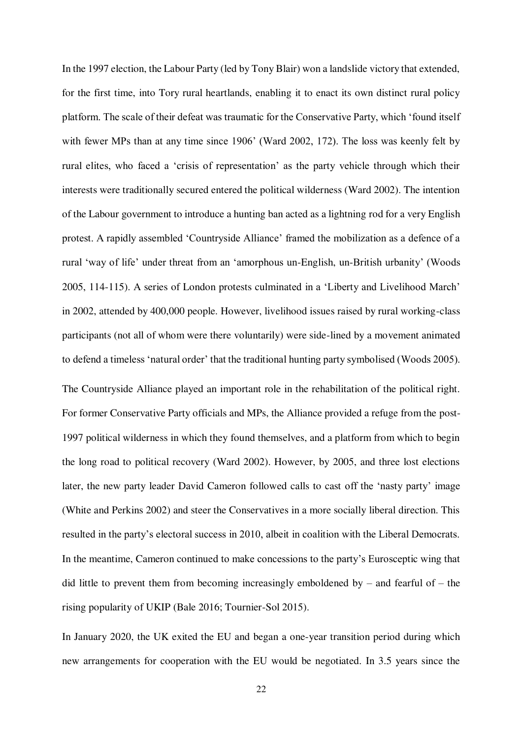In the 1997 election, the Labour Party (led by Tony Blair) won a landslide victory that extended, for the first time, into Tory rural heartlands, enabling it to enact its own distinct rural policy platform. The scale of their defeat was traumatic for the Conservative Party, which 'found itself with fewer MPs than at any time since 1906' (Ward 2002, 172). The loss was keenly felt by rural elites, who faced a 'crisis of representation' as the party vehicle through which their interests were traditionally secured entered the political wilderness (Ward 2002). The intention of the Labour government to introduce a hunting ban acted as a lightning rod for a very English protest. A rapidly assembled 'Countryside Alliance' framed the mobilization as a defence of a rural 'way of life' under threat from an 'amorphous un-English, un-British urbanity' (Woods 2005, 114-115). A series of London protests culminated in a 'Liberty and Livelihood March' in 2002, attended by 400,000 people. However, livelihood issues raised by rural working-class participants (not all of whom were there voluntarily) were side-lined by a movement animated to defend a timeless 'natural order' that the traditional hunting party symbolised (Woods 2005).

The Countryside Alliance played an important role in the rehabilitation of the political right. For former Conservative Party officials and MPs, the Alliance provided a refuge from the post-1997 political wilderness in which they found themselves, and a platform from which to begin the long road to political recovery (Ward 2002). However, by 2005, and three lost elections later, the new party leader David Cameron followed calls to cast off the 'nasty party' image (White and Perkins 2002) and steer the Conservatives in a more socially liberal direction. This resulted in the party's electoral success in 2010, albeit in coalition with the Liberal Democrats. In the meantime, Cameron continued to make concessions to the party's Eurosceptic wing that did little to prevent them from becoming increasingly emboldened by – and fearful of – the rising popularity of UKIP (Bale 2016; Tournier-Sol 2015).

In January 2020, the UK exited the EU and began a one-year transition period during which new arrangements for cooperation with the EU would be negotiated. In 3.5 years since the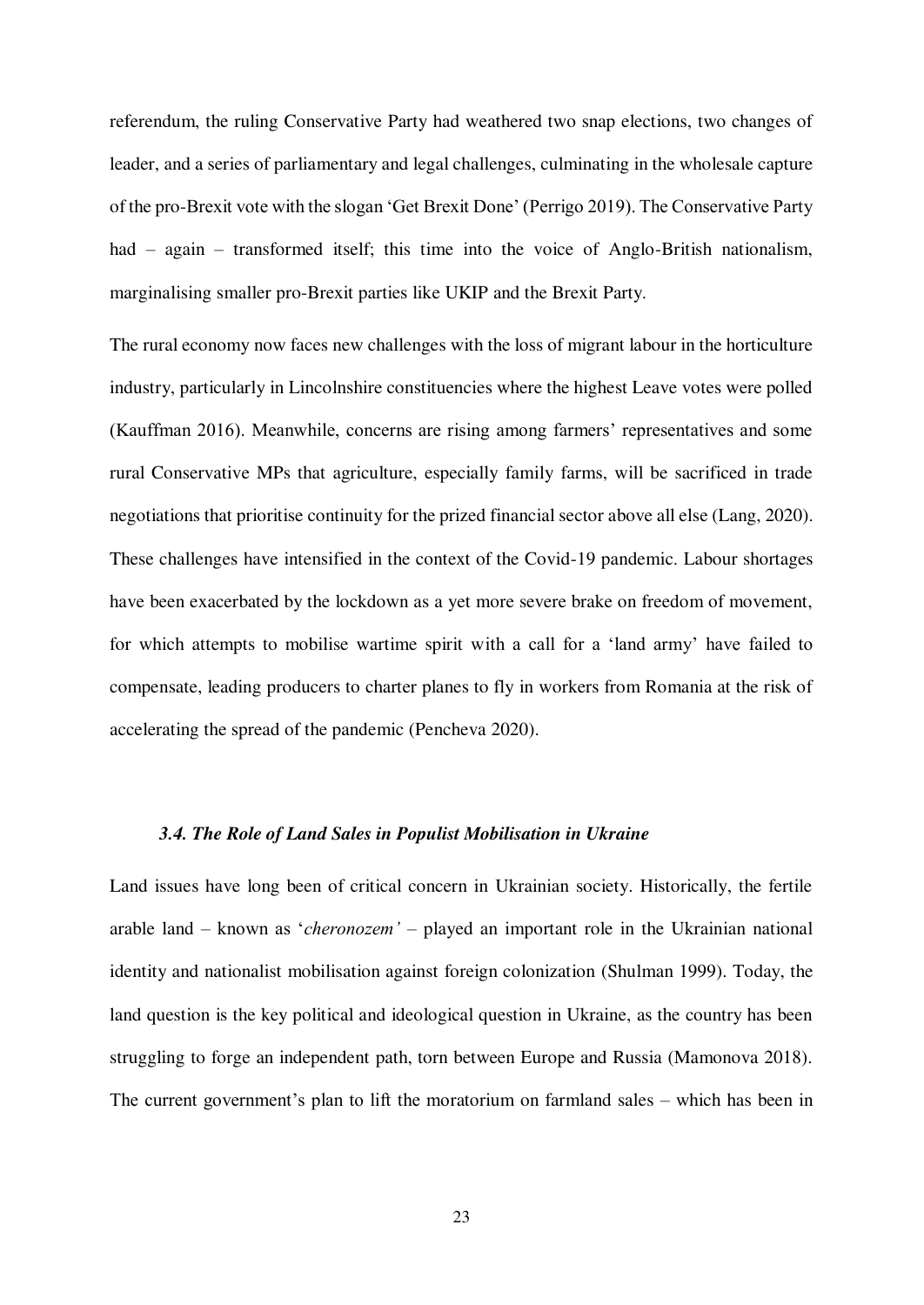referendum, the ruling Conservative Party had weathered two snap elections, two changes of leader, and a series of parliamentary and legal challenges, culminating in the wholesale capture of the pro-Brexit vote with the slogan 'Get Brexit Done' (Perrigo 2019). The Conservative Party had – again – transformed itself; this time into the voice of Anglo-British nationalism, marginalising smaller pro-Brexit parties like UKIP and the Brexit Party.

The rural economy now faces new challenges with the loss of migrant labour in the horticulture industry, particularly in Lincolnshire constituencies where the highest Leave votes were polled (Kauffman 2016). Meanwhile, concerns are rising among farmers' representatives and some rural Conservative MPs that agriculture, especially family farms, will be sacrificed in trade negotiations that prioritise continuity for the prized financial sector above all else (Lang, 2020). These challenges have intensified in the context of the Covid-19 pandemic. Labour shortages have been exacerbated by the lockdown as a yet more severe brake on freedom of movement, for which attempts to mobilise wartime spirit with a call for a 'land army' have failed to compensate, leading producers to charter planes to fly in workers from Romania at the risk of accelerating the spread of the pandemic (Pencheva 2020).

### *3.4. The Role of Land Sales in Populist Mobilisation in Ukraine*

Land issues have long been of critical concern in Ukrainian society. Historically, the fertile arable land – known as '*cheronozem'* – played an important role in the Ukrainian national identity and nationalist mobilisation against foreign colonization (Shulman 1999). Today, the land question is the key political and ideological question in Ukraine, as the country has been struggling to forge an independent path, torn between Europe and Russia (Mamonova 2018). The current government's plan to lift the moratorium on farmland sales – which has been in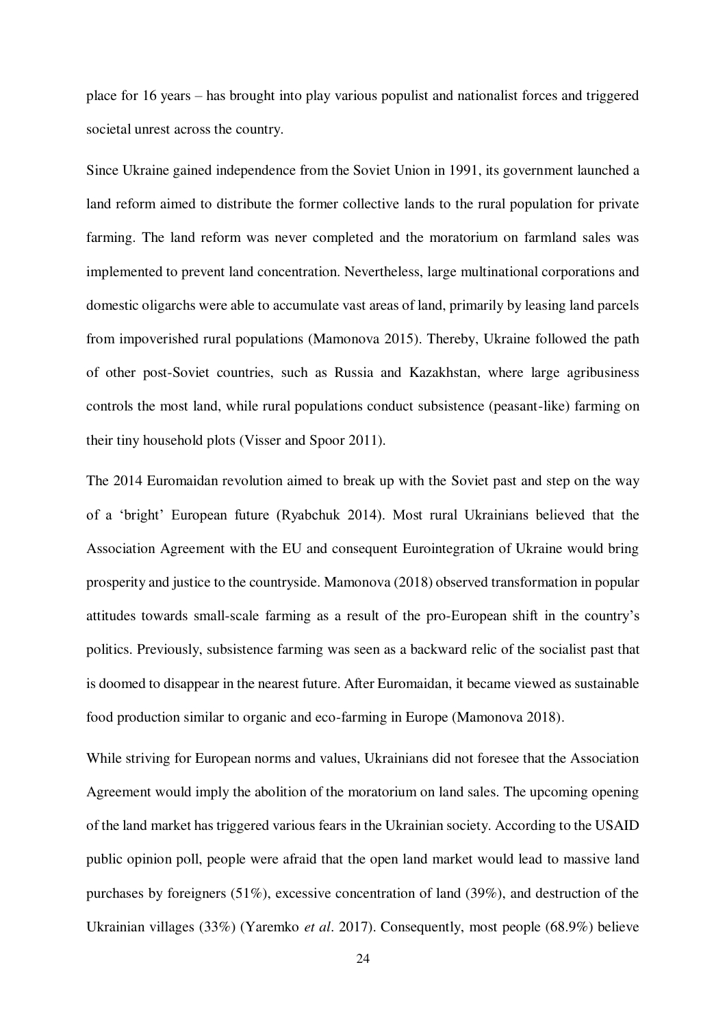place for 16 years – has brought into play various populist and nationalist forces and triggered societal unrest across the country.

Since Ukraine gained independence from the Soviet Union in 1991, its government launched a land reform aimed to distribute the former collective lands to the rural population for private farming. The land reform was never completed and the moratorium on farmland sales was implemented to prevent land concentration. Nevertheless, large multinational corporations and domestic oligarchs were able to accumulate vast areas of land, primarily by leasing land parcels from impoverished rural populations (Mamonova 2015). Thereby, Ukraine followed the path of other post-Soviet countries, such as Russia and Kazakhstan, where large agribusiness controls the most land, while rural populations conduct subsistence (peasant-like) farming on their tiny household plots (Visser and Spoor 2011).

The 2014 Euromaidan revolution aimed to break up with the Soviet past and step on the way of a 'bright' European future (Ryabchuk 2014). Most rural Ukrainians believed that the Association Agreement with the EU and consequent Eurointegration of Ukraine would bring prosperity and justice to the countryside. Mamonova (2018) observed transformation in popular attitudes towards small-scale farming as a result of the pro-European shift in the country's politics. Previously, subsistence farming was seen as a backward relic of the socialist past that is doomed to disappear in the nearest future. After Euromaidan, it became viewed as sustainable food production similar to organic and eco-farming in Europe (Mamonova 2018).

While striving for European norms and values, Ukrainians did not foresee that the Association Agreement would imply the abolition of the moratorium on land sales. The upcoming opening of the land market has triggered various fears in the Ukrainian society. According to the USAID public opinion poll, people were afraid that the open land market would lead to massive land purchases by foreigners (51%), excessive concentration of land (39%), and destruction of the Ukrainian villages (33%) (Yaremko *et al*. 2017). Consequently, most people (68.9%) believe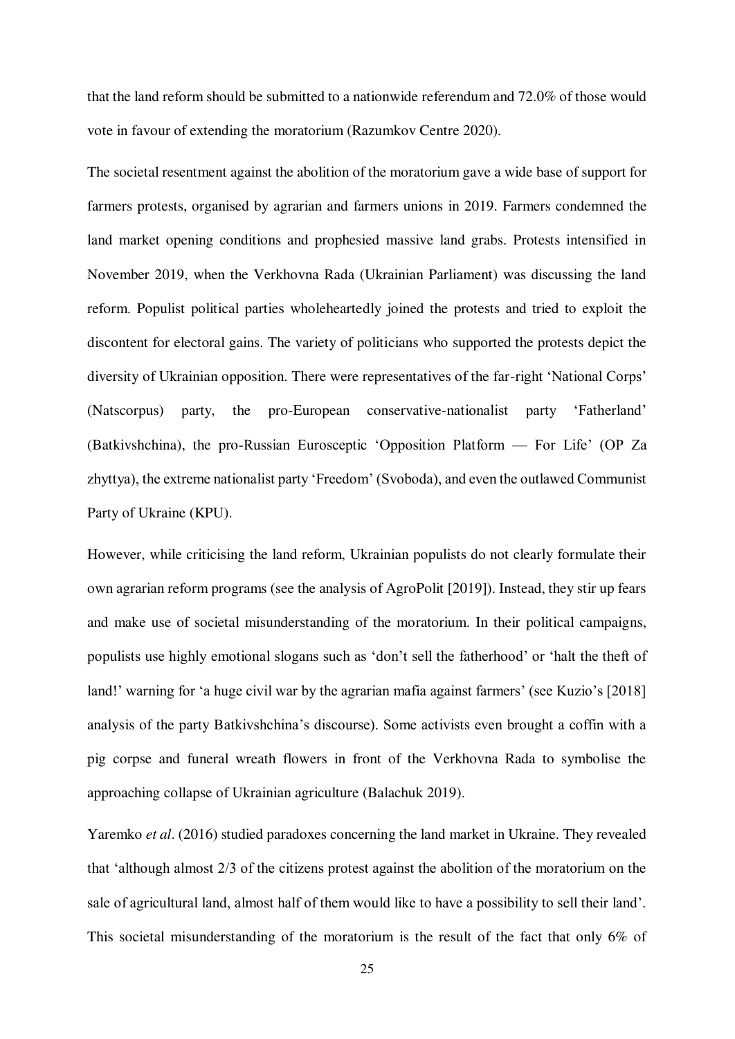that the land reform should be submitted to a nationwide referendum and 72.0% of those would vote in favour of extending the moratorium (Razumkov Centre 2020).

The societal resentment against the abolition of the moratorium gave a wide base of support for farmers protests, organised by agrarian and farmers unions in 2019. Farmers condemned the land market opening conditions and prophesied massive land grabs. Protests intensified in November 2019, when the Verkhovna Rada (Ukrainian Parliament) was discussing the land reform. Populist political parties wholeheartedly joined the protests and tried to exploit the discontent for electoral gains. The variety of politicians who supported the protests depict the diversity of Ukrainian opposition. There were representatives of the far-right 'National Corps' (Natscorpus) party, the pro-European conservative-nationalist party 'Fatherland' (Batkivshchina), the pro-Russian Eurosceptic 'Opposition Platform — For Life' (OP Za zhyttya), the extreme nationalist party 'Freedom' (Svoboda), and even the outlawed Communist Party of Ukraine (KPU).

However, while criticising the land reform, Ukrainian populists do not clearly formulate their own agrarian reform programs (see the analysis of AgroPolit [2019]). Instead, they stir up fears and make use of societal misunderstanding of the moratorium. In their political campaigns, populists use highly emotional slogans such as 'don't sell the fatherhood' or 'halt the theft of land!' warning for 'a huge civil war by the agrarian mafia against farmers' (see Kuzio's [2018] analysis of the party Batkivshchina's discourse). Some activists even brought a coffin with a pig corpse and funeral wreath flowers in front of the Verkhovna Rada to symbolise the approaching collapse of Ukrainian agriculture (Balachuk 2019).

Yaremko *et al*. (2016) studied paradoxes concerning the land market in Ukraine. They revealed that 'although almost 2/3 of the citizens protest against the abolition of the moratorium on the sale of agricultural land, almost half of them would like to have a possibility to sell their land'. This societal misunderstanding of the moratorium is the result of the fact that only 6% of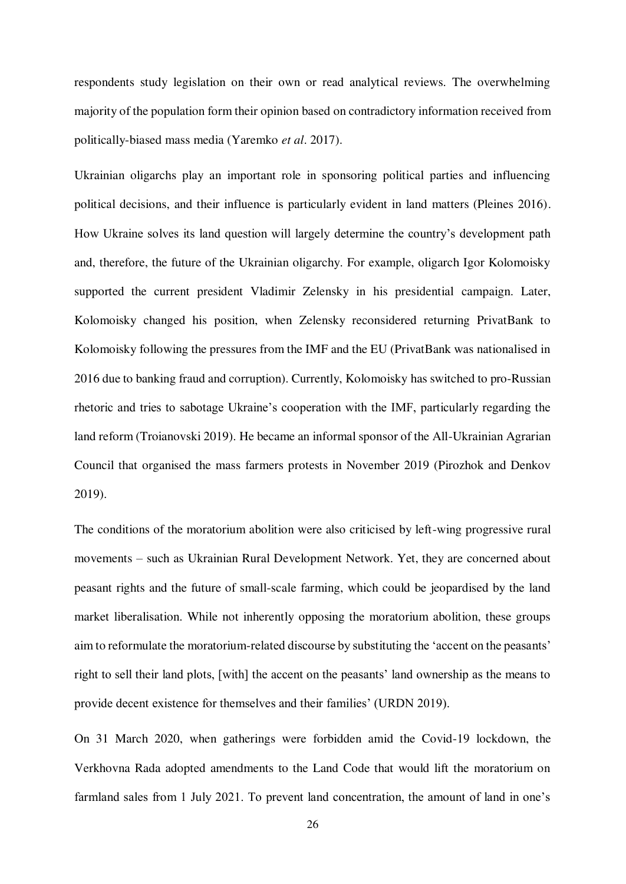respondents study legislation on their own or read analytical reviews. The overwhelming majority of the population form their opinion based on contradictory information received from politically-biased mass media (Yaremko *et al*. 2017).

Ukrainian oligarchs play an important role in sponsoring political parties and influencing political decisions, and their influence is particularly evident in land matters (Pleines 2016). How Ukraine solves its land question will largely determine the country's development path and, therefore, the future of the Ukrainian oligarchy. For example, oligarch Igor Kolomoisky supported the current president Vladimir Zelensky in his presidential campaign. Later, Kolomoisky changed his position, when Zelensky reconsidered returning PrivatBank to Kolomoisky following the pressures from the IMF and the EU (PrivatBank was nationalised in 2016 due to banking fraud and corruption). Currently, Kolomoisky has switched to pro-Russian rhetoric and tries to sabotage Ukraine's cooperation with the IMF, particularly regarding the land reform (Troianovski 2019). He became an informal sponsor of the All-Ukrainian Agrarian Council that organised the mass farmers protests in November 2019 (Pirozhok and Denkov 2019).

The conditions of the moratorium abolition were also criticised by left-wing progressive rural movements – such as Ukrainian Rural Development Network. Yet, they are concerned about peasant rights and the future of small-scale farming, which could be jeopardised by the land market liberalisation. While not inherently opposing the moratorium abolition, these groups aim to reformulate the moratorium-related discourse by substituting the 'accent on the peasants' right to sell their land plots, [with] the accent on the peasants' land ownership as the means to provide decent existence for themselves and their families' (URDN 2019).

On 31 March 2020, when gatherings were forbidden amid the Covid-19 lockdown, the Verkhovna Rada adopted amendments to the Land Code that would lift the moratorium on farmland sales from 1 July 2021. To prevent land concentration, the amount of land in one's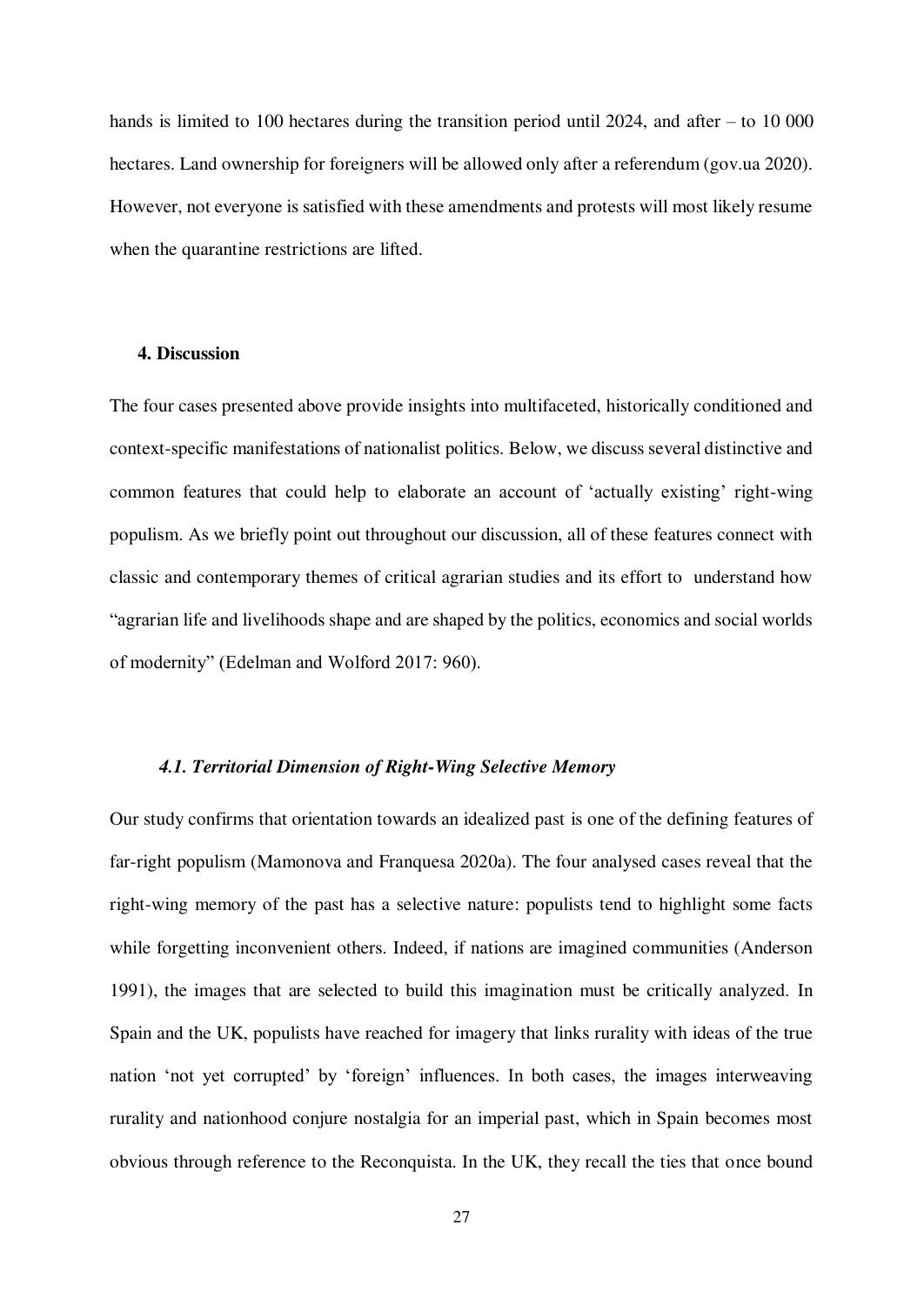hands is limited to 100 hectares during the transition period until 2024, and after – to 10 000 hectares. Land ownership for foreigners will be allowed only after a referendum (gov.ua 2020). However, not everyone is satisfied with these amendments and protests will most likely resume when the quarantine restrictions are lifted.

## 4. Discussion

The four cases presented above provide insights into multifaceted, historically conditioned and context-specific manifestations of nationalist politics. Below, we discuss several distinctive and common features that could help to elaborate an account of 'actually existing' right-wing populism. As we briefly point out throughout our discussion, all of these features connect with classic and contemporary themes of critical agrarian studies and its effort to understand how "agrarian life and livelihoods shape and are shaped by the politics, economics and social worlds of modernity" (Edelman and Wolford 2017: 960).

### *4.1. Territorial Dimension of Right-Wing Selective Memory*

Our study confirms that orientation towards an idealized past is one of the defining features of far-right populism (Mamonova and Franquesa 2020a). The four analysed cases reveal that the right-wing memory of the past has a selective nature: populists tend to highlight some facts while forgetting inconvenient others. Indeed, if nations are imagined communities (Anderson 1991), the images that are selected to build this imagination must be critically analyzed. In Spain and the UK, populists have reached for imagery that links rurality with ideas of the true nation 'not yet corrupted' by 'foreign' influences. In both cases, the images interweaving rurality and nationhood conjure nostalgia for an imperial past, which in Spain becomes most obvious through reference to the Reconquista. In the UK, they recall the ties that once bound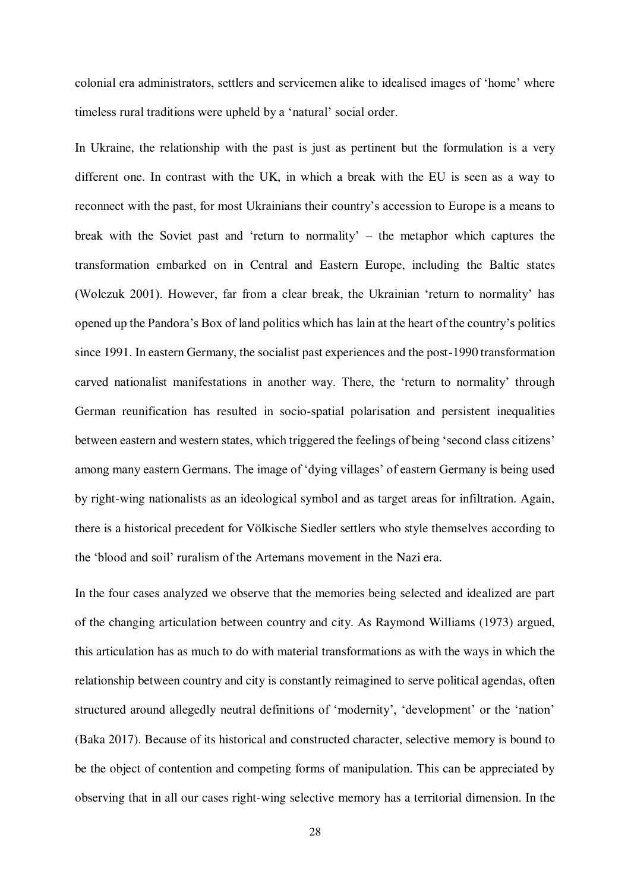colonial era administrators, settlers and servicemen alike to idealised images of 'home' where timeless rural traditions were upheld by a 'natural' social order.

In Ukraine, the relationship with the past is just as pertinent but the formulation is a very different one. In contrast with the UK, in which a break with the EU is seen as a way to reconnect with the past, for most Ukrainians their country's accession to Europe is a means to break with the Soviet past and 'return to normality' – the metaphor which captures the transformation embarked on in Central and Eastern Europe, including the Baltic states (Wolczuk 2001). However, far from a clear break, the Ukrainian 'return to normality' has opened up the Pandora's Box of land politics which has lain at the heart of the country's politics since 1991. In eastern Germany, the socialist past experiences and the post-1990 transformation carved nationalist manifestations in another way. There, the 'return to normality' through German reunification has resulted in socio-spatial polarisation and persistent inequalities between eastern and western states, which triggered the feelings of being 'second class citizens' among many eastern Germans. The image of 'dying villages' of eastern Germany is being used by right-wing nationalists as an ideological symbol and as target areas for infiltration. Again, there is a historical precedent for Völkische Siedler settlers who style themselves according to the 'blood and soil' ruralism of the Artemans movement in the Nazi era.

In the four cases analyzed we observe that the memories being selected and idealized are part of the changing articulation between country and city. As Raymond Williams (1973) argued, this articulation has as much to do with material transformations as with the ways in which the relationship between country and city is constantly reimagined to serve political agendas, often structured around allegedly neutral definitions of 'modernity', 'development' or the 'nation' (Baka 2017). Because of its historical and constructed character, selective memory is bound to be the object of contention and competing forms of manipulation. This can be appreciated by observing that in all our cases right-wing selective memory has a territorial dimension. In the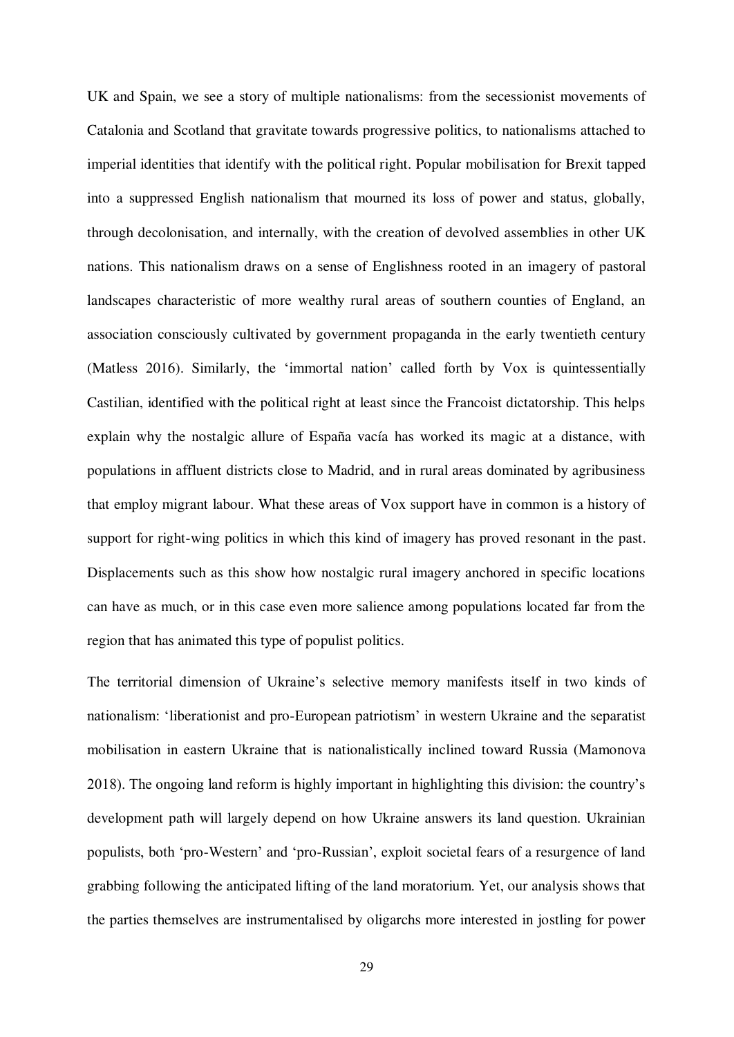UK and Spain, we see a story of multiple nationalisms: from the secessionist movements of Catalonia and Scotland that gravitate towards progressive politics, to nationalisms attached to imperial identities that identify with the political right. Popular mobilisation for Brexit tapped into a suppressed English nationalism that mourned its loss of power and status, globally, through decolonisation, and internally, with the creation of devolved assemblies in other UK nations. This nationalism draws on a sense of Englishness rooted in an imagery of pastoral landscapes characteristic of more wealthy rural areas of southern counties of England, an association consciously cultivated by government propaganda in the early twentieth century (Matless 2016). Similarly, the 'immortal nation' called forth by Vox is quintessentially Castilian, identified with the political right at least since the Francoist dictatorship. This helps explain why the nostalgic allure of España vacía has worked its magic at a distance, with populations in affluent districts close to Madrid, and in rural areas dominated by agribusiness that employ migrant labour. What these areas of Vox support have in common is a history of support for right-wing politics in which this kind of imagery has proved resonant in the past. Displacements such as this show how nostalgic rural imagery anchored in specific locations can have as much, or in this case even more salience among populations located far from the region that has animated this type of populist politics.

The territorial dimension of Ukraine's selective memory manifests itself in two kinds of nationalism: 'liberationist and pro-European patriotism' in western Ukraine and the separatist mobilisation in eastern Ukraine that is nationalistically inclined toward Russia (Mamonova 2018). The ongoing land reform is highly important in highlighting this division: the country's development path will largely depend on how Ukraine answers its land question. Ukrainian populists, both 'pro-Western' and 'pro-Russian', exploit societal fears of a resurgence of land grabbing following the anticipated lifting of the land moratorium. Yet, our analysis shows that the parties themselves are instrumentalised by oligarchs more interested in jostling for power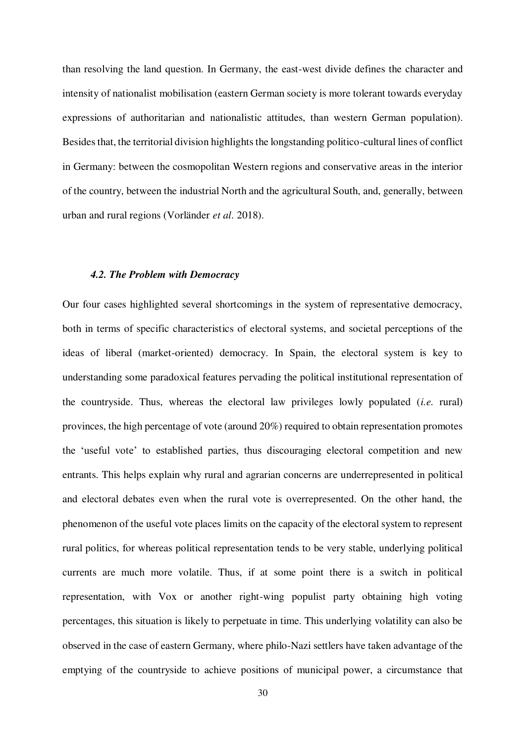than resolving the land question. In Germany, the east-west divide defines the character and intensity of nationalist mobilisation (eastern German society is more tolerant towards everyday expressions of authoritarian and nationalistic attitudes, than western German population). Besides that, the territorial division highlights the longstanding politico-cultural lines of conflict in Germany: between the cosmopolitan Western regions and conservative areas in the interior of the country, between the industrial North and the agricultural South, and, generally, between urban and rural regions (Vorländer *et al*. 2018).

### *4.2. The Problem with Democracy*

Our four cases highlighted several shortcomings in the system of representative democracy, both in terms of specific characteristics of electoral systems, and societal perceptions of the ideas of liberal (market-oriented) democracy. In Spain, the electoral system is key to understanding some paradoxical features pervading the political institutional representation of the countryside. Thus, whereas the electoral law privileges lowly populated (*i.e.* rural) provinces, the high percentage of vote (around 20%) required to obtain representation promotes the 'useful vote' to established parties, thus discouraging electoral competition and new entrants. This helps explain why rural and agrarian concerns are underrepresented in political and electoral debates even when the rural vote is overrepresented. On the other hand, the phenomenon of the useful vote places limits on the capacity of the electoral system to represent rural politics, for whereas political representation tends to be very stable, underlying political currents are much more volatile. Thus, if at some point there is a switch in political representation, with Vox or another right-wing populist party obtaining high voting percentages, this situation is likely to perpetuate in time. This underlying volatility can also be observed in the case of eastern Germany, where philo-Nazi settlers have taken advantage of the emptying of the countryside to achieve positions of municipal power, a circumstance that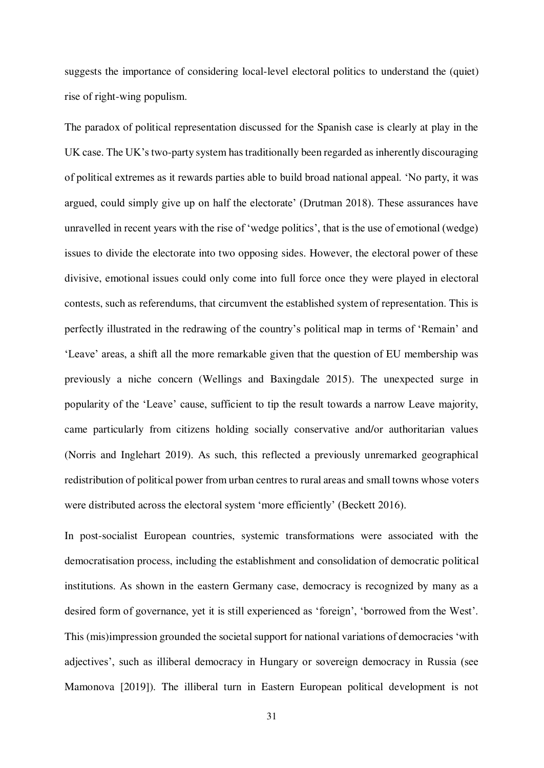suggests the importance of considering local-level electoral politics to understand the (quiet) rise of right-wing populism.

The paradox of political representation discussed for the Spanish case is clearly at play in the UK case. The UK's two-party system has traditionally been regarded as inherently discouraging of political extremes as it rewards parties able to build broad national appeal. 'No party, it was argued, could simply give up on half the electorate' (Drutman 2018). These assurances have unravelled in recent years with the rise of 'wedge politics', that is the use of emotional (wedge) issues to divide the electorate into two opposing sides. However, the electoral power of these divisive, emotional issues could only come into full force once they were played in electoral contests, such as referendums, that circumvent the established system of representation. This is perfectly illustrated in the redrawing of the country's political map in terms of 'Remain' and 'Leave' areas, a shift all the more remarkable given that the question of EU membership was previously a niche concern (Wellings and Baxingdale 2015). The unexpected surge in popularity of the 'Leave' cause, sufficient to tip the result towards a narrow Leave majority, came particularly from citizens holding socially conservative and/or authoritarian values (Norris and Inglehart 2019). As such, this reflected a previously unremarked geographical redistribution of political power from urban centres to rural areas and small towns whose voters were distributed across the electoral system 'more efficiently' (Beckett 2016).

In post-socialist European countries, systemic transformations were associated with the democratisation process, including the establishment and consolidation of democratic political institutions. As shown in the eastern Germany case, democracy is recognized by many as a desired form of governance, yet it is still experienced as 'foreign', 'borrowed from the West'. This (mis)impression grounded the societal support for national variations of democracies 'with adjectives', such as illiberal democracy in Hungary or sovereign democracy in Russia (see Mamonova [2019]). The illiberal turn in Eastern European political development is not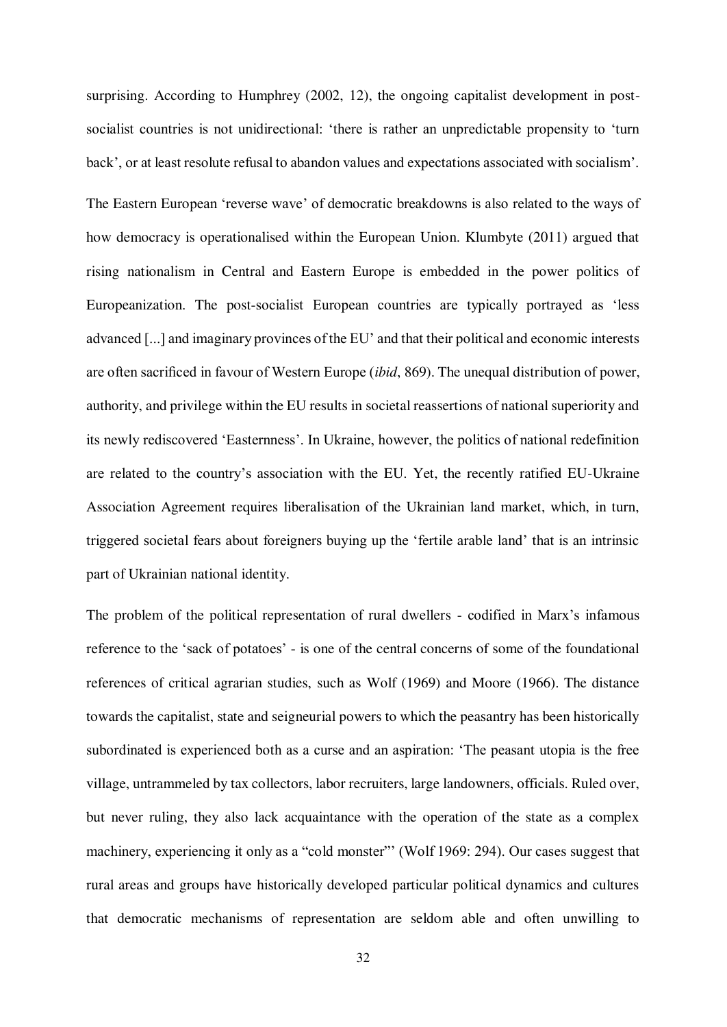surprising. According to Humphrey (2002, 12), the ongoing capitalist development in post-socialist countries is not unidirectional: 'there is rather an unpredictable propensity to 'turn back', or at least resolute refusal to abandon values and expectations associated with socialism'.

The Eastern European 'reverse wave' of democratic breakdowns is also related to the ways of how democracy is operationalised within the European Union. Klumbyte (2011) argued that rising nationalism in Central and Eastern Europe is embedded in the power politics of Europeanization. The post-socialist European countries are typically portrayed as 'less advanced [...] and imaginary provinces of the EU' and that their political and economic interests are often sacrificed in favour of Western Europe (*ibid*, 869). The unequal distribution of power, authority, and privilege within the EU results in societal reassertions of national superiority and its newly rediscovered 'Easternness'. In Ukraine, however, the politics of national redefinition are related to the country's association with the EU. Yet, the recently ratified EU-Ukraine Association Agreement requires liberalisation of the Ukrainian land market, which, in turn, triggered societal fears about foreigners buying up the 'fertile arable land' that is an intrinsic part of Ukrainian national identity.

The problem of the political representation of rural dwellers - codified in Marx's infamous reference to the 'sack of potatoes' - is one of the central concerns of some of the foundational references of critical agrarian studies, such as Wolf (1969) and Moore (1966). The distance towards the capitalist, state and seigneurial powers to which the peasantry has been historically subordinated is experienced both as a curse and an aspiration: 'The peasant utopia is the free village, untrammeled by tax collectors, labor recruiters, large landowners, officials. Ruled over, but never ruling, they also lack acquaintance with the operation of the state as a complex machinery, experiencing it only as a "cold monster"' (Wolf 1969: 294). Our cases suggest that rural areas and groups have historically developed particular political dynamics and cultures that democratic mechanisms of representation are seldom able and often unwilling to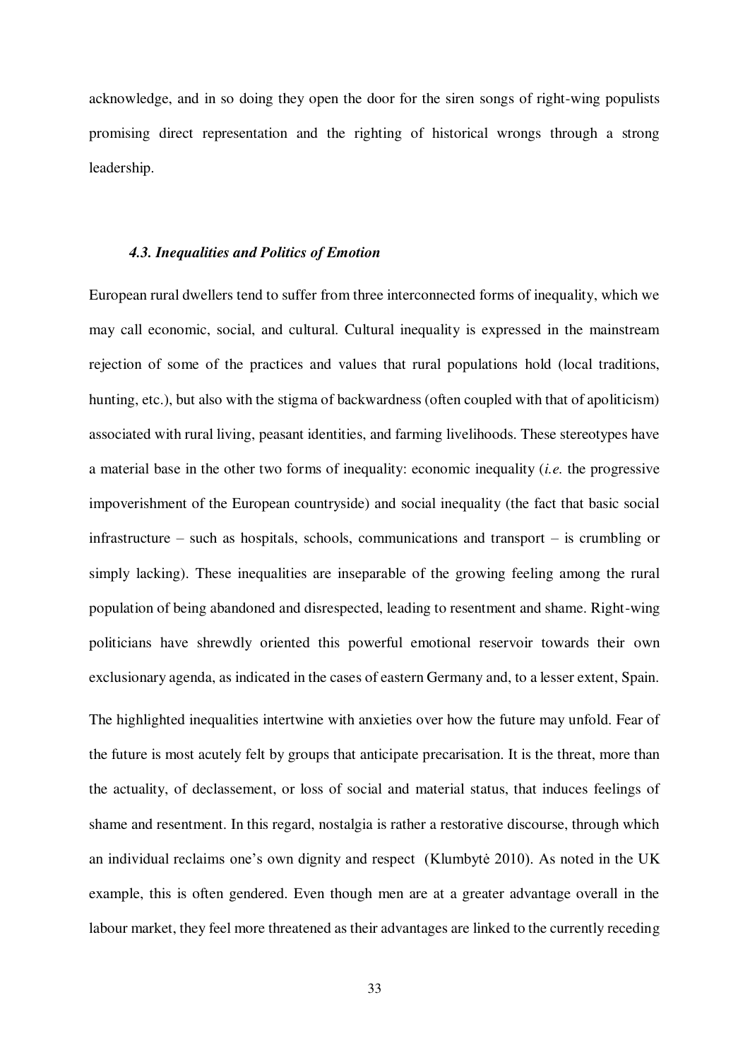acknowledge, and in so doing they open the door for the siren songs of right-wing populists promising direct representation and the righting of historical wrongs through a strong leadership.

### *4.3. Inequalities and Politics of Emotion*

European rural dwellers tend to suffer from three interconnected forms of inequality, which we may call economic, social, and cultural. Cultural inequality is expressed in the mainstream rejection of some of the practices and values that rural populations hold (local traditions, hunting, etc.), but also with the stigma of backwardness (often coupled with that of apoliticism) associated with rural living, peasant identities, and farming livelihoods. These stereotypes have a material base in the other two forms of inequality: economic inequality (*i.e.* the progressive impoverishment of the European countryside) and social inequality (the fact that basic social infrastructure – such as hospitals, schools, communications and transport – is crumbling or simply lacking). These inequalities are inseparable of the growing feeling among the rural population of being abandoned and disrespected, leading to resentment and shame. Right-wing politicians have shrewdly oriented this powerful emotional reservoir towards their own exclusionary agenda, as indicated in the cases of eastern Germany and, to a lesser extent, Spain.

The highlighted inequalities intertwine with anxieties over how the future may unfold. Fear of the future is most acutely felt by groups that anticipate precarisation. It is the threat, more than the actuality, of declassement, or loss of social and material status, that induces feelings of shame and resentment. In this regard, nostalgia is rather a restorative discourse, through which an individual reclaims one's own dignity and respect (Klumbytė 2010). As noted in the UK example, this is often gendered. Even though men are at a greater advantage overall in the labour market, they feel more threatened as their advantages are linked to the currently receding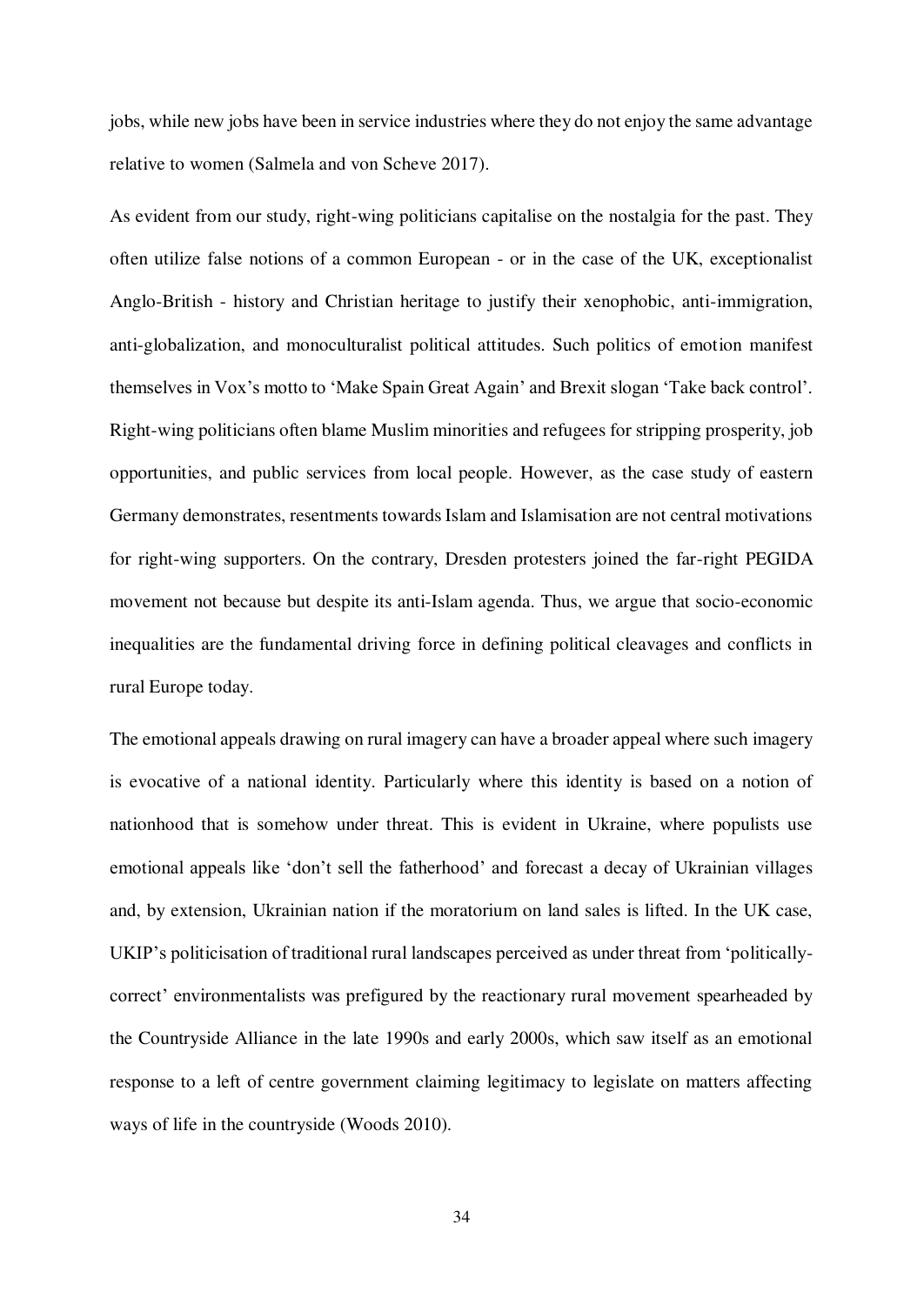jobs, while new jobs have been in service industries where they do not enjoy the same advantage relative to women (Salmela and von Scheve 2017).

As evident from our study, right-wing politicians capitalise on the nostalgia for the past. They often utilize false notions of a common European - or in the case of the UK, exceptionalist Anglo-British - history and Christian heritage to justify their xenophobic, anti-immigration, anti-globalization, and monoculturalist political attitudes. Such politics of emotion manifest themselves in Vox's motto to 'Make Spain Great Again' and Brexit slogan 'Take back control'. Right-wing politicians often blame Muslim minorities and refugees for stripping prosperity, job opportunities, and public services from local people. However, as the case study of eastern Germany demonstrates, resentments towards Islam and Islamisation are not central motivations for right-wing supporters. On the contrary, Dresden protesters joined the far-right PEGIDA movement not because but despite its anti-Islam agenda. Thus, we argue that socio-economic inequalities are the fundamental driving force in defining political cleavages and conflicts in rural Europe today.

The emotional appeals drawing on rural imagery can have a broader appeal where such imagery is evocative of a national identity. Particularly where this identity is based on a notion of nationhood that is somehow under threat. This is evident in Ukraine, where populists use emotional appeals like 'don't sell the fatherhood' and forecast a decay of Ukrainian villages and, by extension, Ukrainian nation if the moratorium on land sales is lifted. In the UK case, UKIP's politicisation of traditional rural landscapes perceived as under threat from 'politically-correct' environmentalists was prefigured by the reactionary rural movement spearheaded by the Countryside Alliance in the late 1990s and early 2000s, which saw itself as an emotional response to a left of centre government claiming legitimacy to legislate on matters affecting ways of life in the countryside (Woods 2010).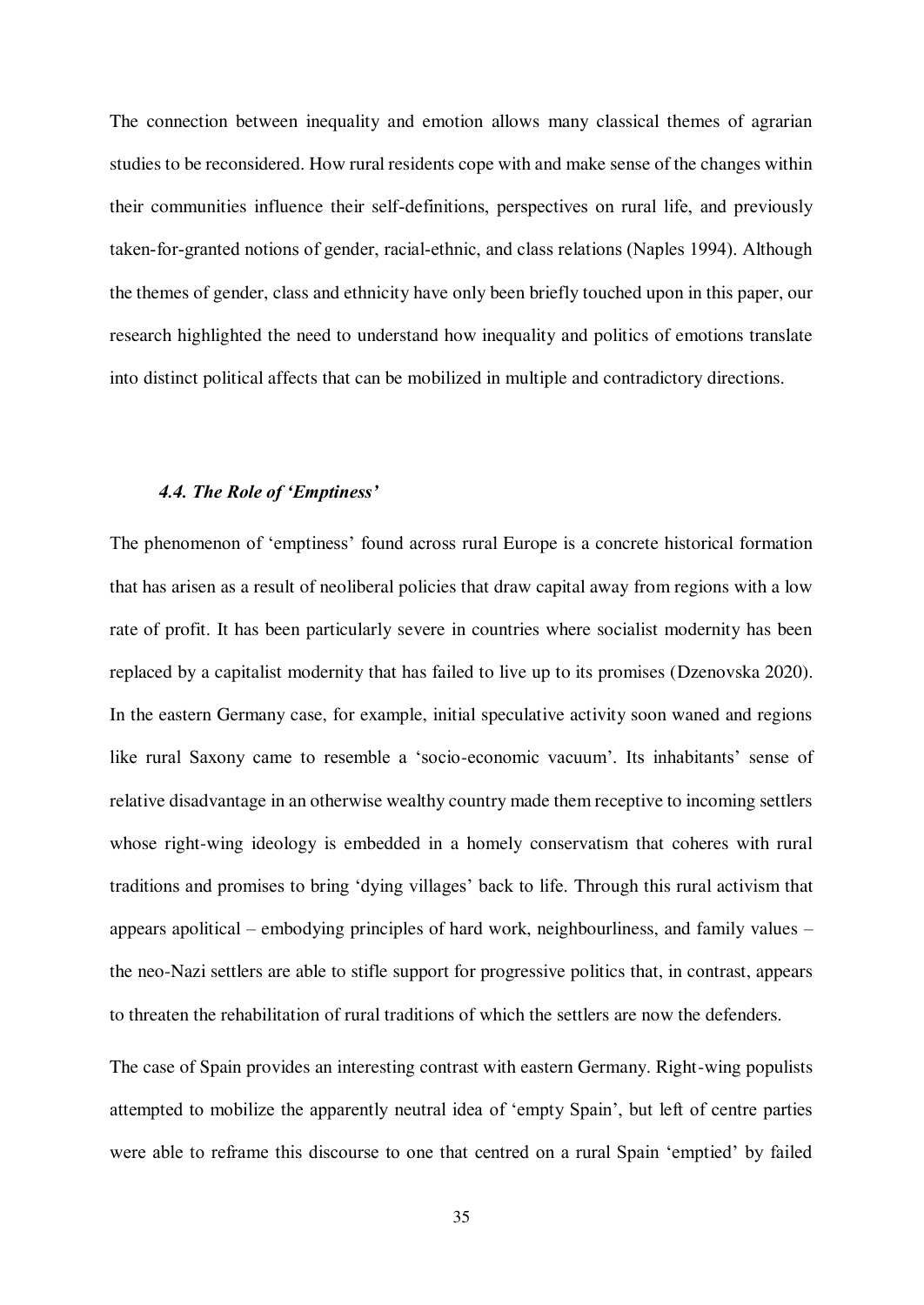The connection between inequality and emotion allows many classical themes of agrarian studies to be reconsidered. How rural residents cope with and make sense of the changes within their communities influence their self-definitions, perspectives on rural life, and previously taken-for-granted notions of gender, racial-ethnic, and class relations (Naples 1994). Although the themes of gender, class and ethnicity have only been briefly touched upon in this paper, our research highlighted the need to understand how inequality and politics of emotions translate into distinct political affects that can be mobilized in multiple and contradictory directions.

### *4.4. The Role of 'Emptiness'*

The phenomenon of 'emptiness' found across rural Europe is a concrete historical formation that has arisen as a result of neoliberal policies that draw capital away from regions with a low rate of profit. It has been particularly severe in countries where socialist modernity has been replaced by a capitalist modernity that has failed to live up to its promises (Dzenovska 2020). In the eastern Germany case, for example, initial speculative activity soon waned and regions like rural Saxony came to resemble a 'socio-economic vacuum'. Its inhabitants' sense of relative disadvantage in an otherwise wealthy country made them receptive to incoming settlers whose right-wing ideology is embedded in a homely conservatism that coheres with rural traditions and promises to bring 'dying villages' back to life. Through this rural activism that appears apolitical – embodying principles of hard work, neighbourliness, and family values – the neo-Nazi settlers are able to stifle support for progressive politics that, in contrast, appears to threaten the rehabilitation of rural traditions of which the settlers are now the defenders.

The case of Spain provides an interesting contrast with eastern Germany. Right-wing populists attempted to mobilize the apparently neutral idea of 'empty Spain', but left of centre parties were able to reframe this discourse to one that centred on a rural Spain 'emptied' by failed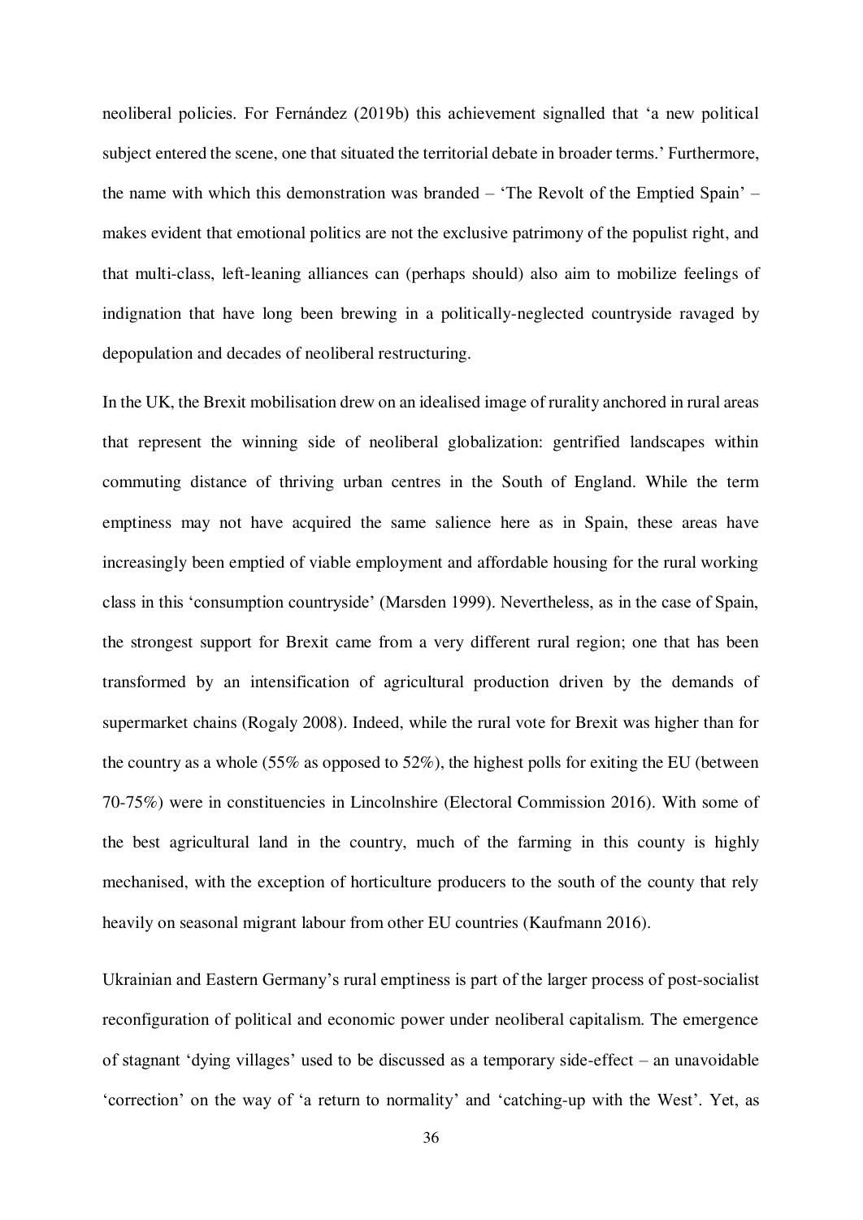neoliberal policies. For Fernández (2019b) this achievement signalled that 'a new political subject entered the scene, one that situated the territorial debate in broader terms.' Furthermore, the name with which this demonstration was branded – 'The Revolt of the Emptied Spain' – makes evident that emotional politics are not the exclusive patrimony of the populist right, and that multi-class, left-leaning alliances can (perhaps should) also aim to mobilize feelings of indignation that have long been brewing in a politically-neglected countryside ravaged by depopulation and decades of neoliberal restructuring.

In the UK, the Brexit mobilisation drew on an idealised image of rurality anchored in rural areas that represent the winning side of neoliberal globalization: gentrified landscapes within commuting distance of thriving urban centres in the South of England. While the term emptiness may not have acquired the same salience here as in Spain, these areas have increasingly been emptied of viable employment and affordable housing for the rural working class in this 'consumption countryside' (Marsden 1999). Nevertheless, as in the case of Spain, the strongest support for Brexit came from a very different rural region; one that has been transformed by an intensification of agricultural production driven by the demands of supermarket chains (Rogaly 2008). Indeed, while the rural vote for Brexit was higher than for the country as a whole (55% as opposed to 52%), the highest polls for exiting the EU (between 70-75%) were in constituencies in Lincolnshire (Electoral Commission 2016). With some of the best agricultural land in the country, much of the farming in this county is highly mechanised, with the exception of horticulture producers to the south of the county that rely heavily on seasonal migrant labour from other EU countries (Kaufmann 2016).

Ukrainian and Eastern Germany's rural emptiness is part of the larger process of post-socialist reconfiguration of political and economic power under neoliberal capitalism. The emergence of stagnant 'dying villages' used to be discussed as a temporary side-effect – an unavoidable 'correction' on the way of 'a return to normality' and 'catching-up with the West'. Yet, as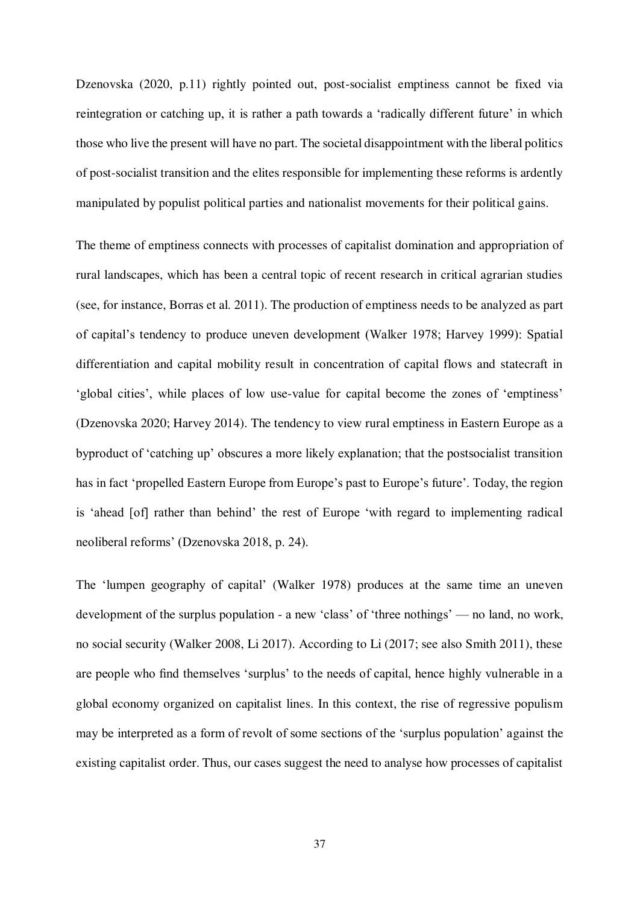Dzenovska (2020, p.11) rightly pointed out, post-socialist emptiness cannot be fixed via reintegration or catching up, it is rather a path towards a 'radically different future' in which those who live the present will have no part. The societal disappointment with the liberal politics of post-socialist transition and the elites responsible for implementing these reforms is ardently manipulated by populist political parties and nationalist movements for their political gains.

The theme of emptiness connects with processes of capitalist domination and appropriation of rural landscapes, which has been a central topic of recent research in critical agrarian studies (see, for instance, Borras et al. 2011). The production of emptiness needs to be analyzed as part of capital's tendency to produce uneven development (Walker 1978; Harvey 1999): Spatial differentiation and capital mobility result in concentration of capital flows and statecraft in 'global cities', while places of low use-value for capital become the zones of 'emptiness' (Dzenovska 2020; Harvey 2014). The tendency to view rural emptiness in Eastern Europe as a byproduct of 'catching up' obscures a more likely explanation; that the postsocialist transition has in fact 'propelled Eastern Europe from Europe's past to Europe's future'. Today, the region is 'ahead [of] rather than behind' the rest of Europe 'with regard to implementing radical neoliberal reforms' (Dzenovska 2018, p. 24).

The 'lumpen geography of capital' (Walker 1978) produces at the same time an uneven development of the surplus population - a new 'class' of 'three nothings' — no land, no work, no social security (Walker 2008, Li 2017). According to Li (2017; see also Smith 2011), these are people who find themselves 'surplus' to the needs of capital, hence highly vulnerable in a global economy organized on capitalist lines. In this context, the rise of regressive populism may be interpreted as a form of revolt of some sections of the 'surplus population' against the existing capitalist order. Thus, our cases suggest the need to analyse how processes of capitalist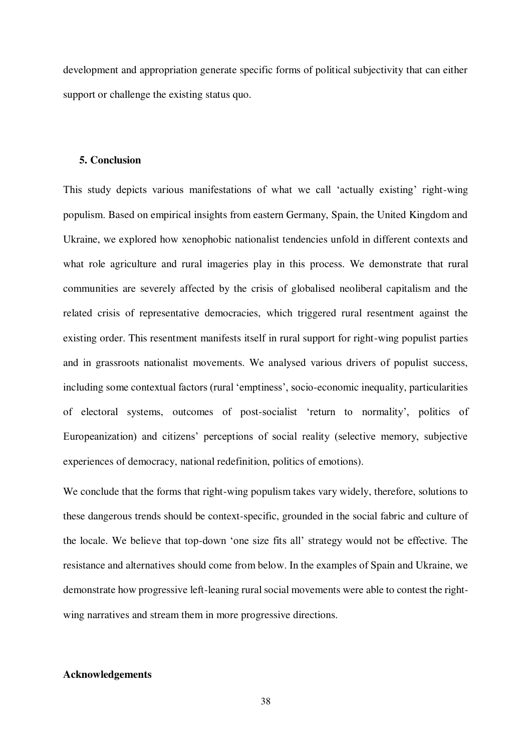development and appropriation generate specific forms of political subjectivity that can either support or challenge the existing status quo.

## 5. Conclusion

This study depicts various manifestations of what we call 'actually existing' right-wing populism. Based on empirical insights from eastern Germany, Spain, the United Kingdom and Ukraine, we explored how xenophobic nationalist tendencies unfold in different contexts and what role agriculture and rural imageries play in this process. We demonstrate that rural communities are severely affected by the crisis of globalised neoliberal capitalism and the related crisis of representative democracies, which triggered rural resentment against the existing order. This resentment manifests itself in rural support for right-wing populist parties and in grassroots nationalist movements. We analysed various drivers of populist success, including some contextual factors (rural 'emptiness', socio-economic inequality, particularities of electoral systems, outcomes of post-socialist 'return to normality', politics of Europeanization) and citizens' perceptions of social reality (selective memory, subjective experiences of democracy, national redefinition, politics of emotions).

We conclude that the forms that right-wing populism takes vary widely, therefore, solutions to these dangerous trends should be context-specific, grounded in the social fabric and culture of the locale. We believe that top-down 'one size fits all' strategy would not be effective. The resistance and alternatives should come from below. In the examples of Spain and Ukraine, we demonstrate how progressive left-leaning rural social movements were able to contest the right-wing narratives and stream them in more progressive directions.

## Acknowledgements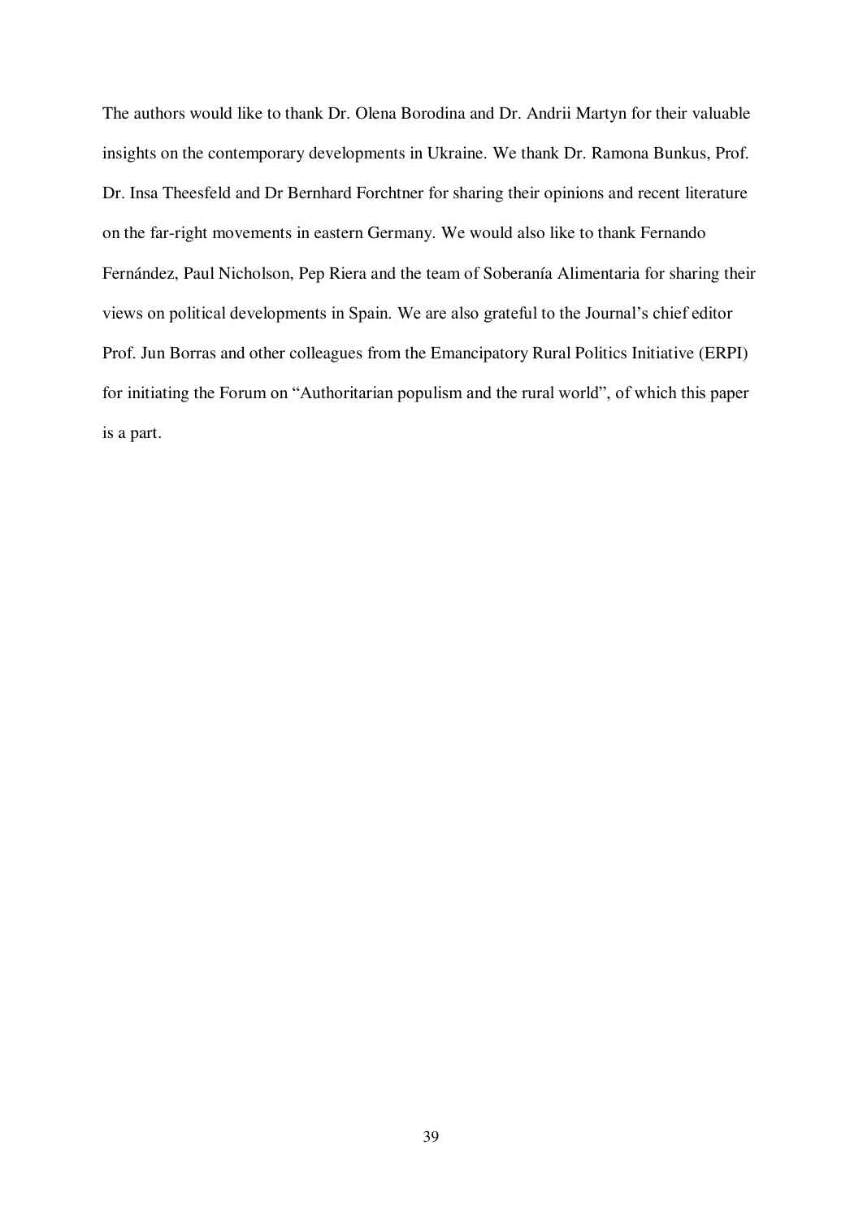The authors would like to thank Dr. Olena Borodina and Dr. Andrii Martyn for their valuable insights on the contemporary developments in Ukraine. We thank Dr. Ramona Bunkus, Prof. Dr. Insa Theesfeld and Dr Bernhard Forchtner for sharing their opinions and recent literature on the far-right movements in eastern Germany. We would also like to thank Fernando Fernández, Paul Nicholson, Pep Riera and the team of Soberanía Alimentaria for sharing their views on political developments in Spain. We are also grateful to the Journal's chief editor Prof. Jun Borras and other colleagues from the Emancipatory Rural Politics Initiative (ERPI) for initiating the Forum on "Authoritarian populism and the rural world", of which this paper is a part.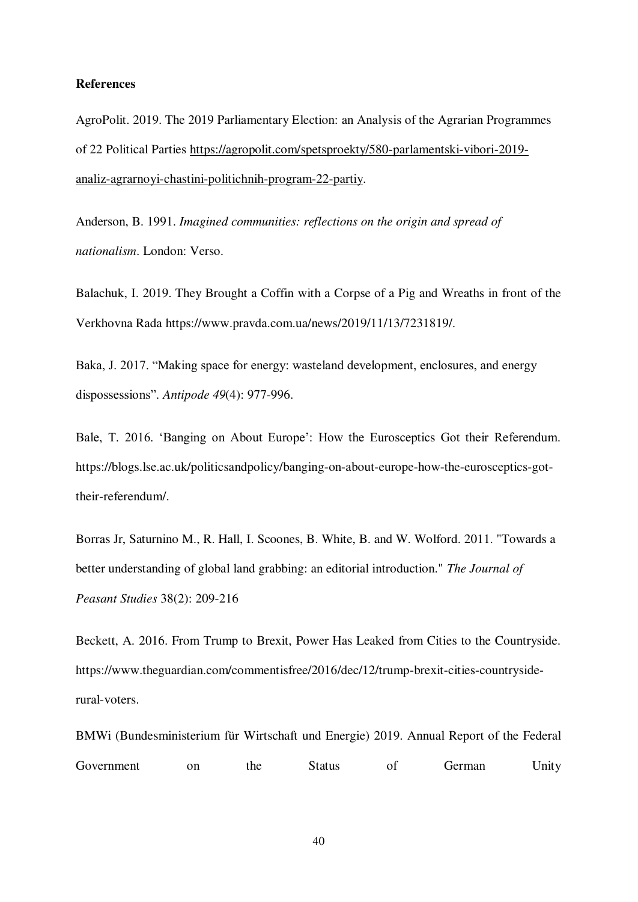**References**

AgroPolit. 2019. The 2019 Parliamentary Election: an Analysis of the Agrarian Programmes of 22 Political Parties https://agropolit.com/spetsproekty/580-parlamentski-vibori-2019-analiz-agrarnoyi-chastini-politichnih-program-22-partiy.

Anderson, B. 1991. *Imagined communities: reflections on the origin and spread of nationalism*. London: Verso.

Balachuk, I. 2019. They Brought a Coffin with a Corpse of a Pig and Wreaths in front of the Verkhovna Rada https://www.pravda.com.ua/news/2019/11/13/7231819/.

Baka, J. 2017. "Making space for energy: wasteland development, enclosures, and energy dispossessions". *Antipode 49*(4): 977-996.

Bale, T. 2016. 'Banging on About Europe': How the Eurosceptics Got their Referendum. https://blogs.lse.ac.uk/politicsandpolicy/banging-on-about-europe-how-the-eurosceptics-got-their-referendum/.

Borras Jr, Saturnino M., R. Hall, I. Scoones, B. White, B. and W. Wolford. 2011. "Towards a better understanding of global land grabbing: an editorial introduction." *The Journal of Peasant Studies* 38(2): 209-216

Beckett, A. 2016. From Trump to Brexit, Power Has Leaked from Cities to the Countryside. https://www.theguardian.com/commentisfree/2016/dec/12/trump-brexit-cities-countryside-rural-voters.

BMWi (Bundesministerium für Wirtschaft und Energie) 2019. Annual Report of the Federal Government on the Status of German Unity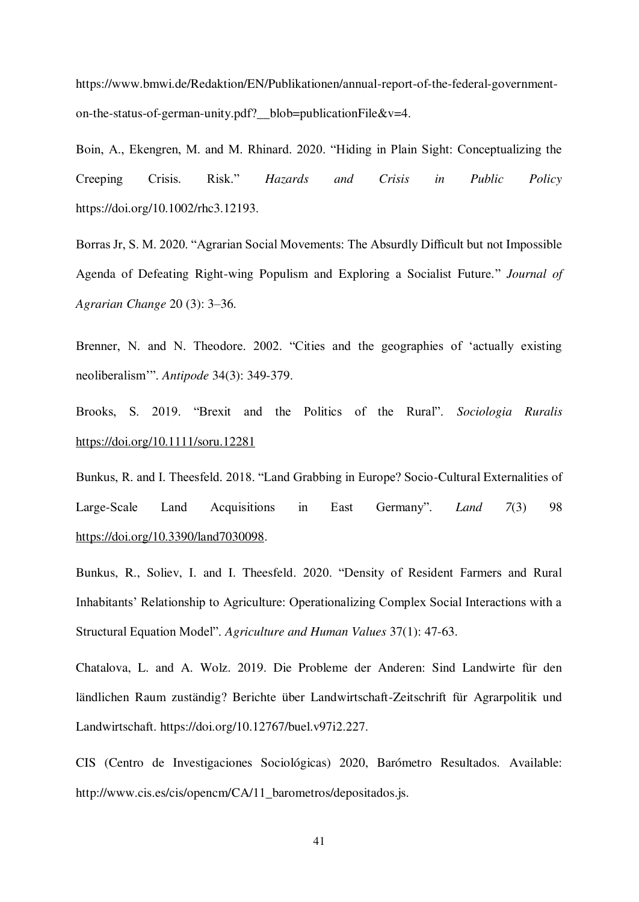https://www.bmwi.de/Redaktion/EN/Publikationen/annual-report-of-the-federal-government-on-the-status-of-german-unity.pdf?__blob=publicationFile&v=4.

Boin, A., Ekengren, M. and M. Rhinard. 2020. "Hiding in Plain Sight: Conceptualizing the Creeping Crisis. Risk." *Hazards and Crisis in Public Policy* https://doi.org/10.1002/rhc3.12193.

Borras Jr, S. M. 2020. "Agrarian Social Movements: The Absurdly Difficult but not Impossible Agenda of Defeating Right-wing Populism and Exploring a Socialist Future." *Journal of Agrarian Change* 20 (3): 3–36.

Brenner, N. and N. Theodore. 2002. "Cities and the geographies of 'actually existing neoliberalism'". *Antipode* 34(3): 349-379.

Brooks, S. 2019. "Brexit and the Politics of the Rural". *Sociologia Ruralis* https://doi.org/10.1111/soru.12281

Bunkus, R. and I. Theesfeld. 2018. "Land Grabbing in Europe? Socio-Cultural Externalities of Large-Scale Land Acquisitions in East Germany". *Land 7*(3) 98 https://doi.org/10.3390/land7030098.

Bunkus, R., Soliev, I. and I. Theesfeld. 2020. "Density of Resident Farmers and Rural Inhabitants' Relationship to Agriculture: Operationalizing Complex Social Interactions with a Structural Equation Model". *Agriculture and Human Values* 37(1): 47-63.

Chatalova, L. and A. Wolz. 2019. Die Probleme der Anderen: Sind Landwirte für den ländlichen Raum zuständig? Berichte über Landwirtschaft-Zeitschrift für Agrarpolitik und Landwirtschaft. https://doi.org/10.12767/buel.v97i2.227.

CIS (Centro de Investigaciones Sociológicas) 2020, Barómetro Resultados. Available: http://www.cis.es/cis/opencm/CA/11_barometros/depositados.js.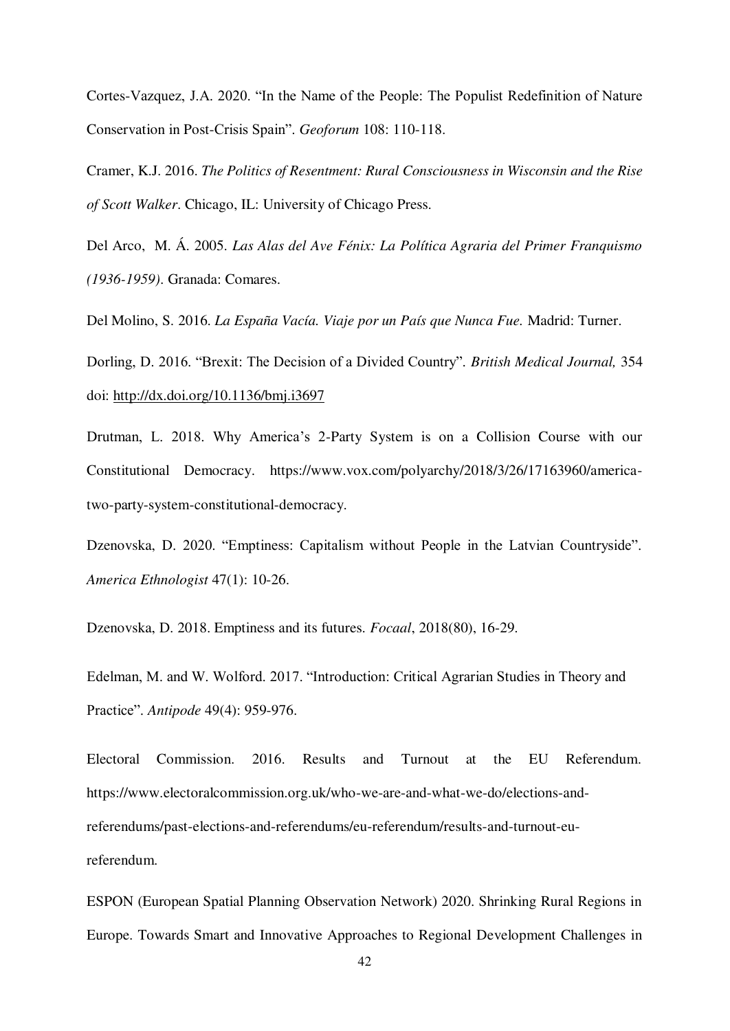Cortes-Vazquez, J.A. 2020. "In the Name of the People: The Populist Redefinition of Nature Conservation in Post-Crisis Spain". *Geoforum* 108: 110-118.

Cramer, K.J. 2016. *The Politics of Resentment: Rural Consciousness in Wisconsin and the Rise of Scott Walker*. Chicago, IL: University of Chicago Press.

Del Arco, M. Á. 2005. *Las Alas del Ave Fénix: La Política Agraria del Primer Franquismo (1936-1959)*. Granada: Comares.

Del Molino, S. 2016. *La España Vacía. Viaje por un País que Nunca Fue.* Madrid: Turner.

Dorling, D. 2016. "Brexit: The Decision of a Divided Country". *British Medical Journal,* 354 doi: http://dx.doi.org/10.1136/bmj.i3697

Drutman, L. 2018. Why America's 2-Party System is on a Collision Course with our Constitutional Democracy. https://www.vox.com/polyarchy/2018/3/26/17163960/america-two-party-system-constitutional-democracy.

Dzenovska, D. 2020. "Emptiness: Capitalism without People in the Latvian Countryside". *America Ethnologist* 47(1): 10-26.

Dzenovska, D. 2018. Emptiness and its futures. *Focaal*, 2018(80), 16-29.

Edelman, M. and W. Wolford. 2017. "Introduction: Critical Agrarian Studies in Theory and Practice". *Antipode* 49(4): 959-976.

Electoral Commission. 2016. Results and Turnout at the EU Referendum. https://www.electoralcommission.org.uk/who-we-are-and-what-we-do/elections-and-referendums/past-elections-and-referendums/eu-referendum/results-and-turnout-eu-referendum.

ESPON (European Spatial Planning Observation Network) 2020. Shrinking Rural Regions in Europe. Towards Smart and Innovative Approaches to Regional Development Challenges in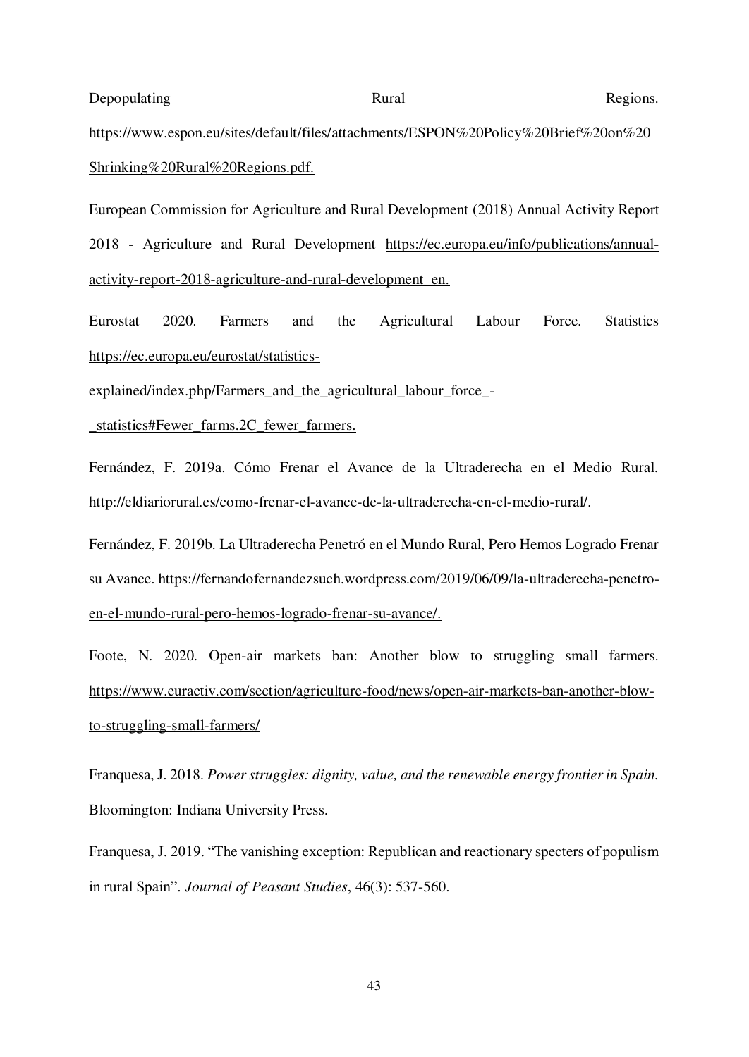Depopulating Rural Regions. https://www.espon.eu/sites/default/files/attachments/ESPON%20Policy%20Brief%20on%20Shrinking%20Rural%20Regions.pdf.

European Commission for Agriculture and Rural Development (2018) Annual Activity Report 2018 - Agriculture and Rural Development https://ec.europa.eu/info/publications/annual-activity-report-2018-agriculture-and-rural-development_en.

Eurostat 2020. Farmers and the Agricultural Labour Force. Statistics https://ec.europa.eu/eurostat/statistics-explained/index.php/Farmers_and_the_agricultural_labour_force_-_statistics#Fewer_farms.2C_fewer_farmers.

Fernández, F. 2019a. Cómo Frenar el Avance de la Ultraderecha en el Medio Rural. http://eldiariorural.es/como-frenar-el-avance-de-la-ultraderecha-en-el-medio-rural/.

Fernández, F. 2019b. La Ultraderecha Penetró en el Mundo Rural, Pero Hemos Logrado Frenar su Avance. https://fernandofernandezsuch.wordpress.com/2019/06/09/la-ultraderecha-penetro-en-el-mundo-rural-pero-hemos-logrado-frenar-su-avance/.

Foote, N. 2020. Open-air markets ban: Another blow to struggling small farmers. https://www.euractiv.com/section/agriculture-food/news/open-air-markets-ban-another-blow-to-struggling-small-farmers/

Franquesa, J. 2018. *Power struggles: dignity, value, and the renewable energy frontier in Spain.* Bloomington: Indiana University Press.

Franquesa, J. 2019. "The vanishing exception: Republican and reactionary specters of populism in rural Spain". *Journal of Peasant Studies*, 46(3): 537-560.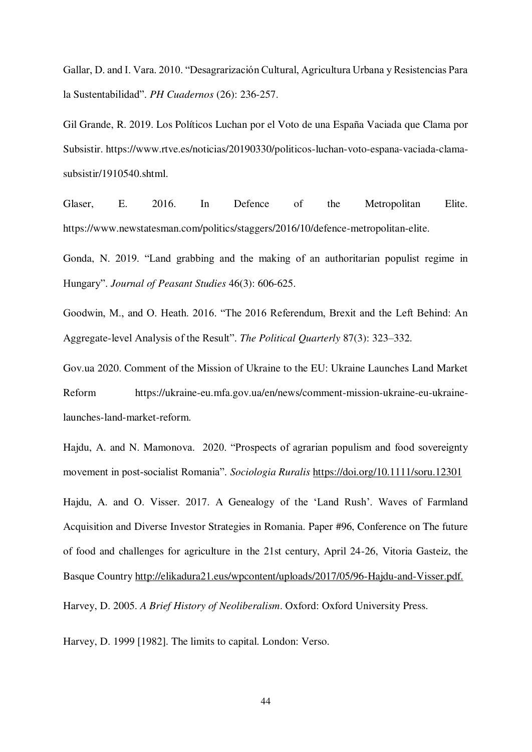Gallar, D. and I. Vara. 2010. “Desagrarización Cultural, Agricultura Urbana y Resistencias Para la Sustentabilidad”. *PH Cuadernos* (26): 236-257.

Gil Grande, R. 2019. Los Políticos Luchan por el Voto de una España Vaciada que Clama por Subsistir. https://www.rtve.es/noticias/20190330/politicos-luchan-voto-espana-vaciada-clama-subsistir/1910540.shtml.

Glaser, E. 2016. In Defence of the Metropolitan Elite. https://www.newstatesman.com/politics/staggers/2016/10/defence-metropolitan-elite.

Gonda, N. 2019. “Land grabbing and the making of an authoritarian populist regime in Hungary”. *Journal of Peasant Studies* 46(3): 606-625.

Goodwin, M., and O. Heath. 2016. “The 2016 Referendum, Brexit and the Left Behind: An Aggregate-level Analysis of the Result”. *The Political Quarterly* 87(3): 323–332.

Gov.ua 2020. Comment of the Mission of Ukraine to the EU: Ukraine Launches Land Market Reform https://ukraine-eu.mfa.gov.ua/en/news/comment-mission-ukraine-eu-ukraine-launches-land-market-reform.

Hajdu, A. and N. Mamonova. 2020. “Prospects of agrarian populism and food sovereignty movement in post-socialist Romania”. *Sociologia Ruralis* https://doi.org/10.1111/soru.12301

Hajdu, A. and O. Visser. 2017. A Genealogy of the ‘Land Rush’. Waves of Farmland Acquisition and Diverse Investor Strategies in Romania. Paper #96, Conference on The future of food and challenges for agriculture in the 21st century, April 24-26, Vitoria Gasteiz, the Basque Country http://elikadura21.eus/wpcontent/uploads/2017/05/96-Hajdu-and-Visser.pdf.

Harvey, D. 2005. *A Brief History of Neoliberalism*. Oxford: Oxford University Press.

Harvey, D. 1999 [1982]. The limits to capital. London: Verso.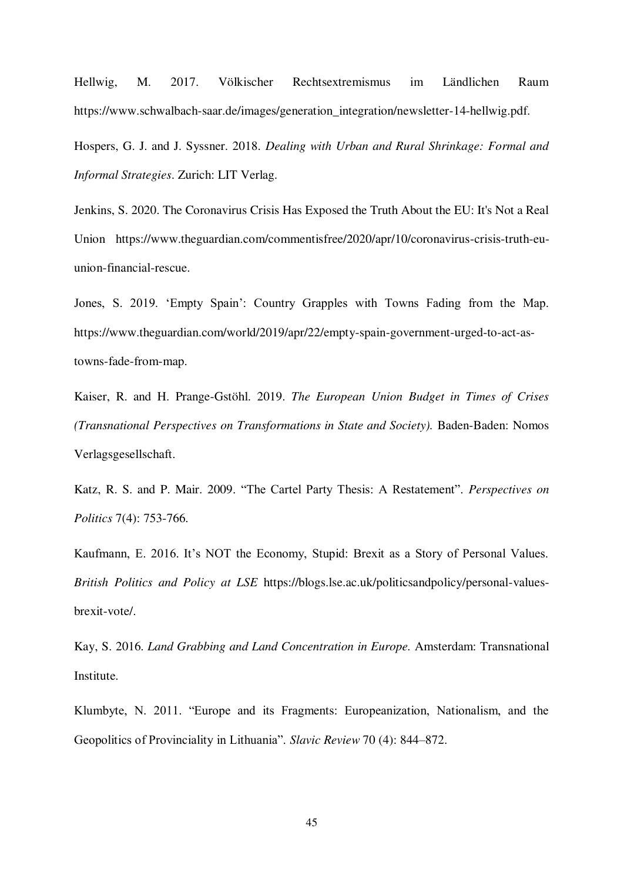Hellwig, M. 2017. Völkischer Rechtsextremismus im Ländlichen Raum https://www.schwalbach-saar.de/images/generation_integration/newsletter-14-hellwig.pdf.

Hospers, G. J. and J. Syssner. 2018. *Dealing with Urban and Rural Shrinkage: Formal and Informal Strategies*. Zurich: LIT Verlag.

Jenkins, S. 2020. The Coronavirus Crisis Has Exposed the Truth About the EU: It's Not a Real Union https://www.theguardian.com/commentisfree/2020/apr/10/coronavirus-crisis-truth-eu-union-financial-rescue.

Jones, S. 2019. 'Empty Spain': Country Grapples with Towns Fading from the Map. https://www.theguardian.com/world/2019/apr/22/empty-spain-government-urged-to-act-as-towns-fade-from-map.

Kaiser, R. and H. Prange-Gstöhl. 2019. *The European Union Budget in Times of Crises (Transnational Perspectives on Transformations in State and Society).* Baden-Baden: Nomos Verlagsgesellschaft.

Katz, R. S. and P. Mair. 2009. "The Cartel Party Thesis: A Restatement". *Perspectives on Politics* 7(4): 753-766.

Kaufmann, E. 2016. It's NOT the Economy, Stupid: Brexit as a Story of Personal Values. *British Politics and Policy at LSE* https://blogs.lse.ac.uk/politicsandpolicy/personal-values-brexit-vote/.

Kay, S. 2016. *Land Grabbing and Land Concentration in Europe.* Amsterdam: Transnational Institute.

Klumbyte, N. 2011. "Europe and its Fragments: Europeanization, Nationalism, and the Geopolitics of Provinciality in Lithuania". *Slavic Review* 70 (4): 844–872.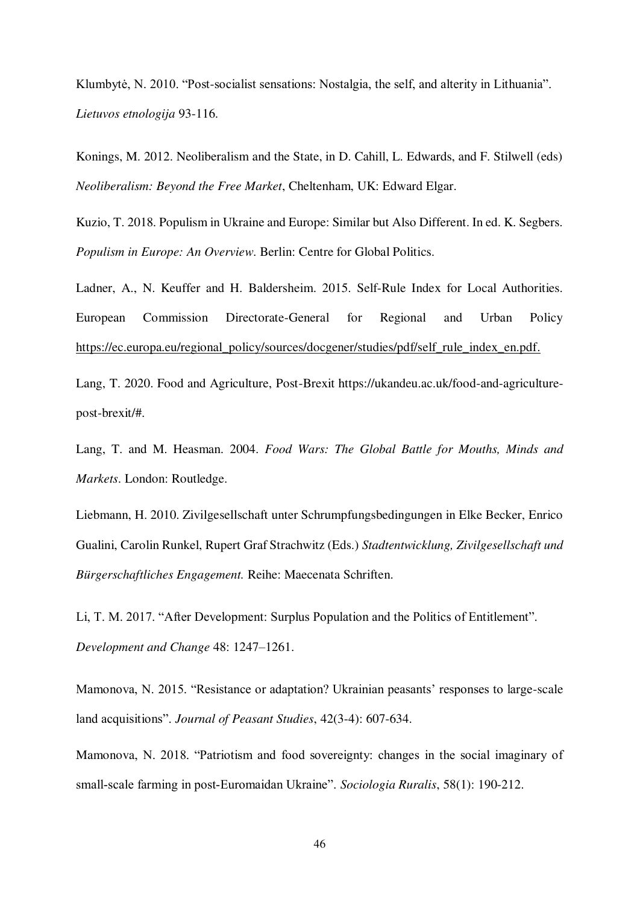Klumbytė, N. 2010. "Post-socialist sensations: Nostalgia, the self, and alterity in Lithuania". *Lietuvos etnologija* 93-116.

Konings, M. 2012. Neoliberalism and the State, in D. Cahill, L. Edwards, and F. Stilwell (eds) *Neoliberalism: Beyond the Free Market*, Cheltenham, UK: Edward Elgar.

Kuzio, T. 2018. Populism in Ukraine and Europe: Similar but Also Different. In ed. K. Segbers. *Populism in Europe: An Overview*. Berlin: Centre for Global Politics.

Ladner, A., N. Keuffer and H. Baldersheim. 2015. Self-Rule Index for Local Authorities. European Commission Directorate-General for Regional and Urban Policy https://ec.europa.eu/regional_policy/sources/docgener/studies/pdf/self_rule_index_en.pdf.

Lang, T. 2020. Food and Agriculture, Post-Brexit https://ukandeu.ac.uk/food-and-agriculture-post-brexit/#.

Lang, T. and M. Heasman. 2004. *Food Wars: The Global Battle for Mouths, Minds and Markets*. London: Routledge.

Liebmann, H. 2010. Zivilgesellschaft unter Schrumpfungsbedingungen in Elke Becker, Enrico Gualini, Carolin Runkel, Rupert Graf Strachwitz (Eds.) *Stadtentwicklung, Zivilgesellschaft und Bürgerschaftliches Engagement.* Reihe: Maecenata Schriften.

Li, T. M. 2017. "After Development: Surplus Population and the Politics of Entitlement". *Development and Change* 48: 1247–1261.

Mamonova, N. 2015. "Resistance or adaptation? Ukrainian peasants' responses to large-scale land acquisitions". *Journal of Peasant Studies*, 42(3-4): 607-634.

Mamonova, N. 2018. "Patriotism and food sovereignty: changes in the social imaginary of small-scale farming in post-Euromaidan Ukraine". *Sociologia Ruralis*, 58(1): 190-212.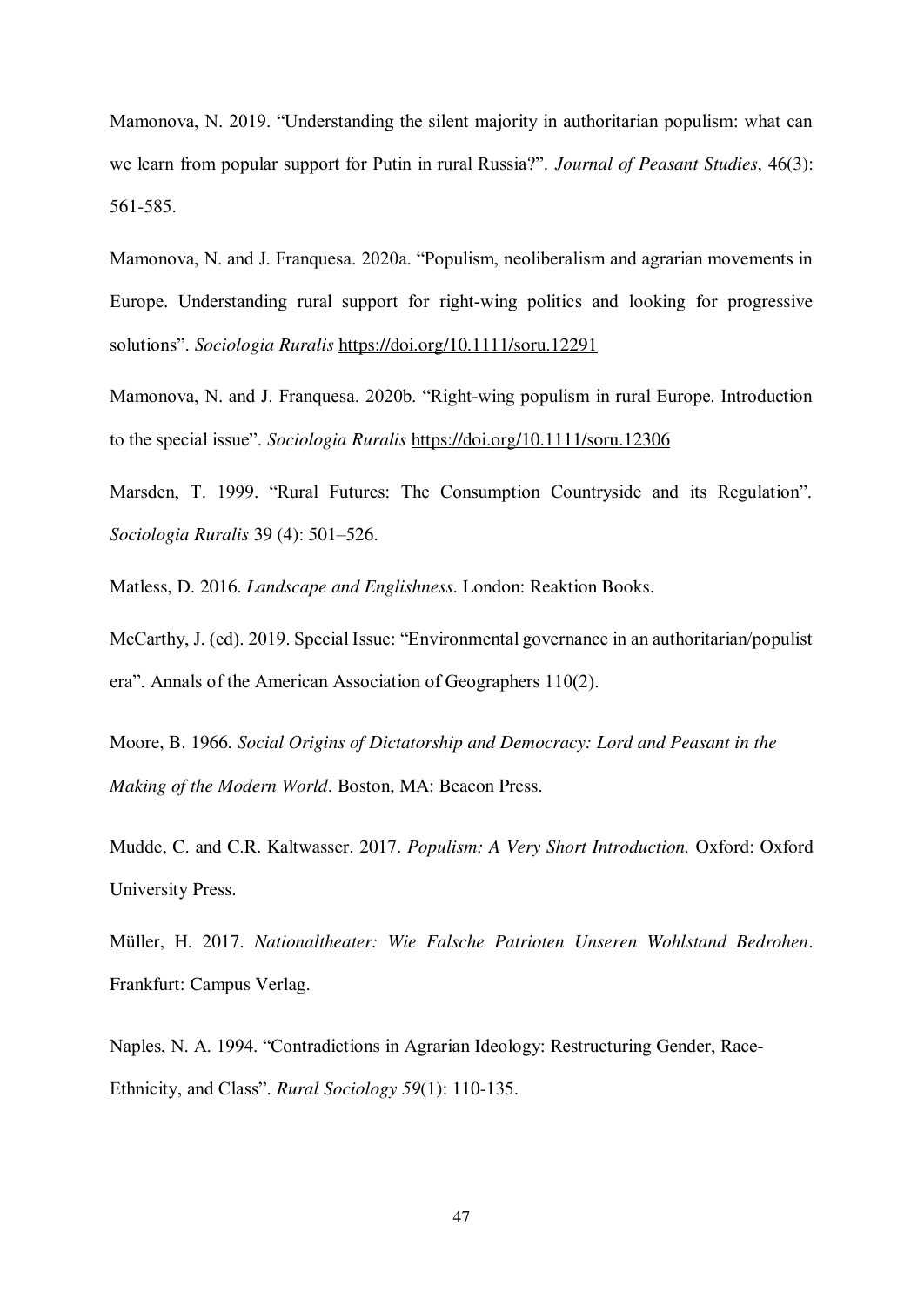Mamonova, N. 2019. "Understanding the silent majority in authoritarian populism: what can we learn from popular support for Putin in rural Russia?". *Journal of Peasant Studies*, 46(3): 561-585.

Mamonova, N. and J. Franquesa. 2020a. "Populism, neoliberalism and agrarian movements in Europe. Understanding rural support for right-wing politics and looking for progressive solutions". *Sociologia Ruralis* https://doi.org/10.1111/soru.12291

Mamonova, N. and J. Franquesa. 2020b. "Right-wing populism in rural Europe. Introduction to the special issue". *Sociologia Ruralis* https://doi.org/10.1111/soru.12306

Marsden, T. 1999. "Rural Futures: The Consumption Countryside and its Regulation". *Sociologia Ruralis* 39 (4): 501–526.

Matless, D. 2016. *Landscape and Englishness*. London: Reaktion Books.

McCarthy, J. (ed). 2019. Special Issue: "Environmental governance in an authoritarian/populist era". Annals of the American Association of Geographers 110(2).

Moore, B. 1966. *Social Origins of Dictatorship and Democracy: Lord and Peasant in the Making of the Modern World*. Boston, MA: Beacon Press.

Mudde, C. and C.R. Kaltwasser. 2017. *Populism: A Very Short Introduction.* Oxford: Oxford University Press.

Müller, H. 2017. *Nationaltheater: Wie Falsche Patrioten Unseren Wohlstand Bedrohen*. Frankfurt: Campus Verlag.

Naples, N. A. 1994. "Contradictions in Agrarian Ideology: Restructuring Gender, Race-Ethnicity, and Class". *Rural Sociology 59*(1): 110-135.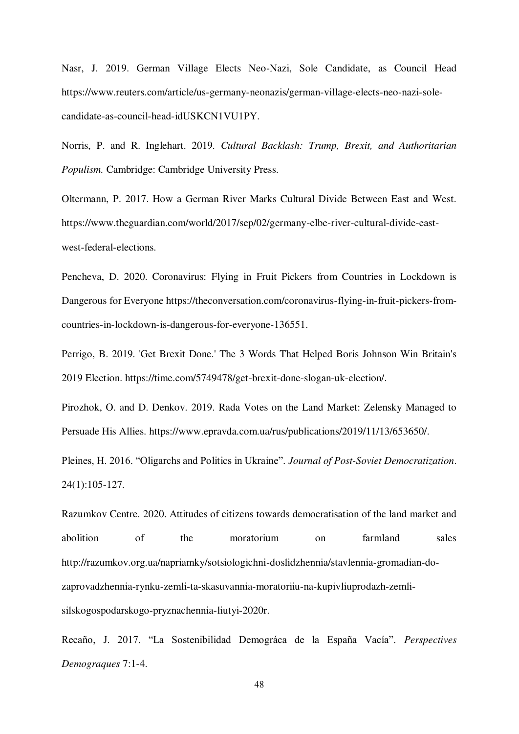Nasr, J. 2019. German Village Elects Neo-Nazi, Sole Candidate, as Council Head https://www.reuters.com/article/us-germany-neonazis/german-village-elects-neo-nazi-sole-candidate-as-council-head-idUSKCN1VU1PY.

Norris, P. and R. Inglehart. 2019. *Cultural Backlash: Trump, Brexit, and Authoritarian Populism.* Cambridge: Cambridge University Press.

Oltermann, P. 2017. How a German River Marks Cultural Divide Between East and West. https://www.theguardian.com/world/2017/sep/02/germany-elbe-river-cultural-divide-east-west-federal-elections.

Pencheva, D. 2020. Coronavirus: Flying in Fruit Pickers from Countries in Lockdown is Dangerous for Everyone https://theconversation.com/coronavirus-flying-in-fruit-pickers-from-countries-in-lockdown-is-dangerous-for-everyone-136551.

Perrigo, B. 2019. 'Get Brexit Done.' The 3 Words That Helped Boris Johnson Win Britain's 2019 Election. https://time.com/5749478/get-brexit-done-slogan-uk-election/.

Pirozhok, O. and D. Denkov. 2019. Rada Votes on the Land Market: Zelensky Managed to Persuade His Allies. https://www.epravda.com.ua/rus/publications/2019/11/13/653650/.

Pleines, H. 2016. "Oligarchs and Politics in Ukraine". *Journal of Post-Soviet Democratization*. 24(1):105-127.

Razumkov Centre. 2020. Attitudes of citizens towards democratisation of the land market and abolition of the moratorium on farmland sales http://razumkov.org.ua/napriamky/sotsiologichni-doslidzhennia/stavlennia-gromadian-do-zaprovadzhennia-rynku-zemli-ta-skasuvannia-moratoriiu-na-kupivliuprodazh-zemli-silskogospodarskogo-pryznachennia-liutyi-2020r.

Recaño, J. 2017. "La Sostenibilidad Demográca de la España Vacía". *Perspectives Demograques* 7:1-4.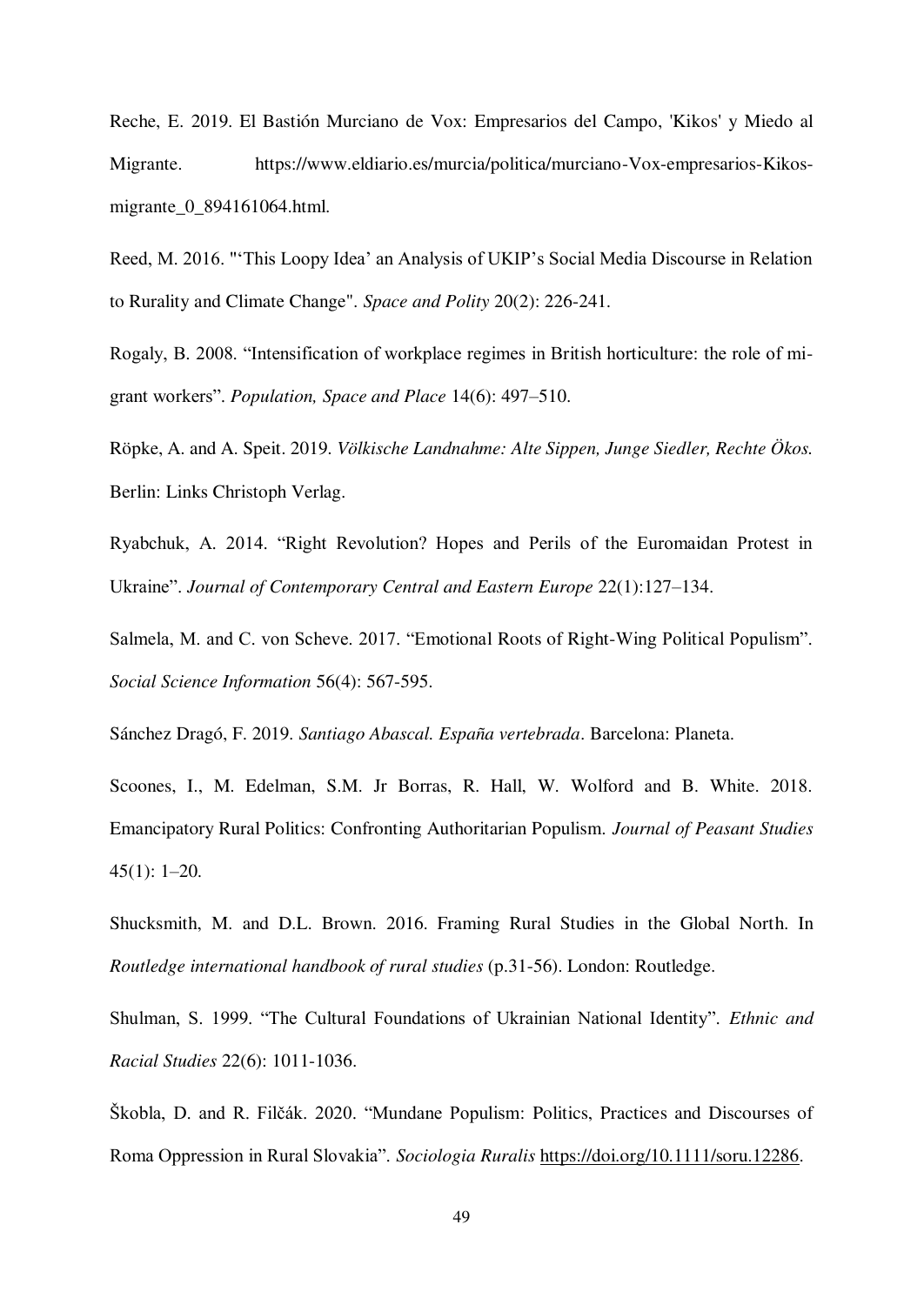Reche, E. 2019. El Bastión Murciano de Vox: Empresarios del Campo, 'Kikos' y Miedo al Migrante. https://www.eldiario.es/murcia/politica/murciano-Vox-empresarios-Kikos-migrante_0_894161064.html.

Reed, M. 2016. "'This Loopy Idea' an Analysis of UKIP's Social Media Discourse in Relation to Rurality and Climate Change". *Space and Polity* 20(2): 226-241.

Rogaly, B. 2008. "Intensification of workplace regimes in British horticulture: the role of migrant workers". *Population, Space and Place* 14(6): 497–510.

Röpke, A. and A. Speit. 2019. *Völkische Landnahme: Alte Sippen, Junge Siedler, Rechte Ökos.* Berlin: Links Christoph Verlag.

Ryabchuk, A. 2014. "Right Revolution? Hopes and Perils of the Euromaidan Protest in Ukraine". *Journal of Contemporary Central and Eastern Europe* 22(1):127–134.

Salmela, M. and C. von Scheve. 2017. "Emotional Roots of Right-Wing Political Populism". *Social Science Information* 56(4): 567-595.

Sánchez Dragó, F. 2019. *Santiago Abascal. España vertebrada*. Barcelona: Planeta.

Scoones, I., M. Edelman, S.M. Jr Borras, R. Hall, W. Wolford and B. White. 2018. Emancipatory Rural Politics: Confronting Authoritarian Populism. *Journal of Peasant Studies* 45(1): 1–20.

Shucksmith, M. and D.L. Brown. 2016. Framing Rural Studies in the Global North. In *Routledge international handbook of rural studies* (p.31-56). London: Routledge.

Shulman, S. 1999. "The Cultural Foundations of Ukrainian National Identity". *Ethnic and Racial Studies* 22(6): 1011-1036.

Škobla, D. and R. Filčák. 2020. "Mundane Populism: Politics, Practices and Discourses of Roma Oppression in Rural Slovakia". *Sociologia Ruralis* https://doi.org/10.1111/soru.12286.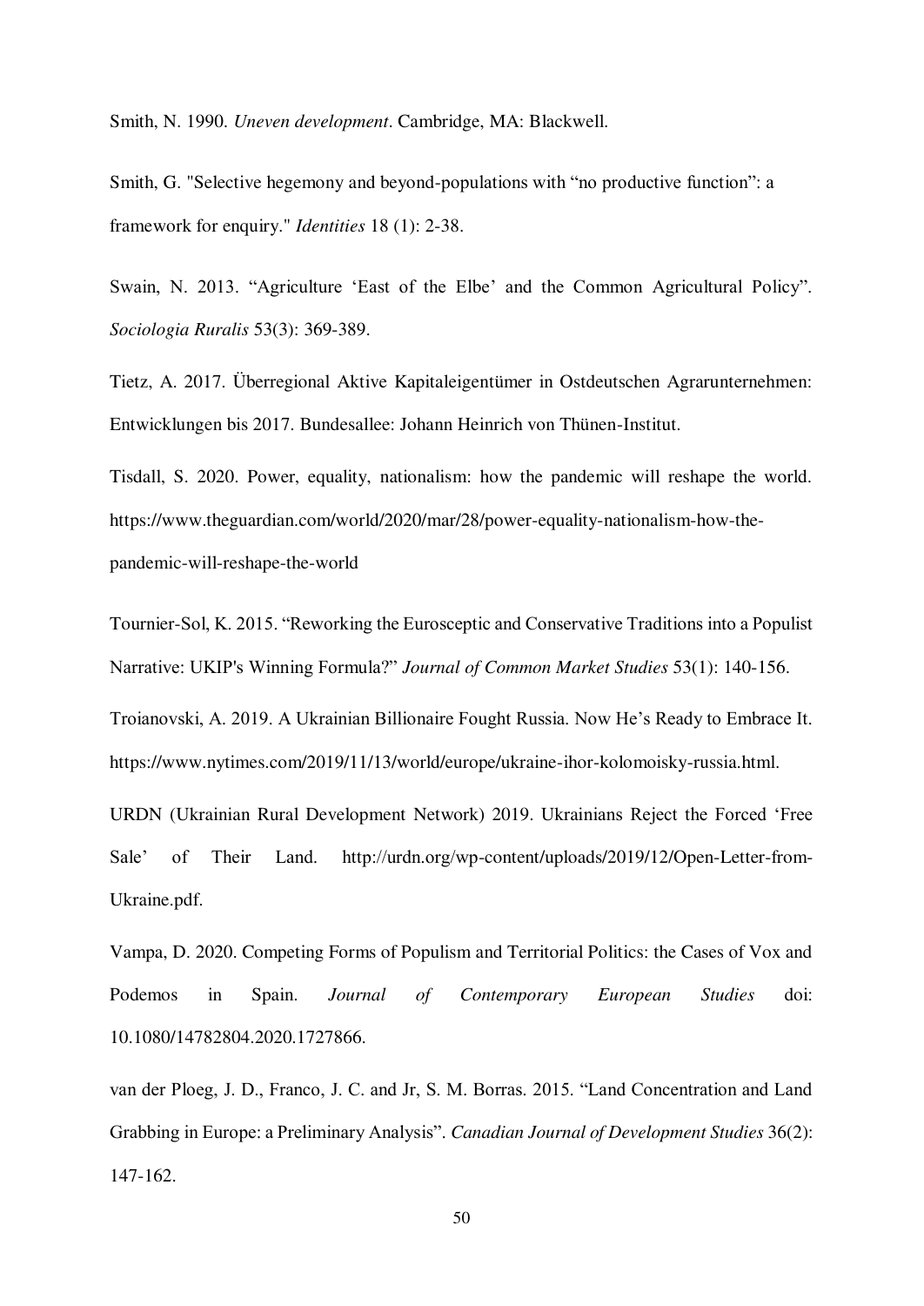Smith, N. 1990. *Uneven development*. Cambridge, MA: Blackwell.

Smith, G. "Selective hegemony and beyond-populations with "no productive function": a framework for enquiry." *Identities* 18 (1): 2-38.

Swain, N. 2013. "Agriculture 'East of the Elbe' and the Common Agricultural Policy". *Sociologia Ruralis* 53(3): 369-389.

Tietz, A. 2017. Überregional Aktive Kapitaleigentümer in Ostdeutschen Agrarunternehmen: Entwicklungen bis 2017. Bundesallee: Johann Heinrich von Thünen-Institut.

Tisdall, S. 2020. Power, equality, nationalism: how the pandemic will reshape the world. https://www.theguardian.com/world/2020/mar/28/power-equality-nationalism-how-the-pandemic-will-reshape-the-world

Tournier-Sol, K. 2015. "Reworking the Eurosceptic and Conservative Traditions into a Populist Narrative: UKIP's Winning Formula?" *Journal of Common Market Studies* 53(1): 140-156.

Troianovski, A. 2019. A Ukrainian Billionaire Fought Russia. Now He's Ready to Embrace It. https://www.nytimes.com/2019/11/13/world/europe/ukraine-ihor-kolomoisky-russia.html.

URDN (Ukrainian Rural Development Network) 2019. Ukrainians Reject the Forced 'Free Sale' of Their Land. http://urdn.org/wp-content/uploads/2019/12/Open-Letter-from-Ukraine.pdf.

Vampa, D. 2020. Competing Forms of Populism and Territorial Politics: the Cases of Vox and Podemos in Spain. *Journal of Contemporary European Studies* doi: 10.1080/14782804.2020.1727866.

van der Ploeg, J. D., Franco, J. C. and Jr, S. M. Borras. 2015. "Land Concentration and Land Grabbing in Europe: a Preliminary Analysis". *Canadian Journal of Development Studies* 36(2): 147-162.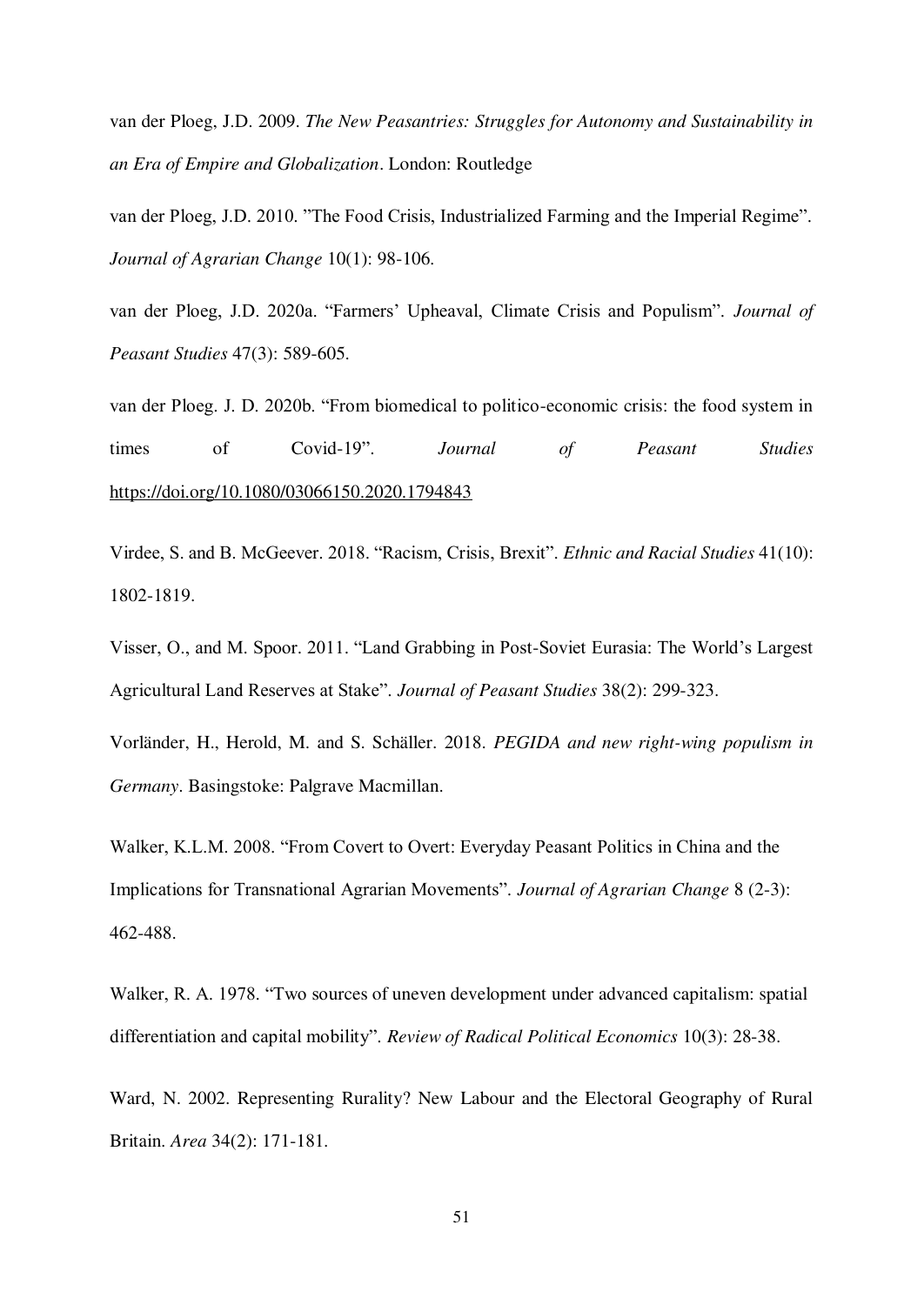van der Ploeg, J.D. 2009. *The New Peasantries: Struggles for Autonomy and Sustainability in an Era of Empire and Globalization*. London: Routledge

van der Ploeg, J.D. 2010. "The Food Crisis, Industrialized Farming and the Imperial Regime". *Journal of Agrarian Change* 10(1): 98-106.

van der Ploeg, J.D. 2020a. "Farmers' Upheaval, Climate Crisis and Populism". *Journal of Peasant Studies* 47(3): 589-605.

van der Ploeg. J. D. 2020b. "From biomedical to politico-economic crisis: the food system in times of Covid-19". *Journal of Peasant Studies* https://doi.org/10.1080/03066150.2020.1794843

Virdee, S. and B. McGeever. 2018. "Racism, Crisis, Brexit". *Ethnic and Racial Studies* 41(10): 1802-1819.

Visser, O., and M. Spoor. 2011. "Land Grabbing in Post-Soviet Eurasia: The World's Largest Agricultural Land Reserves at Stake". *Journal of Peasant Studies* 38(2): 299-323.

Vorländer, H., Herold, M. and S. Schäller. 2018. *PEGIDA and new right-wing populism in Germany*. Basingstoke: Palgrave Macmillan.

Walker, K.L.M. 2008. "From Covert to Overt: Everyday Peasant Politics in China and the Implications for Transnational Agrarian Movements". *Journal of Agrarian Change* 8 (2-3): 462-488.

Walker, R. A. 1978. "Two sources of uneven development under advanced capitalism: spatial differentiation and capital mobility". *Review of Radical Political Economics* 10(3): 28-38.

Ward, N. 2002. Representing Rurality? New Labour and the Electoral Geography of Rural Britain. *Area* 34(2): 171-181.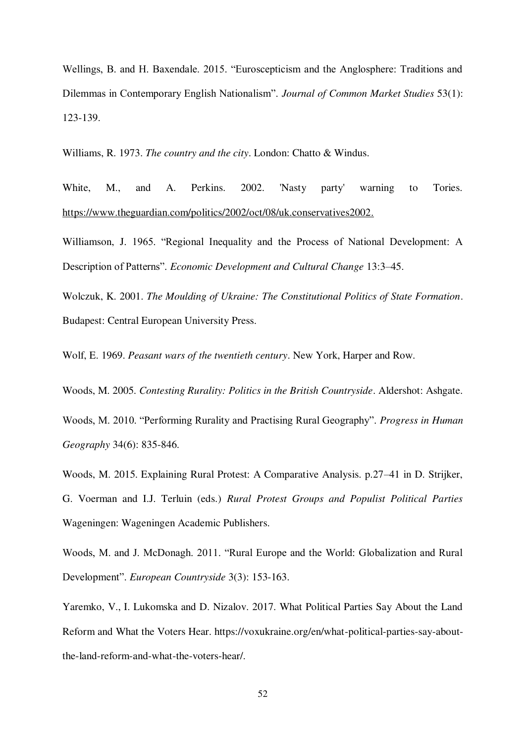Wellings, B. and H. Baxendale. 2015. “Euroscepticism and the Anglosphere: Traditions and Dilemmas in Contemporary English Nationalism”. *Journal of Common Market Studies* 53(1): 123-139.

Williams, R. 1973. *The country and the city*. London: Chatto & Windus.

White, M., and A. Perkins. 2002. 'Nasty party' warning to Tories. https://www.theguardian.com/politics/2002/oct/08/uk.conservatives2002.

Williamson, J. 1965. “Regional Inequality and the Process of National Development: A Description of Patterns”. *Economic Development and Cultural Change* 13:3–45.

Wolczuk, K. 2001. *The Moulding of Ukraine: The Constitutional Politics of State Formation*. Budapest: Central European University Press.

Wolf, E. 1969. *Peasant wars of the twentieth century*. New York, Harper and Row.

Woods, M. 2005. *Contesting Rurality: Politics in the British Countryside*. Aldershot: Ashgate.

Woods, M. 2010. “Performing Rurality and Practising Rural Geography”. *Progress in Human Geography* 34(6): 835-846.

Woods, M. 2015. Explaining Rural Protest: A Comparative Analysis. p.27–41 in D. Strijker, G. Voerman and I.J. Terluin (eds.) *Rural Protest Groups and Populist Political Parties* Wageningen: Wageningen Academic Publishers.

Woods, M. and J. McDonagh. 2011. “Rural Europe and the World: Globalization and Rural Development”. *European Countryside* 3(3): 153-163.

Yaremko, V., I. Lukomska and D. Nizalov. 2017. What Political Parties Say About the Land Reform and What the Voters Hear. https://voxukraine.org/en/what-political-parties-say-about-the-land-reform-and-what-the-voters-hear/.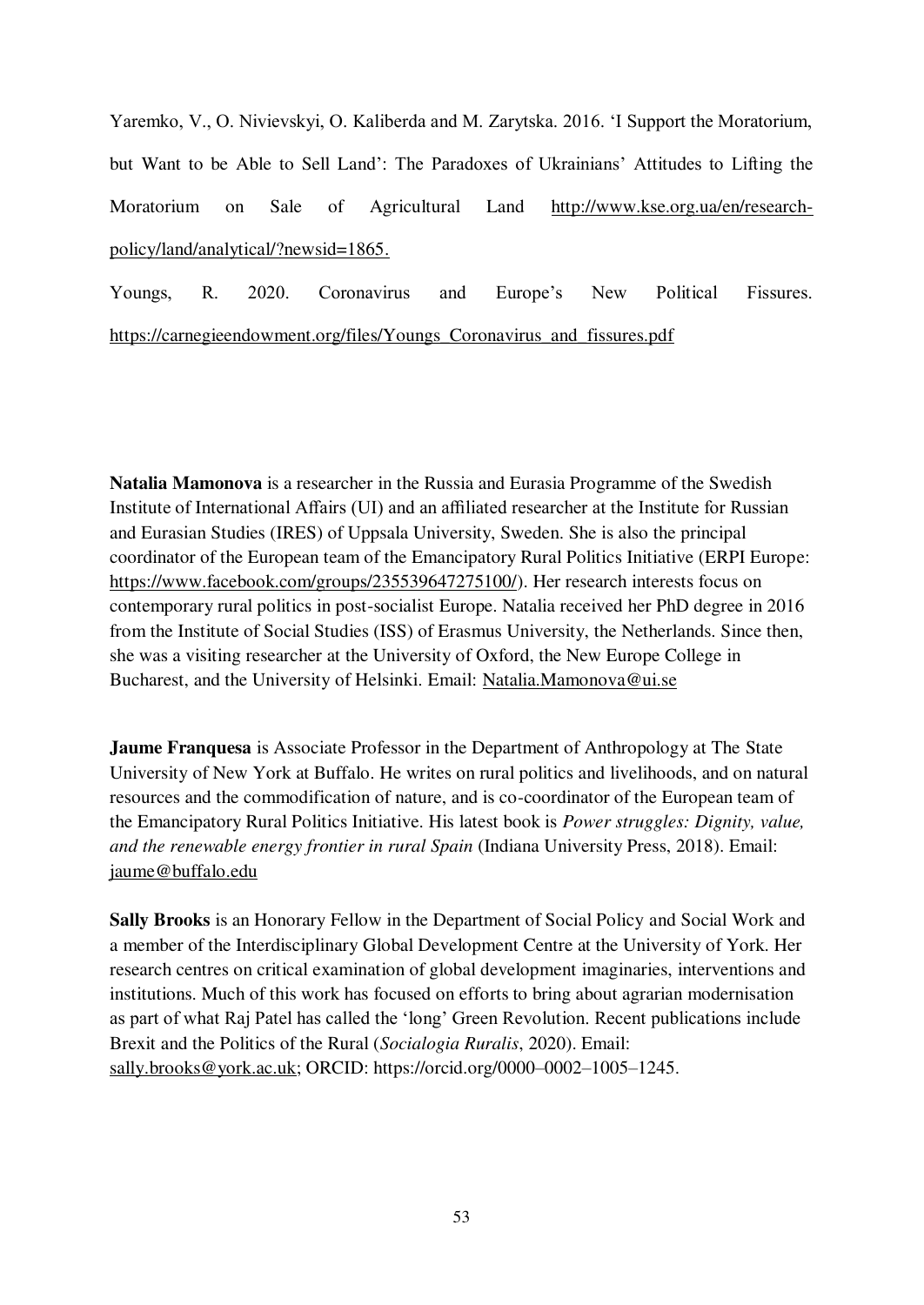Yaremko, V., O. Nivievskyi, O. Kaliberda and M. Zarytska. 2016. 'I Support the Moratorium, but Want to be Able to Sell Land': The Paradoxes of Ukrainians' Attitudes to Lifting the Moratorium on Sale of Agricultural Land http://www.kse.org.ua/en/research-policy/land/analytical/?newsid=1865.

Youngs, R. 2020. Coronavirus and Europe's New Political Fissures. https://carnegieendowment.org/files/Youngs_Coronavirus_and_fissures.pdf

**Natalia Mamonova** is a researcher in the Russia and Eurasia Programme of the Swedish Institute of International Affairs (UI) and an affiliated researcher at the Institute for Russian and Eurasian Studies (IRES) of Uppsala University, Sweden. She is also the principal coordinator of the European team of the Emancipatory Rural Politics Initiative (ERPI Europe: https://www.facebook.com/groups/235539647275100/). Her research interests focus on contemporary rural politics in post-socialist Europe. Natalia received her PhD degree in 2016 from the Institute of Social Studies (ISS) of Erasmus University, the Netherlands. Since then, she was a visiting researcher at the University of Oxford, the New Europe College in Bucharest, and the University of Helsinki. Email: Natalia.Mamonova@ui.se

**Jaume Franquesa** is Associate Professor in the Department of Anthropology at The State University of New York at Buffalo. He writes on rural politics and livelihoods, and on natural resources and the commodification of nature, and is co-coordinator of the European team of the Emancipatory Rural Politics Initiative. His latest book is *Power struggles: Dignity, value, and the renewable energy frontier in rural Spain* (Indiana University Press, 2018). Email: jaume@buffalo.edu

**Sally Brooks** is an Honorary Fellow in the Department of Social Policy and Social Work and a member of the Interdisciplinary Global Development Centre at the University of York. Her research centres on critical examination of global development imaginaries, interventions and institutions. Much of this work has focused on efforts to bring about agrarian modernisation as part of what Raj Patel has called the 'long' Green Revolution. Recent publications include Brexit and the Politics of the Rural (*Socialogia Ruralis*, 2020). Email: sally.brooks@york.ac.uk; ORCID: https://orcid.org/0000–0002–1005–1245.